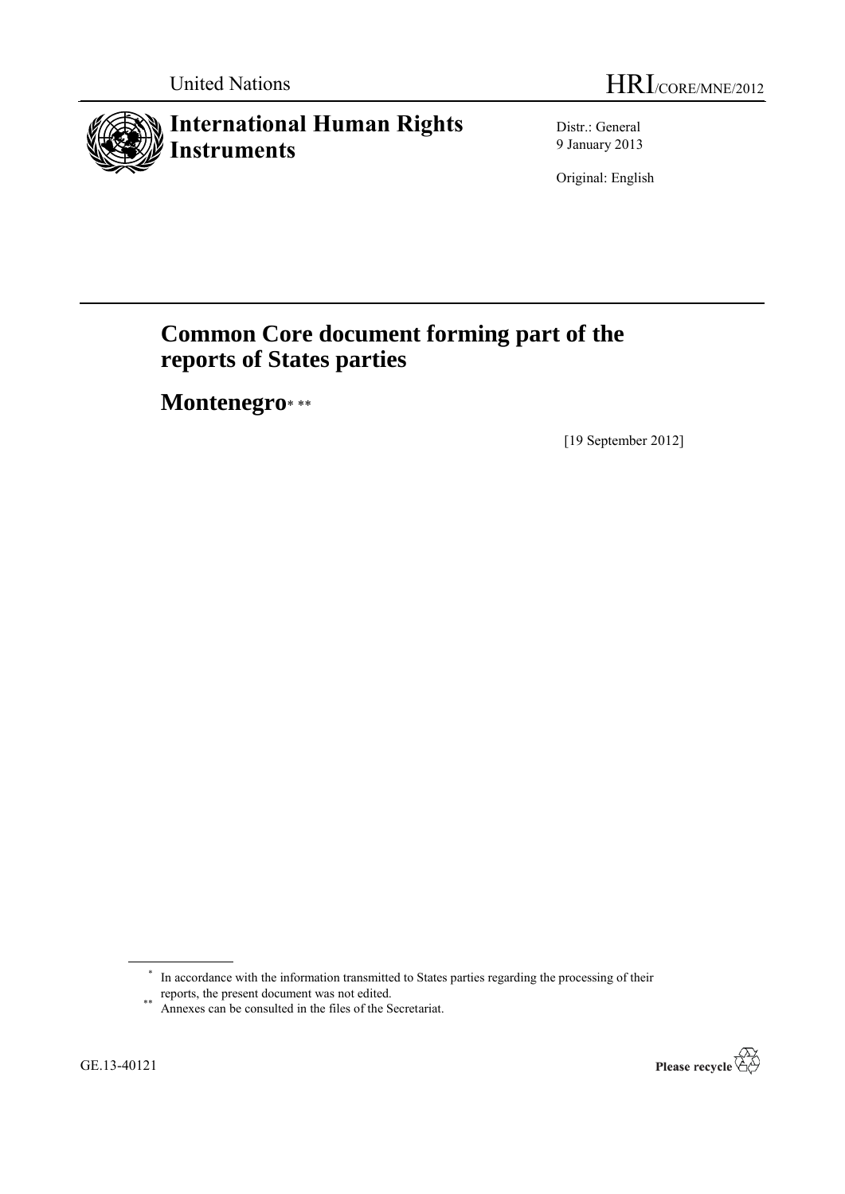United Nations

HRI/CORE/MNE/2012

# International Human Rights Instruments

Distr.: General
9 January 2013

Original: English

# Common Core document forming part of the reports of States parties

## Montenegro* **

[19 September 2012]

* In accordance with the information transmitted to States parties regarding the processing of their reports, the present document was not edited.

** Annexes can be consulted in the files of the Secretariat.

GE.13-40121

Please recycle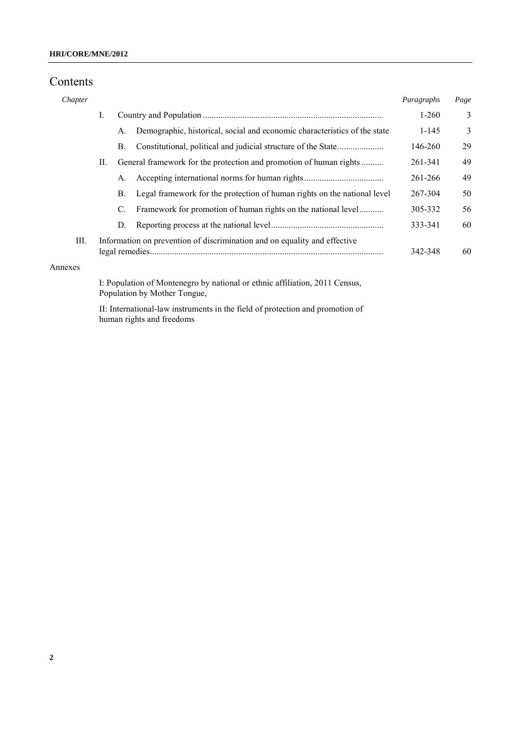# Contents

| *Chapter* | | | *Paragraphs* | *Page* |
|---|---|---|---|---|
| I. | | Country and Population | 1-260 | 3 |
| | A. | Demographic, historical, social and economic characteristics of the state | 1-145 | 3 |
| | B. | Constitutional, political and judicial structure of the State | 146-260 | 29 |
| II. | | General framework for the protection and promotion of human rights | 261-341 | 49 |
| | A. | Accepting international norms for human rights | 261-266 | 49 |
| | B. | Legal framework for the protection of human rights on the national level | 267-304 | 50 |
| | C. | Framework for promotion of human rights on the national level | 305-332 | 56 |
| | D. | Reporting process at the national level | 333-341 | 60 |
| III. | | Information on prevention of discrimination and on equality and effective legal remedies | 342-348 | 60 |

Annexes

I: Population of Montenegro by national or ethnic affiliation, 2011 Census, Population by Mother Tongue,

II: International-law instruments in the field of protection and promotion of human rights and freedoms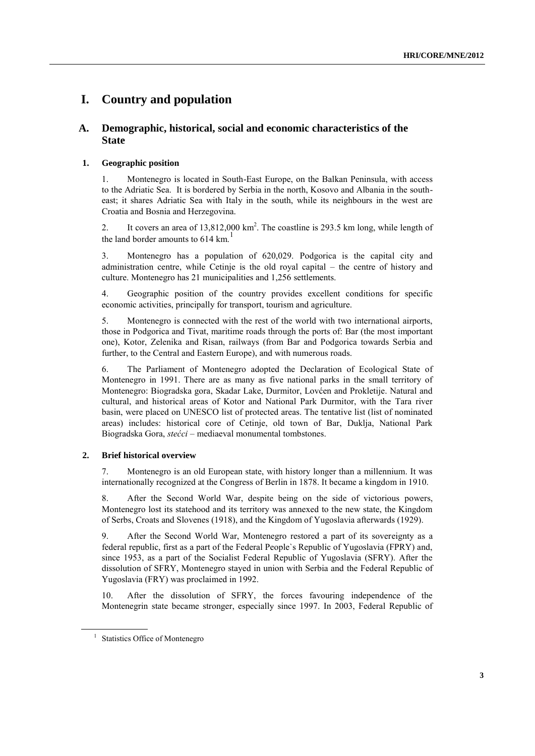# I. Country and population

## A. Demographic, historical, social and economic characteristics of the State

### 1. Geographic position

1. Montenegro is located in South-East Europe, on the Balkan Peninsula, with access to the Adriatic Sea. It is bordered by Serbia in the north, Kosovo and Albania in the south-east; it shares Adriatic Sea with Italy in the south, while its neighbours in the west are Croatia and Bosnia and Herzegovina.

2. It covers an area of 13,812,000 km$^2$. The coastline is 293.5 km long, while length of the land border amounts to 614 km.[1]

3. Montenegro has a population of 620,029. Podgorica is the capital city and administration centre, while Cetinje is the old royal capital – the centre of history and culture. Montenegro has 21 municipalities and 1,256 settlements.

4. Geographic position of the country provides excellent conditions for specific economic activities, principally for transport, tourism and agriculture.

5. Montenegro is connected with the rest of the world with two international airports, those in Podgorica and Tivat, maritime roads through the ports of: Bar (the most important one), Kotor, Zelenika and Risan, railways (from Bar and Podgorica towards Serbia and further, to the Central and Eastern Europe), and with numerous roads.

6. The Parliament of Montenegro adopted the Declaration of Ecological State of Montenegro in 1991. There are as many as five national parks in the small territory of Montenegro: Biogradska gora, Skadar Lake, Durmitor, Lovćen and Prokletije. Natural and cultural, and historical areas of Kotor and National Park Durmitor, with the Tara river basin, were placed on UNESCO list of protected areas. The tentative list (list of nominated areas) includes: historical core of Cetinje, old town of Bar, Duklja, National Park Biogradska Gora, *stećci* – mediaeval monumental tombstones.

### 2. Brief historical overview

7. Montenegro is an old European state, with history longer than a millennium. It was internationally recognized at the Congress of Berlin in 1878. It became a kingdom in 1910.

8. After the Second World War, despite being on the side of victorious powers, Montenegro lost its statehood and its territory was annexed to the new state, the Kingdom of Serbs, Croats and Slovenes (1918), and the Kingdom of Yugoslavia afterwards (1929).

9. After the Second World War, Montenegro restored a part of its sovereignty as a federal republic, first as a part of the Federal People`s Republic of Yugoslavia (FPRY) and, since 1953, as a part of the Socialist Federal Republic of Yugoslavia (SFRY). After the dissolution of SFRY, Montenegro stayed in union with Serbia and the Federal Republic of Yugoslavia (FRY) was proclaimed in 1992.

10. After the dissolution of SFRY, the forces favouring independence of the Montenegrin state became stronger, especially since 1997. In 2003, Federal Republic of

[1] Statistics Office of Montenegro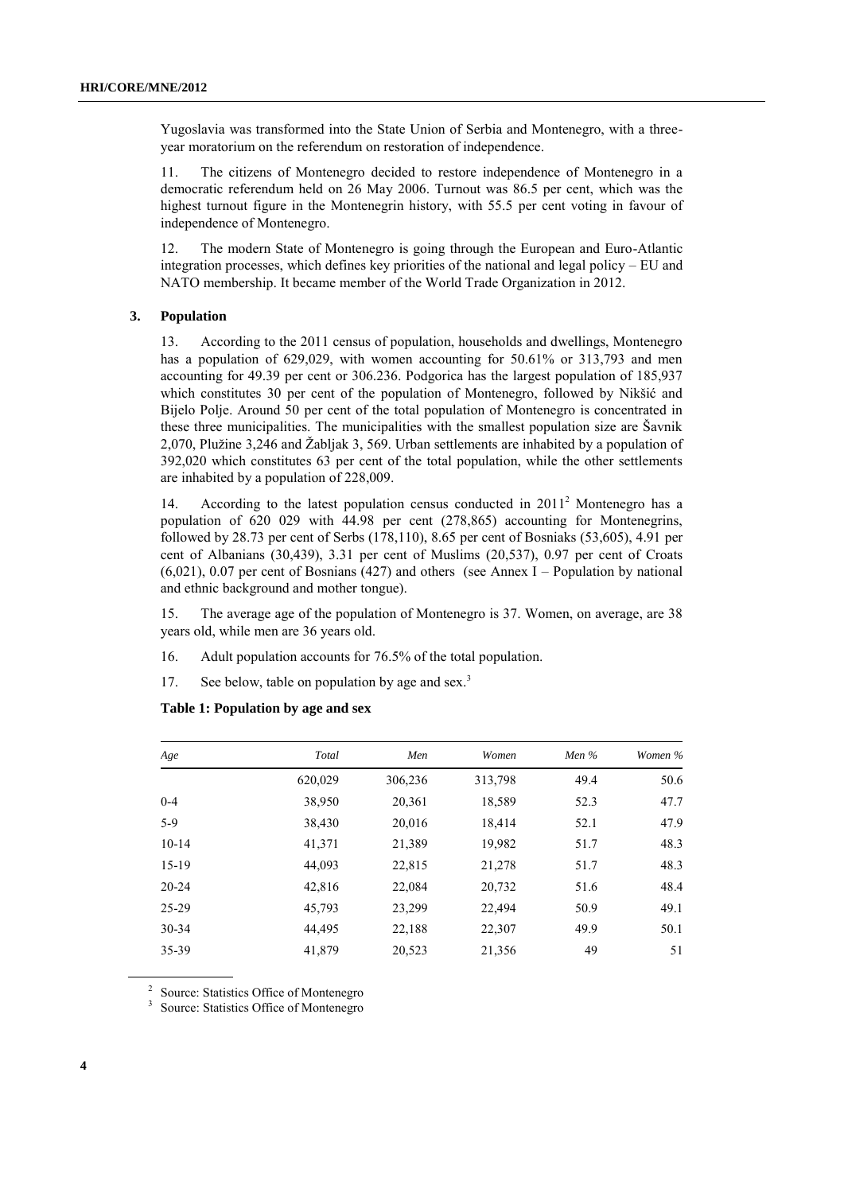Yugoslavia was transformed into the State Union of Serbia and Montenegro, with a three-year moratorium on the referendum on restoration of independence.

11. The citizens of Montenegro decided to restore independence of Montenegro in a democratic referendum held on 26 May 2006. Turnout was 86.5 per cent, which was the highest turnout figure in the Montenegrin history, with 55.5 per cent voting in favour of independence of Montenegro.

12. The modern State of Montenegro is going through the European and Euro-Atlantic integration processes, which defines key priorities of the national and legal policy – EU and NATO membership. It became member of the World Trade Organization in 2012.

### 3. Population

13. According to the 2011 census of population, households and dwellings, Montenegro has a population of 629,029, with women accounting for 50.61% or 313,793 and men accounting for 49.39 per cent or 306.236. Podgorica has the largest population of 185,937 which constitutes 30 per cent of the population of Montenegro, followed by Nikšić and Bijelo Polje. Around 50 per cent of the total population of Montenegro is concentrated in these three municipalities. The municipalities with the smallest population size are Šavnik 2,070, Plužine 3,246 and Žabljak 3, 569. Urban settlements are inhabited by a population of 392,020 which constitutes 63 per cent of the total population, while the other settlements are inhabited by a population of 228,009.

14. According to the latest population census conducted in 2011[2] Montenegro has a population of 620 029 with 44.98 per cent (278,865) accounting for Montenegrins, followed by 28.73 per cent of Serbs (178,110), 8.65 per cent of Bosniaks (53,605), 4.91 per cent of Albanians (30,439), 3.31 per cent of Muslims (20,537), 0.97 per cent of Croats (6,021), 0.07 per cent of Bosnians (427) and others (see Annex I – Population by national and ethnic background and mother tongue).

15. The average age of the population of Montenegro is 37. Women, on average, are 38 years old, while men are 36 years old.

16. Adult population accounts for 76.5% of the total population.

17. See below, table on population by age and sex.[3]

**Table 1: Population by age and sex**

| *Age* | *Total* | *Men* | *Women* | *Men %* | *Women %* |
|---|---|---|---|---|---|
| | 620,029 | 306,236 | 313,798 | 49.4 | 50.6 |
| 0-4 | 38,950 | 20,361 | 18,589 | 52.3 | 47.7 |
| 5-9 | 38,430 | 20,016 | 18,414 | 52.1 | 47.9 |
| 10-14 | 41,371 | 21,389 | 19,982 | 51.7 | 48.3 |
| 15-19 | 44,093 | 22,815 | 21,278 | 51.7 | 48.3 |
| 20-24 | 42,816 | 22,084 | 20,732 | 51.6 | 48.4 |
| 25-29 | 45,793 | 23,299 | 22,494 | 50.9 | 49.1 |
| 30-34 | 44,495 | 22,188 | 22,307 | 49.9 | 50.1 |
| 35-39 | 41,879 | 20,523 | 21,356 | 49 | 51 |

[2] Source: Statistics Office of Montenegro

[3] Source: Statistics Office of Montenegro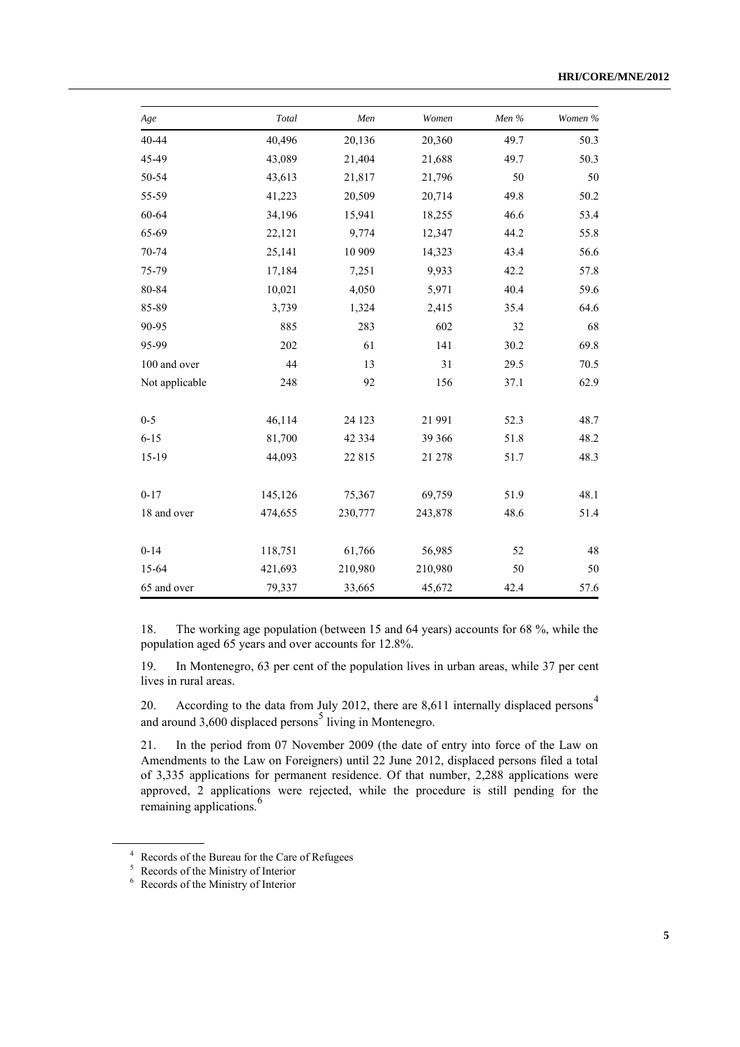| *Age* | *Total* | *Men* | *Women* | *Men %* | *Women %* |
|---|---|---|---|---|---|
| 40-44 | 40,496 | 20,136 | 20,360 | 49.7 | 50.3 |
| 45-49 | 43,089 | 21,404 | 21,688 | 49.7 | 50.3 |
| 50-54 | 43,613 | 21,817 | 21,796 | 50 | 50 |
| 55-59 | 41,223 | 20,509 | 20,714 | 49.8 | 50.2 |
| 60-64 | 34,196 | 15,941 | 18,255 | 46.6 | 53.4 |
| 65-69 | 22,121 | 9,774 | 12,347 | 44.2 | 55.8 |
| 70-74 | 25,141 | 10 909 | 14,323 | 43.4 | 56.6 |
| 75-79 | 17,184 | 7,251 | 9,933 | 42.2 | 57.8 |
| 80-84 | 10,021 | 4,050 | 5,971 | 40.4 | 59.6 |
| 85-89 | 3,739 | 1,324 | 2,415 | 35.4 | 64.6 |
| 90-95 | 885 | 283 | 602 | 32 | 68 |
| 95-99 | 202 | 61 | 141 | 30.2 | 69.8 |
| 100 and over | 44 | 13 | 31 | 29.5 | 70.5 |
| Not applicable | 248 | 92 | 156 | 37.1 | 62.9 |
| | | | | | |
| 0-5 | 46,114 | 24 123 | 21 991 | 52.3 | 48.7 |
| 6-15 | 81,700 | 42 334 | 39 366 | 51.8 | 48.2 |
| 15-19 | 44,093 | 22 815 | 21 278 | 51.7 | 48.3 |
| | | | | | |
| 0-17 | 145,126 | 75,367 | 69,759 | 51.9 | 48.1 |
| 18 and over | 474,655 | 230,777 | 243,878 | 48.6 | 51.4 |
| | | | | | |
| 0-14 | 118,751 | 61,766 | 56,985 | 52 | 48 |
| 15-64 | 421,693 | 210,980 | 210,980 | 50 | 50 |
| 65 and over | 79,337 | 33,665 | 45,672 | 42.4 | 57.6 |

18. The working age population (between 15 and 64 years) accounts for 68 %, while the population aged 65 years and over accounts for 12.8%.

19. In Montenegro, 63 per cent of the population lives in urban areas, while 37 per cent lives in rural areas.

20. According to the data from July 2012, there are 8,611 internally displaced persons[4] and around 3,600 displaced persons[5] living in Montenegro.

21. In the period from 07 November 2009 (the date of entry into force of the Law on Amendments to the Law on Foreigners) until 22 June 2012, displaced persons filed a total of 3,335 applications for permanent residence. Of that number, 2,288 applications were approved, 2 applications were rejected, while the procedure is still pending for the remaining applications.[6]

---

[4] Records of the Bureau for the Care of Refugees

[5] Records of the Ministry of Interior

[6] Records of the Ministry of Interior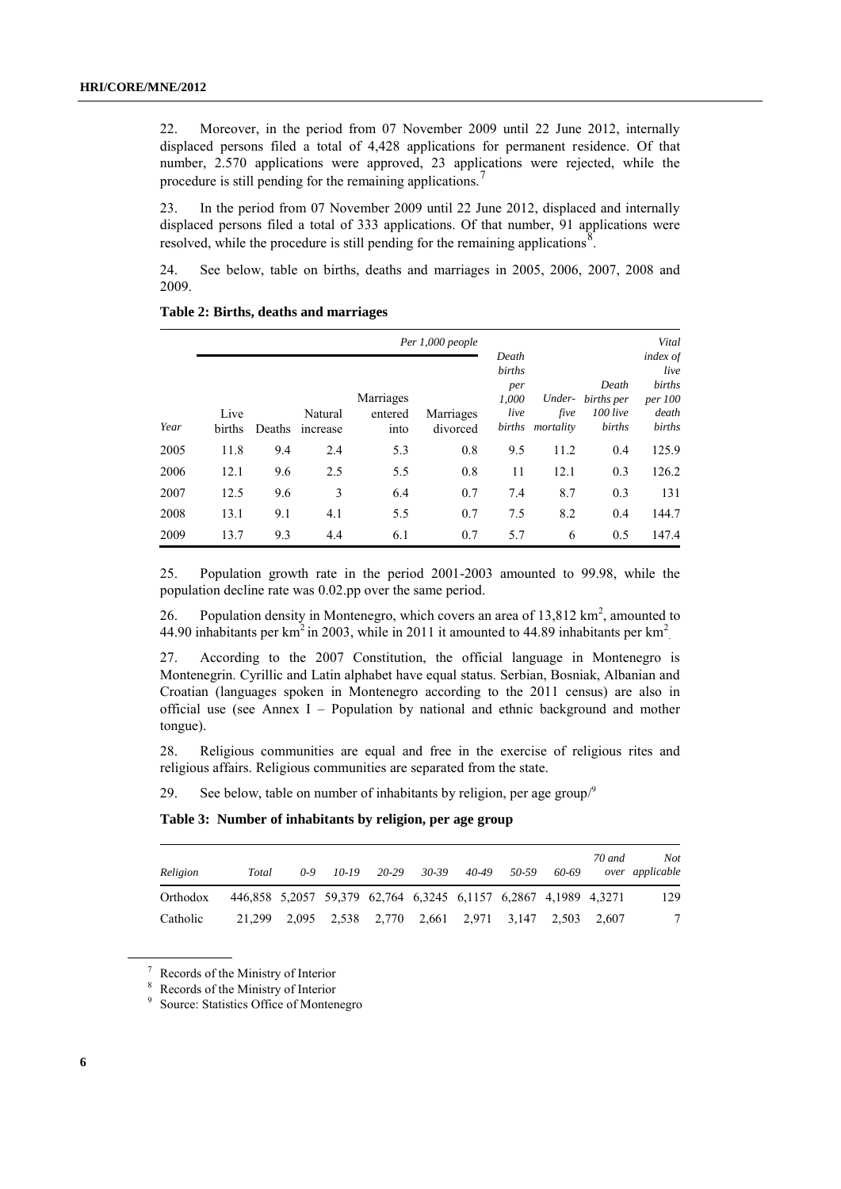22. Moreover, in the period from 07 November 2009 until 22 June 2012, internally displaced persons filed a total of 4,428 applications for permanent residence. Of that number, 2.570 applications were approved, 23 applications were rejected, while the procedure is still pending for the remaining applications.[7]

23. In the period from 07 November 2009 until 22 June 2012, displaced and internally displaced persons filed a total of 333 applications. Of that number, 91 applications were resolved, while the procedure is still pending for the remaining applications[8].

24. See below, table on births, deaths and marriages in 2005, 2006, 2007, 2008 and 2009.

**Table 2: Births, deaths and marriages**

| | *Per 1,000 people* | | | | | | | | |
|---|---|---|---|---|---|---|---|---|---|
| *Year* | Live births | Deaths | Natural increase | Marriages entered into | Marriages divorced | *Death births per 1,000 live births* | *Under-five mortality* | *Death births per 100 live births* | *Vital index of live births per 100 death births* |
| 2005 | 11.8 | 9.4 | 2.4 | 5.3 | 0.8 | 9.5 | 11.2 | 0.4 | 125.9 |
| 2006 | 12.1 | 9.6 | 2.5 | 5.5 | 0.8 | 11 | 12.1 | 0.3 | 126.2 |
| 2007 | 12.5 | 9.6 | 3 | 6.4 | 0.7 | 7.4 | 8.7 | 0.3 | 131 |
| 2008 | 13.1 | 9.1 | 4.1 | 5.5 | 0.7 | 7.5 | 8.2 | 0.4 | 144.7 |
| 2009 | 13.7 | 9.3 | 4.4 | 6.1 | 0.7 | 5.7 | 6 | 0.5 | 147.4 |

25. Population growth rate in the period 2001-2003 amounted to 99.98, while the population decline rate was 0.02.pp over the same period.

26. Population density in Montenegro, which covers an area of 13,812 km$^2$, amounted to 44.90 inhabitants per km$^2$ in 2003, while in 2011 it amounted to 44.89 inhabitants per km$^2$.

27. According to the 2007 Constitution, the official language in Montenegro is Montenegrin. Cyrillic and Latin alphabet have equal status. Serbian, Bosniak, Albanian and Croatian (languages spoken in Montenegro according to the 2011 census) are also in official use (see Annex I – Population by national and ethnic background and mother tongue).

28. Religious communities are equal and free in the exercise of religious rites and religious affairs. Religious communities are separated from the state.

29. See below, table on number of inhabitants by religion, per age group/[9]

**Table 3: Number of inhabitants by religion, per age group**

| *Religion* | *Total* | *0-9* | *10-19* | *20-29* | *30-39* | *40-49* | *50-59* | *60-69* | *70 and over* | *Not applicable* |
|---|---|---|---|---|---|---|---|---|---|---|
| Orthodox | 446,858 | 5,2057 | 59,379 | 62,764 | 6,3245 | 6,1157 | 6,2867 | 4,1989 | 4,3271 | 129 |
| Catholic | 21,299 | 2,095 | 2,538 | 2,770 | 2,661 | 2,971 | 3,147 | 2,503 | 2,607 | 7 |

[7] Records of the Ministry of Interior

[8] Records of the Ministry of Interior

[9] Source: Statistics Office of Montenegro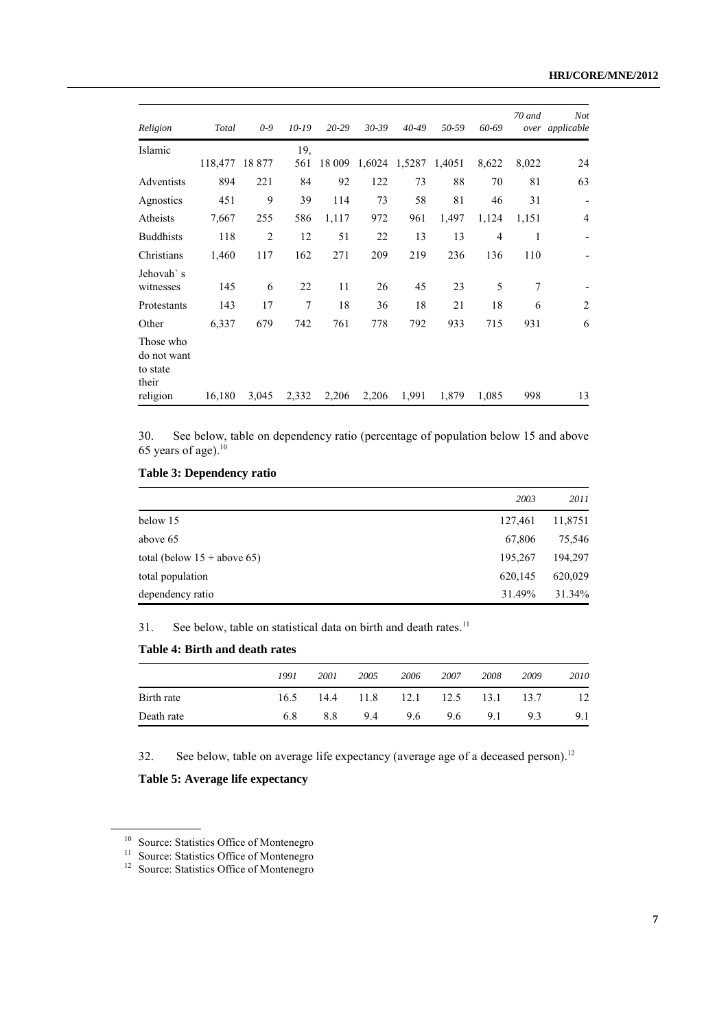| Religion | Total | 0-9 | 10-19 | 20-29 | 30-39 | 40-49 | 50-59 | 60-69 | 70 and over | Not applicable |
|---|---|---|---|---|---|---|---|---|---|---|
| Islamic | 118,477 | 18 877 | 19, 561 | 18 009 | 1,6024 | 1,5287 | 1,4051 | 8,622 | 8,022 | 24 |
| Adventists | 894 | 221 | 84 | 92 | 122 | 73 | 88 | 70 | 81 | 63 |
| Agnostics | 451 | 9 | 39 | 114 | 73 | 58 | 81 | 46 | 31 | - |
| Atheists | 7,667 | 255 | 586 | 1,117 | 972 | 961 | 1,497 | 1,124 | 1,151 | 4 |
| Buddhists | 118 | 2 | 12 | 51 | 22 | 13 | 13 | 4 | 1 | - |
| Christians | 1,460 | 117 | 162 | 271 | 209 | 219 | 236 | 136 | 110 | - |
| Jehovah` s witnesses | 145 | 6 | 22 | 11 | 26 | 45 | 23 | 5 | 7 | - |
| Protestants | 143 | 17 | 7 | 18 | 36 | 18 | 21 | 18 | 6 | 2 |
| Other | 6,337 | 679 | 742 | 761 | 778 | 792 | 933 | 715 | 931 | 6 |
| Those who do not want to state their religion | 16,180 | 3,045 | 2,332 | 2,206 | 2,206 | 1,991 | 1,879 | 1,085 | 998 | 13 |

30. See below, table on dependency ratio (percentage of population below 15 and above 65 years of age).[10]

**Table 3: Dependency ratio**

| | 2003 | 2011 |
|---|---|---|
| below 15 | 127,461 | 11,8751 |
| above 65 | 67,806 | 75,546 |
| total (below 15 + above 65) | 195,267 | 194,297 |
| total population | 620,145 | 620,029 |
| dependency ratio | 31.49% | 31.34% |

31. See below, table on statistical data on birth and death rates.[11]

**Table 4: Birth and death rates**

| | 1991 | 2001 | 2005 | 2006 | 2007 | 2008 | 2009 | 2010 |
|---|---|---|---|---|---|---|---|---|
| Birth rate | 16.5 | 14.4 | 11.8 | 12.1 | 12.5 | 13.1 | 13.7 | 12 |
| Death rate | 6.8 | 8.8 | 9.4 | 9.6 | 9.6 | 9.1 | 9.3 | 9.1 |

32. See below, table on average life expectancy (average age of a deceased person).[12]

**Table 5: Average life expectancy**

---

[10] Source: Statistics Office of Montenegro

[11] Source: Statistics Office of Montenegro

[12] Source: Statistics Office of Montenegro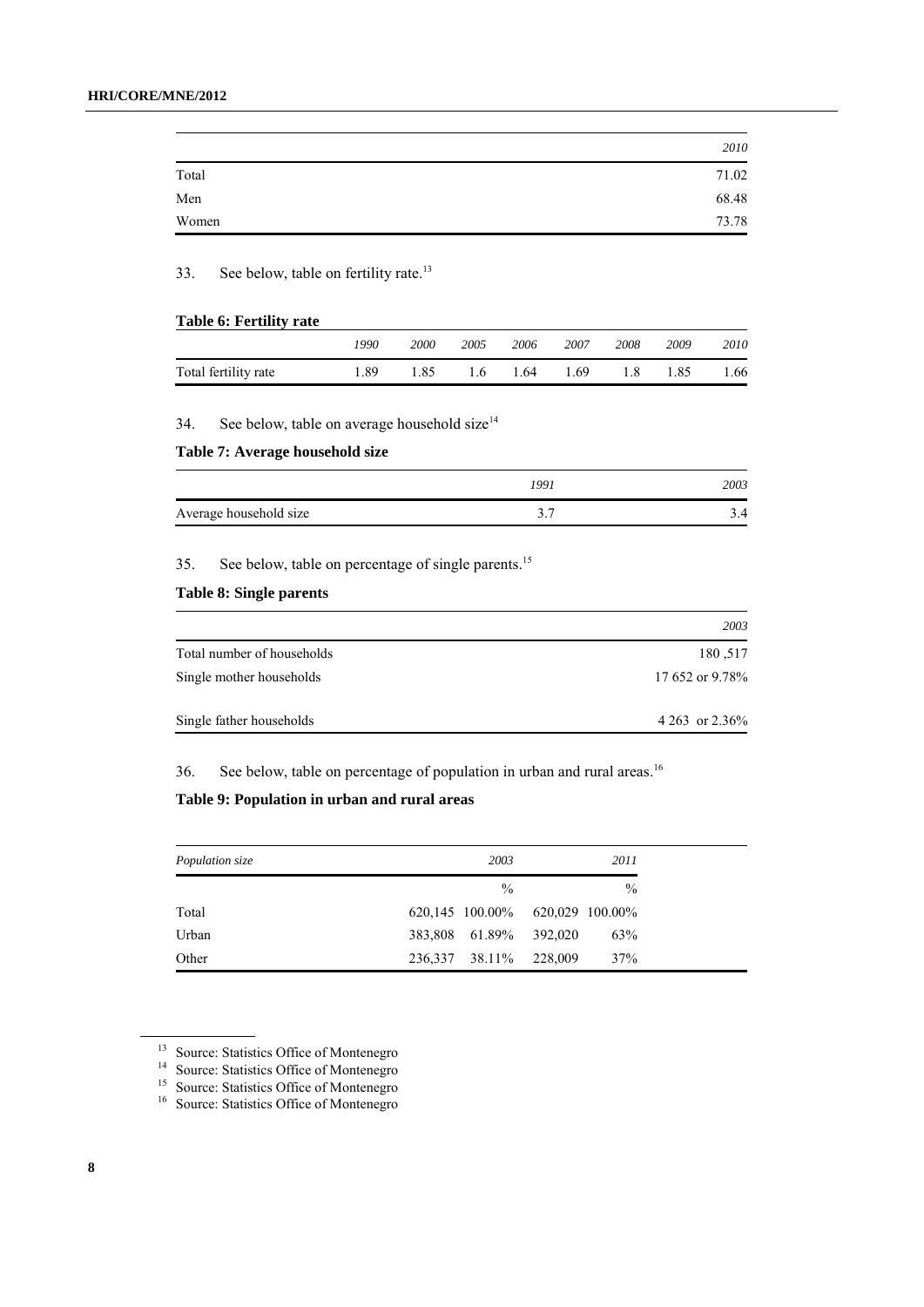| | 2010 |
|---|---|
| Total | 71.02 |
| Men | 68.48 |
| Women | 73.78 |

33. See below, table on fertility rate.[13]

**Table 6: Fertility rate**

| | 1990 | 2000 | 2005 | 2006 | 2007 | 2008 | 2009 | 2010 |
|---|---|---|---|---|---|---|---|---|
| Total fertility rate | 1.89 | 1.85 | 1.6 | 1.64 | 1.69 | 1.8 | 1.85 | 1.66 |

34. See below, table on average household size[14]

**Table 7: Average household size**

| | 1991 | 2003 |
|---|---|---|
| Average household size | 3.7 | 3.4 |

35. See below, table on percentage of single parents.[15]

**Table 8: Single parents**

| | 2003 |
|---|---|
| Total number of households | 180 ,517 |
| Single mother households | 17 652 or 9.78% |
| Single father households | 4 263 or 2.36% |

36. See below, table on percentage of population in urban and rural areas.[16]

**Table 9: Population in urban and rural areas**

| Population size | 2003 | | 2011 | |
|---|---|---|---|---|
| | | % | | % |
| Total | 620,145 | 100.00% | 620,029 | 100.00% |
| Urban | 383,808 | 61.89% | 392,020 | 63% |
| Other | 236,337 | 38.11% | 228,009 | 37% |

[13] Source: Statistics Office of Montenegro

[14] Source: Statistics Office of Montenegro

[15] Source: Statistics Office of Montenegro

[16] Source: Statistics Office of Montenegro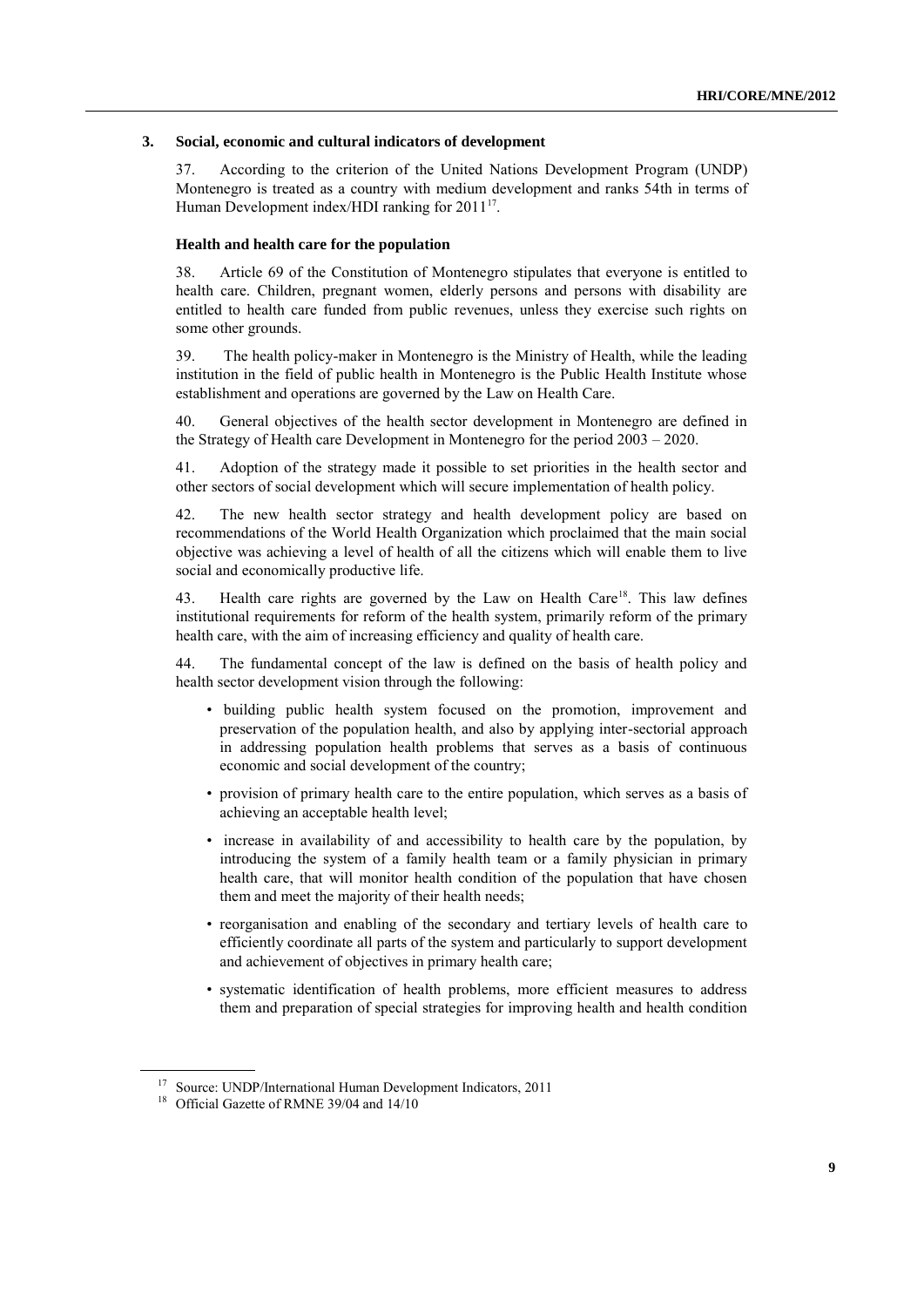### 3. Social, economic and cultural indicators of development

37. According to the criterion of the United Nations Development Program (UNDP) Montenegro is treated as a country with medium development and ranks 54th in terms of Human Development index/HDI ranking for 2011[17].

#### Health and health care for the population

38. Article 69 of the Constitution of Montenegro stipulates that everyone is entitled to health care. Children, pregnant women, elderly persons and persons with disability are entitled to health care funded from public revenues, unless they exercise such rights on some other grounds.

39. The health policy-maker in Montenegro is the Ministry of Health, while the leading institution in the field of public health in Montenegro is the Public Health Institute whose establishment and operations are governed by the Law on Health Care.

40. General objectives of the health sector development in Montenegro are defined in the Strategy of Health care Development in Montenegro for the period 2003 – 2020.

41. Adoption of the strategy made it possible to set priorities in the health sector and other sectors of social development which will secure implementation of health policy.

42. The new health sector strategy and health development policy are based on recommendations of the World Health Organization which proclaimed that the main social objective was achieving a level of health of all the citizens which will enable them to live social and economically productive life.

43. Health care rights are governed by the Law on Health Care[18]. This law defines institutional requirements for reform of the health system, primarily reform of the primary health care, with the aim of increasing efficiency and quality of health care.

44. The fundamental concept of the law is defined on the basis of health policy and health sector development vision through the following:

- building public health system focused on the promotion, improvement and preservation of the population health, and also by applying inter-sectorial approach in addressing population health problems that serves as a basis of continuous economic and social development of the country;
- provision of primary health care to the entire population, which serves as a basis of achieving an acceptable health level;
- increase in availability of and accessibility to health care by the population, by introducing the system of a family health team or a family physician in primary health care, that will monitor health condition of the population that have chosen them and meet the majority of their health needs;
- reorganisation and enabling of the secondary and tertiary levels of health care to efficiently coordinate all parts of the system and particularly to support development and achievement of objectives in primary health care;
- systematic identification of health problems, more efficient measures to address them and preparation of special strategies for improving health and health condition

---

[17] Source: UNDP/International Human Development Indicators, 2011

[18] Official Gazette of RMNE 39/04 and 14/10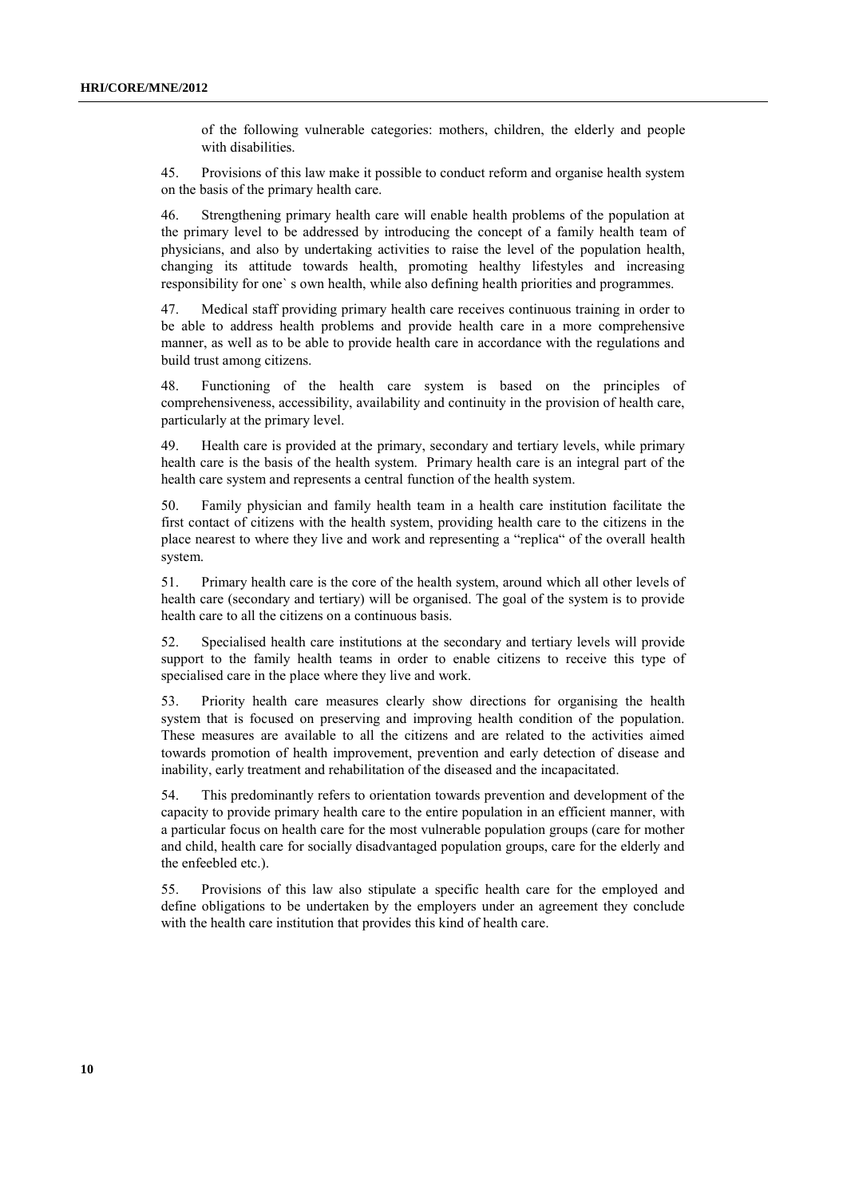of the following vulnerable categories: mothers, children, the elderly and people with disabilities.

45. Provisions of this law make it possible to conduct reform and organise health system on the basis of the primary health care.

46. Strengthening primary health care will enable health problems of the population at the primary level to be addressed by introducing the concept of a family health team of physicians, and also by undertaking activities to raise the level of the population health, changing its attitude towards health, promoting healthy lifestyles and increasing responsibility for one` s own health, while also defining health priorities and programmes.

47. Medical staff providing primary health care receives continuous training in order to be able to address health problems and provide health care in a more comprehensive manner, as well as to be able to provide health care in accordance with the regulations and build trust among citizens.

48. Functioning of the health care system is based on the principles of comprehensiveness, accessibility, availability and continuity in the provision of health care, particularly at the primary level.

49. Health care is provided at the primary, secondary and tertiary levels, while primary health care is the basis of the health system. Primary health care is an integral part of the health care system and represents a central function of the health system.

50. Family physician and family health team in a health care institution facilitate the first contact of citizens with the health system, providing health care to the citizens in the place nearest to where they live and work and representing a "replica" of the overall health system.

51. Primary health care is the core of the health system, around which all other levels of health care (secondary and tertiary) will be organised. The goal of the system is to provide health care to all the citizens on a continuous basis.

52. Specialised health care institutions at the secondary and tertiary levels will provide support to the family health teams in order to enable citizens to receive this type of specialised care in the place where they live and work.

53. Priority health care measures clearly show directions for organising the health system that is focused on preserving and improving health condition of the population. These measures are available to all the citizens and are related to the activities aimed towards promotion of health improvement, prevention and early detection of disease and inability, early treatment and rehabilitation of the diseased and the incapacitated.

54. This predominantly refers to orientation towards prevention and development of the capacity to provide primary health care to the entire population in an efficient manner, with a particular focus on health care for the most vulnerable population groups (care for mother and child, health care for socially disadvantaged population groups, care for the elderly and the enfeebled etc.).

55. Provisions of this law also stipulate a specific health care for the employed and define obligations to be undertaken by the employers under an agreement they conclude with the health care institution that provides this kind of health care.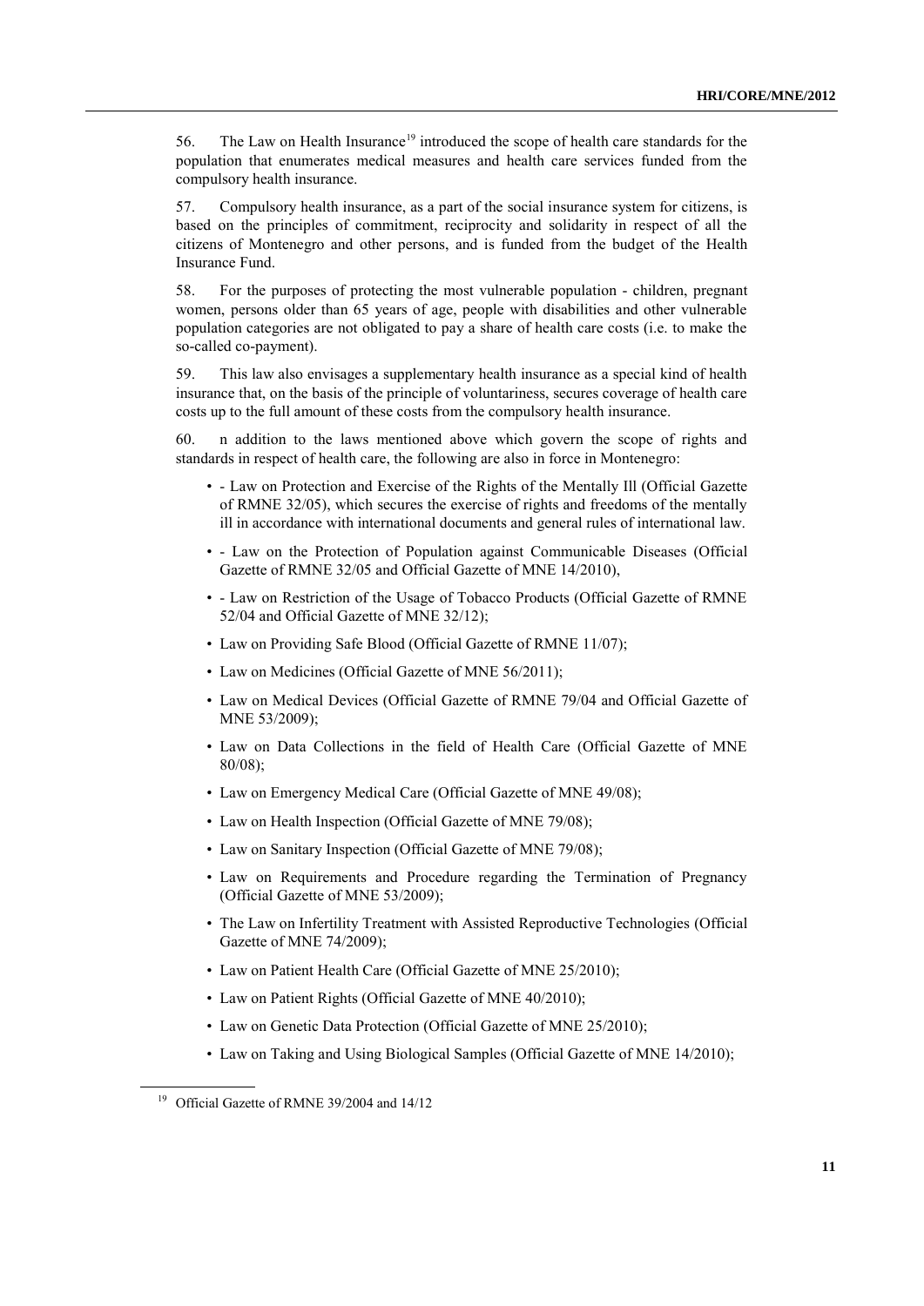56. The Law on Health Insurance[19] introduced the scope of health care standards for the population that enumerates medical measures and health care services funded from the compulsory health insurance.

57. Compulsory health insurance, as a part of the social insurance system for citizens, is based on the principles of commitment, reciprocity and solidarity in respect of all the citizens of Montenegro and other persons, and is funded from the budget of the Health Insurance Fund.

58. For the purposes of protecting the most vulnerable population - children, pregnant women, persons older than 65 years of age, people with disabilities and other vulnerable population categories are not obligated to pay a share of health care costs (i.e. to make the so-called co-payment).

59. This law also envisages a supplementary health insurance as a special kind of health insurance that, on the basis of the principle of voluntariness, secures coverage of health care costs up to the full amount of these costs from the compulsory health insurance.

60. n addition to the laws mentioned above which govern the scope of rights and standards in respect of health care, the following are also in force in Montenegro:

- - Law on Protection and Exercise of the Rights of the Mentally Ill (Official Gazette of RMNE 32/05), which secures the exercise of rights and freedoms of the mentally ill in accordance with international documents and general rules of international law.
- - Law on the Protection of Population against Communicable Diseases (Official Gazette of RMNE 32/05 and Official Gazette of MNE 14/2010),
- - Law on Restriction of the Usage of Tobacco Products (Official Gazette of RMNE 52/04 and Official Gazette of MNE 32/12);
- Law on Providing Safe Blood (Official Gazette of RMNE 11/07);
- Law on Medicines (Official Gazette of MNE 56/2011);
- Law on Medical Devices (Official Gazette of RMNE 79/04 and Official Gazette of MNE 53/2009);
- Law on Data Collections in the field of Health Care (Official Gazette of MNE 80/08);
- Law on Emergency Medical Care (Official Gazette of MNE 49/08);
- Law on Health Inspection (Official Gazette of MNE 79/08);
- Law on Sanitary Inspection (Official Gazette of MNE 79/08);
- Law on Requirements and Procedure regarding the Termination of Pregnancy (Official Gazette of MNE 53/2009);
- The Law on Infertility Treatment with Assisted Reproductive Technologies (Official Gazette of MNE 74/2009);
- Law on Patient Health Care (Official Gazette of MNE 25/2010);
- Law on Patient Rights (Official Gazette of MNE 40/2010);
- Law on Genetic Data Protection (Official Gazette of MNE 25/2010);
- Law on Taking and Using Biological Samples (Official Gazette of MNE 14/2010);

[19] Official Gazette of RMNE 39/2004 and 14/12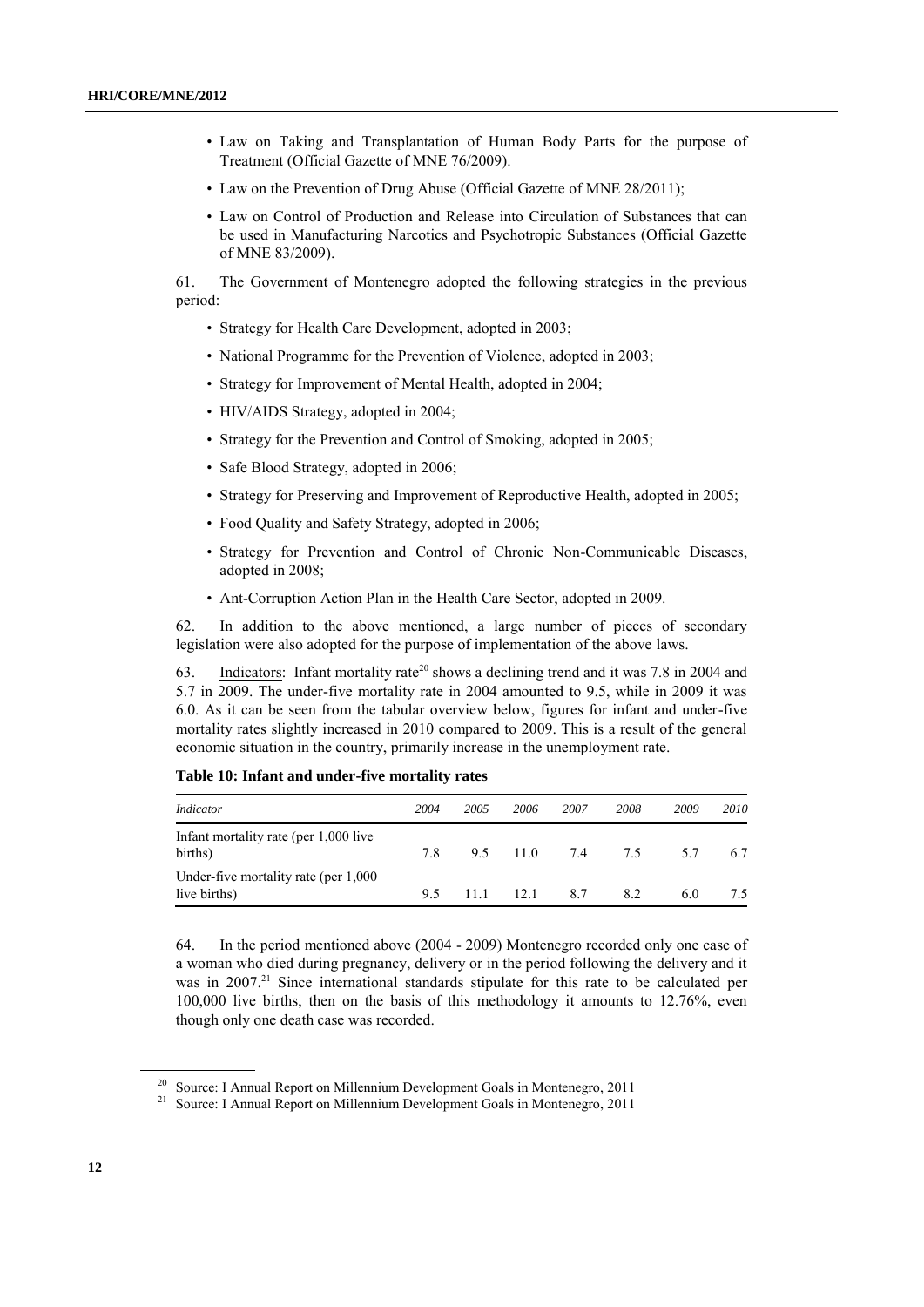- Law on Taking and Transplantation of Human Body Parts for the purpose of Treatment (Official Gazette of MNE 76/2009).
- Law on the Prevention of Drug Abuse (Official Gazette of MNE 28/2011);
- Law on Control of Production and Release into Circulation of Substances that can be used in Manufacturing Narcotics and Psychotropic Substances (Official Gazette of MNE 83/2009).

61. The Government of Montenegro adopted the following strategies in the previous period:

- Strategy for Health Care Development, adopted in 2003;
- National Programme for the Prevention of Violence, adopted in 2003;
- Strategy for Improvement of Mental Health, adopted in 2004;
- HIV/AIDS Strategy, adopted in 2004;
- Strategy for the Prevention and Control of Smoking, adopted in 2005;
- Safe Blood Strategy, adopted in 2006;
- Strategy for Preserving and Improvement of Reproductive Health, adopted in 2005;
- Food Quality and Safety Strategy, adopted in 2006;
- Strategy for Prevention and Control of Chronic Non-Communicable Diseases, adopted in 2008;
- Ant-Corruption Action Plan in the Health Care Sector, adopted in 2009.

62. In addition to the above mentioned, a large number of pieces of secondary legislation were also adopted for the purpose of implementation of the above laws.

63. Indicators: Infant mortality rate[20] shows a declining trend and it was 7.8 in 2004 and 5.7 in 2009. The under-five mortality rate in 2004 amounted to 9.5, while in 2009 it was 6.0. As it can be seen from the tabular overview below, figures for infant and under-five mortality rates slightly increased in 2010 compared to 2009. This is a result of the general economic situation in the country, primarily increase in the unemployment rate.

**Table 10: Infant and under-five mortality rates**

| *Indicator* | *2004* | *2005* | *2006* | *2007* | *2008* | *2009* | *2010* |
|---|---|---|---|---|---|---|---|
| Infant mortality rate (per 1,000 live births) | 7.8 | 9.5 | 11.0 | 7.4 | 7.5 | 5.7 | 6.7 |
| Under-five mortality rate (per 1,000 live births) | 9.5 | 11.1 | 12.1 | 8.7 | 8.2 | 6.0 | 7.5 |

64. In the period mentioned above (2004 - 2009) Montenegro recorded only one case of a woman who died during pregnancy, delivery or in the period following the delivery and it was in 2007.[21] Since international standards stipulate for this rate to be calculated per 100,000 live births, then on the basis of this methodology it amounts to 12.76%, even though only one death case was recorded.

[20] Source: I Annual Report on Millennium Development Goals in Montenegro, 2011

[21] Source: I Annual Report on Millennium Development Goals in Montenegro, 2011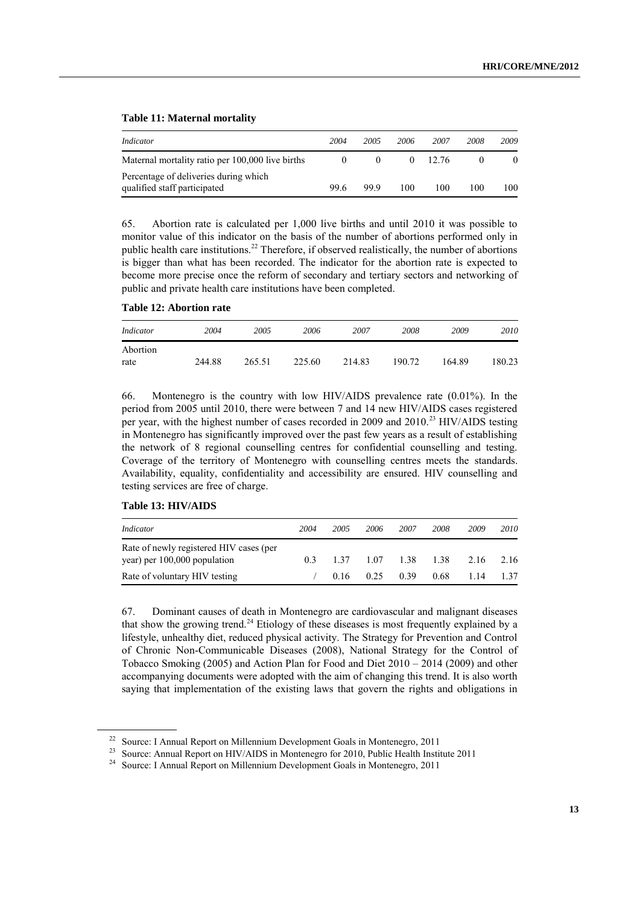**Table 11: Maternal mortality**

| *Indicator* | *2004* | *2005* | *2006* | *2007* | *2008* | *2009* |
|---|---|---|---|---|---|---|
| Maternal mortality ratio per 100,000 live births | 0 | 0 | 0 | 12.76 | 0 | 0 |
| Percentage of deliveries during which qualified staff participated | 99.6 | 99.9 | 100 | 100 | 100 | 100 |

65. Abortion rate is calculated per 1,000 live births and until 2010 it was possible to monitor value of this indicator on the basis of the number of abortions performed only in public health care institutions.[22] Therefore, if observed realistically, the number of abortions is bigger than what has been recorded. The indicator for the abortion rate is expected to become more precise once the reform of secondary and tertiary sectors and networking of public and private health care institutions have been completed.

**Table 12: Abortion rate**

| *Indicator* | *2004* | *2005* | *2006* | *2007* | *2008* | *2009* | *2010* |
|---|---|---|---|---|---|---|---|
| Abortion rate | 244.88 | 265.51 | 225.60 | 214.83 | 190.72 | 164.89 | 180.23 |

66. Montenegro is the country with low HIV/AIDS prevalence rate (0.01%). In the period from 2005 until 2010, there were between 7 and 14 new HIV/AIDS cases registered per year, with the highest number of cases recorded in 2009 and 2010.[23] HIV/AIDS testing in Montenegro has significantly improved over the past few years as a result of establishing the network of 8 regional counselling centres for confidential counselling and testing. Coverage of the territory of Montenegro with counselling centres meets the standards. Availability, equality, confidentiality and accessibility are ensured. HIV counselling and testing services are free of charge.

**Table 13: HIV/AIDS**

| *Indicator* | *2004* | *2005* | *2006* | *2007* | *2008* | *2009* | *2010* |
|---|---|---|---|---|---|---|---|
| Rate of newly registered HIV cases (per year) per 100,000 population | 0.3 | 1.37 | 1.07 | 1.38 | 1.38 | 2.16 | 2.16 |
| Rate of voluntary HIV testing | / | 0.16 | 0.25 | 0.39 | 0.68 | 1.14 | 1.37 |

67. Dominant causes of death in Montenegro are cardiovascular and malignant diseases that show the growing trend.[24] Etiology of these diseases is most frequently explained by a lifestyle, unhealthy diet, reduced physical activity. The Strategy for Prevention and Control of Chronic Non-Communicable Diseases (2008), National Strategy for the Control of Tobacco Smoking (2005) and Action Plan for Food and Diet 2010 – 2014 (2009) and other accompanying documents were adopted with the aim of changing this trend. It is also worth saying that implementation of the existing laws that govern the rights and obligations in

---

[22] Source: I Annual Report on Millennium Development Goals in Montenegro, 2011

[23] Source: Annual Report on HIV/AIDS in Montenegro for 2010, Public Health Institute 2011

[24] Source: I Annual Report on Millennium Development Goals in Montenegro, 2011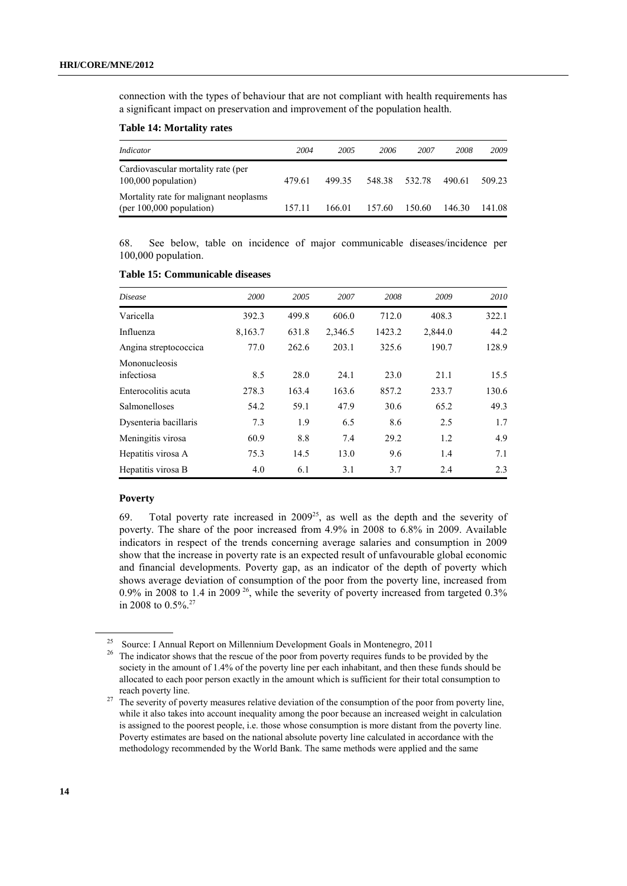connection with the types of behaviour that are not compliant with health requirements has a significant impact on preservation and improvement of the population health.

**Table 14: Mortality rates**

| *Indicator* | *2004* | *2005* | *2006* | *2007* | *2008* | *2009* |
|---|---|---|---|---|---|---|
| Cardiovascular mortality rate (per 100,000 population) | 479.61 | 499.35 | 548.38 | 532.78 | 490.61 | 509.23 |
| Mortality rate for malignant neoplasms (per 100,000 population) | 157.11 | 166.01 | 157.60 | 150.60 | 146.30 | 141.08 |

68. See below, table on incidence of major communicable diseases/incidence per 100,000 population.

**Table 15: Communicable diseases**

| *Disease* | *2000* | *2005* | *2007* | *2008* | *2009* | *2010* |
|---|---|---|---|---|---|---|
| Varicella | 392.3 | 499.8 | 606.0 | 712.0 | 408.3 | 322.1 |
| Influenza | 8,163.7 | 631.8 | 2,346.5 | 1423.2 | 2,844.0 | 44.2 |
| Angina streptococcica | 77.0 | 262.6 | 203.1 | 325.6 | 190.7 | 128.9 |
| Mononucleosis infectiosa | 8.5 | 28.0 | 24.1 | 23.0 | 21.1 | 15.5 |
| Enterocolitis acuta | 278.3 | 163.4 | 163.6 | 857.2 | 233.7 | 130.6 |
| Salmonelloses | 54.2 | 59.1 | 47.9 | 30.6 | 65.2 | 49.3 |
| Dysenteria bacillaris | 7.3 | 1.9 | 6.5 | 8.6 | 2.5 | 1.7 |
| Meningitis virosa | 60.9 | 8.8 | 7.4 | 29.2 | 1.2 | 4.9 |
| Hepatitis virosa A | 75.3 | 14.5 | 13.0 | 9.6 | 1.4 | 7.1 |
| Hepatitis virosa B | 4.0 | 6.1 | 3.1 | 3.7 | 2.4 | 2.3 |

### Poverty

69. Total poverty rate increased in 2009[25], as well as the depth and the severity of poverty. The share of the poor increased from 4.9% in 2008 to 6.8% in 2009. Available indicators in respect of the trends concerning average salaries and consumption in 2009 show that the increase in poverty rate is an expected result of unfavourable global economic and financial developments. Poverty gap, as an indicator of the depth of poverty which shows average deviation of consumption of the poor from the poverty line, increased from 0.9% in 2008 to 1.4 in 2009 [26], while the severity of poverty increased from targeted 0.3% in 2008 to 0.5%.[27]

---

[25] Source: I Annual Report on Millennium Development Goals in Montenegro, 2011

[26] The indicator shows that the rescue of the poor from poverty requires funds to be provided by the society in the amount of 1.4% of the poverty line per each inhabitant, and then these funds should be allocated to each poor person exactly in the amount which is sufficient for their total consumption to reach poverty line.

[27] The severity of poverty measures relative deviation of the consumption of the poor from poverty line, while it also takes into account inequality among the poor because an increased weight in calculation is assigned to the poorest people, i.e. those whose consumption is more distant from the poverty line. Poverty estimates are based on the national absolute poverty line calculated in accordance with the methodology recommended by the World Bank. The same methods were applied and the same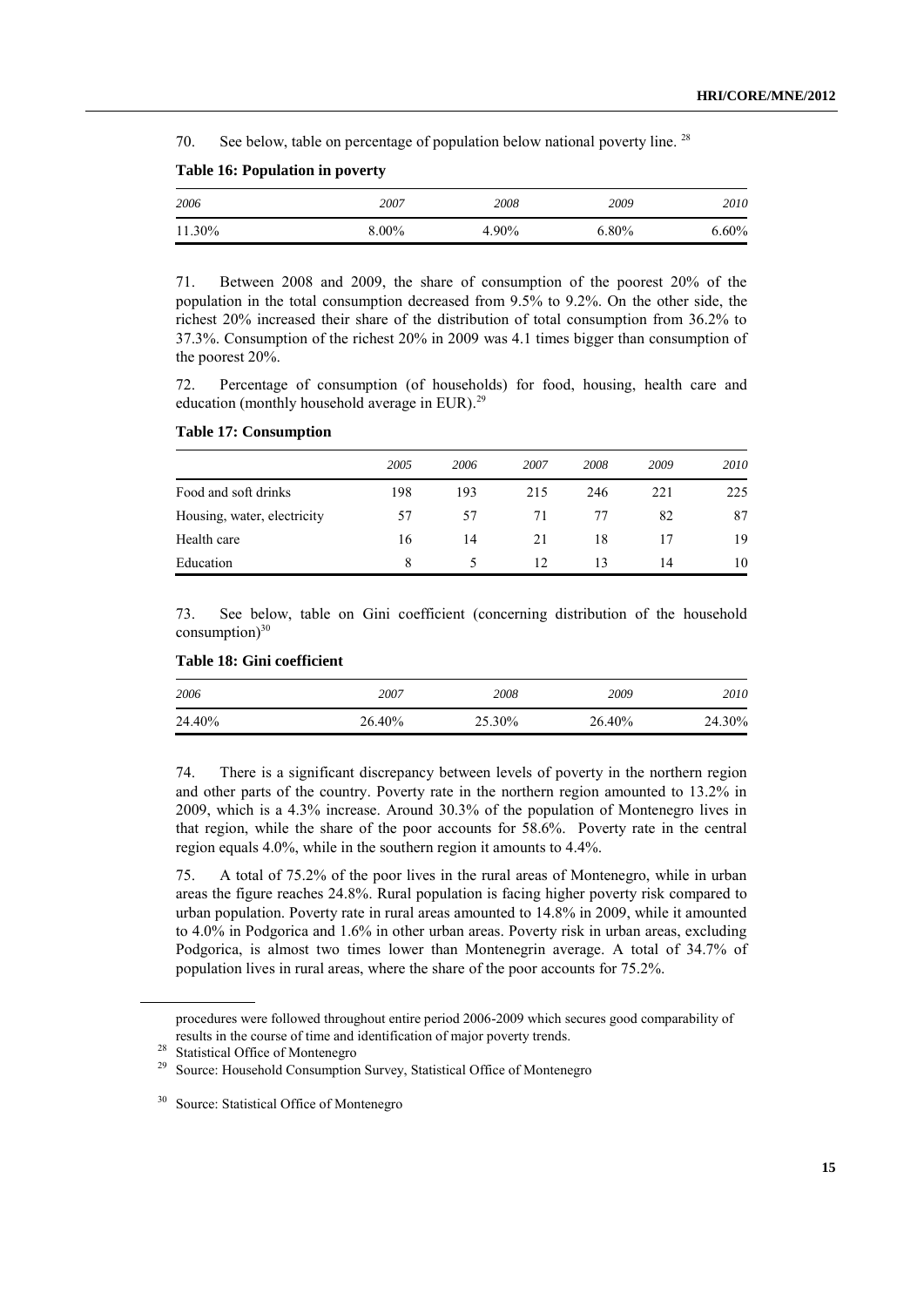70. See below, table on percentage of population below national poverty line. [28]

**Table 16: Population in poverty**

| *2006* | *2007* | *2008* | *2009* | *2010* |
|---|---|---|---|---|
| 11.30% | 8.00% | 4.90% | 6.80% | 6.60% |

71. Between 2008 and 2009, the share of consumption of the poorest 20% of the population in the total consumption decreased from 9.5% to 9.2%. On the other side, the richest 20% increased their share of the distribution of total consumption from 36.2% to 37.3%. Consumption of the richest 20% in 2009 was 4.1 times bigger than consumption of the poorest 20%.

72. Percentage of consumption (of households) for food, housing, health care and education (monthly household average in EUR).[29]

**Table 17: Consumption**

| | *2005* | *2006* | *2007* | *2008* | *2009* | *2010* |
|---|---|---|---|---|---|---|
| Food and soft drinks | 198 | 193 | 215 | 246 | 221 | 225 |
| Housing, water, electricity | 57 | 57 | 71 | 77 | 82 | 87 |
| Health care | 16 | 14 | 21 | 18 | 17 | 19 |
| Education | 8 | 5 | 12 | 13 | 14 | 10 |

73. See below, table on Gini coefficient (concerning distribution of the household consumption)[30]

**Table 18: Gini coefficient**

| *2006* | *2007* | *2008* | *2009* | *2010* |
|---|---|---|---|---|
| 24.40% | 26.40% | 25.30% | 26.40% | 24.30% |

74. There is a significant discrepancy between levels of poverty in the northern region and other parts of the country. Poverty rate in the northern region amounted to 13.2% in 2009, which is a 4.3% increase. Around 30.3% of the population of Montenegro lives in that region, while the share of the poor accounts for 58.6%. Poverty rate in the central region equals 4.0%, while in the southern region it amounts to 4.4%.

75. A total of 75.2% of the poor lives in the rural areas of Montenegro, while in urban areas the figure reaches 24.8%. Rural population is facing higher poverty risk compared to urban population. Poverty rate in rural areas amounted to 14.8% in 2009, while it amounted to 4.0% in Podgorica and 1.6% in other urban areas. Poverty risk in urban areas, excluding Podgorica, is almost two times lower than Montenegrin average. A total of 34.7% of population lives in rural areas, where the share of the poor accounts for 75.2%.

---

procedures were followed throughout entire period 2006-2009 which secures good comparability of results in the course of time and identification of major poverty trends.

[28] Statistical Office of Montenegro

[29] Source: Household Consumption Survey, Statistical Office of Montenegro

[30] Source: Statistical Office of Montenegro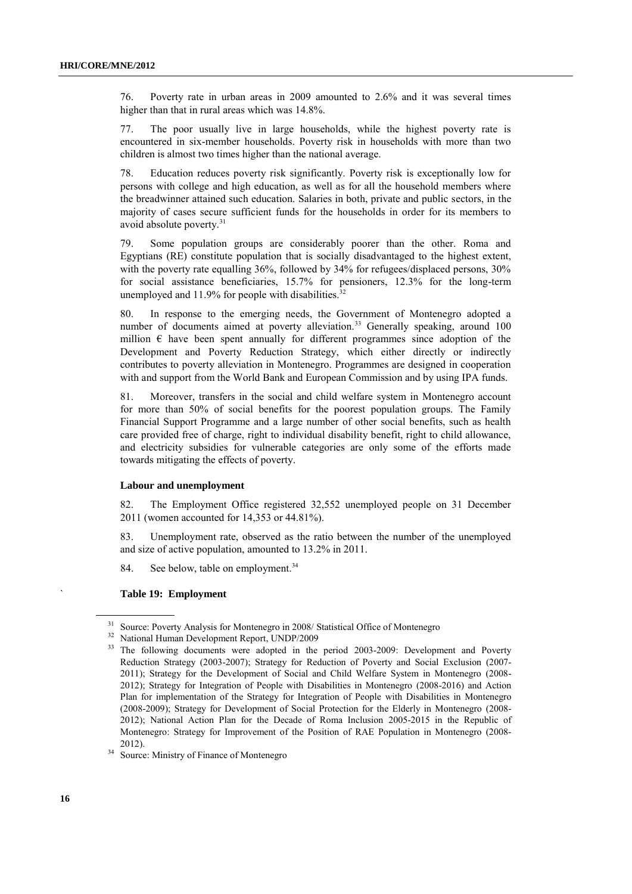76. Poverty rate in urban areas in 2009 amounted to 2.6% and it was several times higher than that in rural areas which was 14.8%.

77. The poor usually live in large households, while the highest poverty rate is encountered in six-member households. Poverty risk in households with more than two children is almost two times higher than the national average.

78. Education reduces poverty risk significantly. Poverty risk is exceptionally low for persons with college and high education, as well as for all the household members where the breadwinner attained such education. Salaries in both, private and public sectors, in the majority of cases secure sufficient funds for the households in order for its members to avoid absolute poverty.[31]

79. Some population groups are considerably poorer than the other. Roma and Egyptians (RE) constitute population that is socially disadvantaged to the highest extent, with the poverty rate equalling 36%, followed by 34% for refugees/displaced persons, 30% for social assistance beneficiaries, 15.7% for pensioners, 12.3% for the long-term unemployed and 11.9% for people with disabilities.[32]

80. In response to the emerging needs, the Government of Montenegro adopted a number of documents aimed at poverty alleviation.[33] Generally speaking, around 100 million € have been spent annually for different programmes since adoption of the Development and Poverty Reduction Strategy, which either directly or indirectly contributes to poverty alleviation in Montenegro. Programmes are designed in cooperation with and support from the World Bank and European Commission and by using IPA funds.

81. Moreover, transfers in the social and child welfare system in Montenegro account for more than 50% of social benefits for the poorest population groups. The Family Financial Support Programme and a large number of other social benefits, such as health care provided free of charge, right to individual disability benefit, right to child allowance, and electricity subsidies for vulnerable categories are only some of the efforts made towards mitigating the effects of poverty.

### Labour and unemployment

82. The Employment Office registered 32,552 unemployed people on 31 December 2011 (women accounted for 14,353 or 44.81%).

83. Unemployment rate, observed as the ratio between the number of the unemployed and size of active population, amounted to 13.2% in 2011.

84. See below, table on employment.[34]

**Table 19: Employment**

---

[31] Source: Poverty Analysis for Montenegro in 2008/ Statistical Office of Montenegro

[32] National Human Development Report, UNDP/2009

[33] The following documents were adopted in the period 2003-2009: Development and Poverty Reduction Strategy (2003-2007); Strategy for Reduction of Poverty and Social Exclusion (2007-2011); Strategy for the Development of Social and Child Welfare System in Montenegro (2008-2012); Strategy for Integration of People with Disabilities in Montenegro (2008-2016) and Action Plan for implementation of the Strategy for Integration of People with Disabilities in Montenegro (2008-2009); Strategy for Development of Social Protection for the Elderly in Montenegro (2008-2012); National Action Plan for the Decade of Roma Inclusion 2005-2015 in the Republic of Montenegro: Strategy for Improvement of the Position of RAE Population in Montenegro (2008-2012).

[34] Source: Ministry of Finance of Montenegro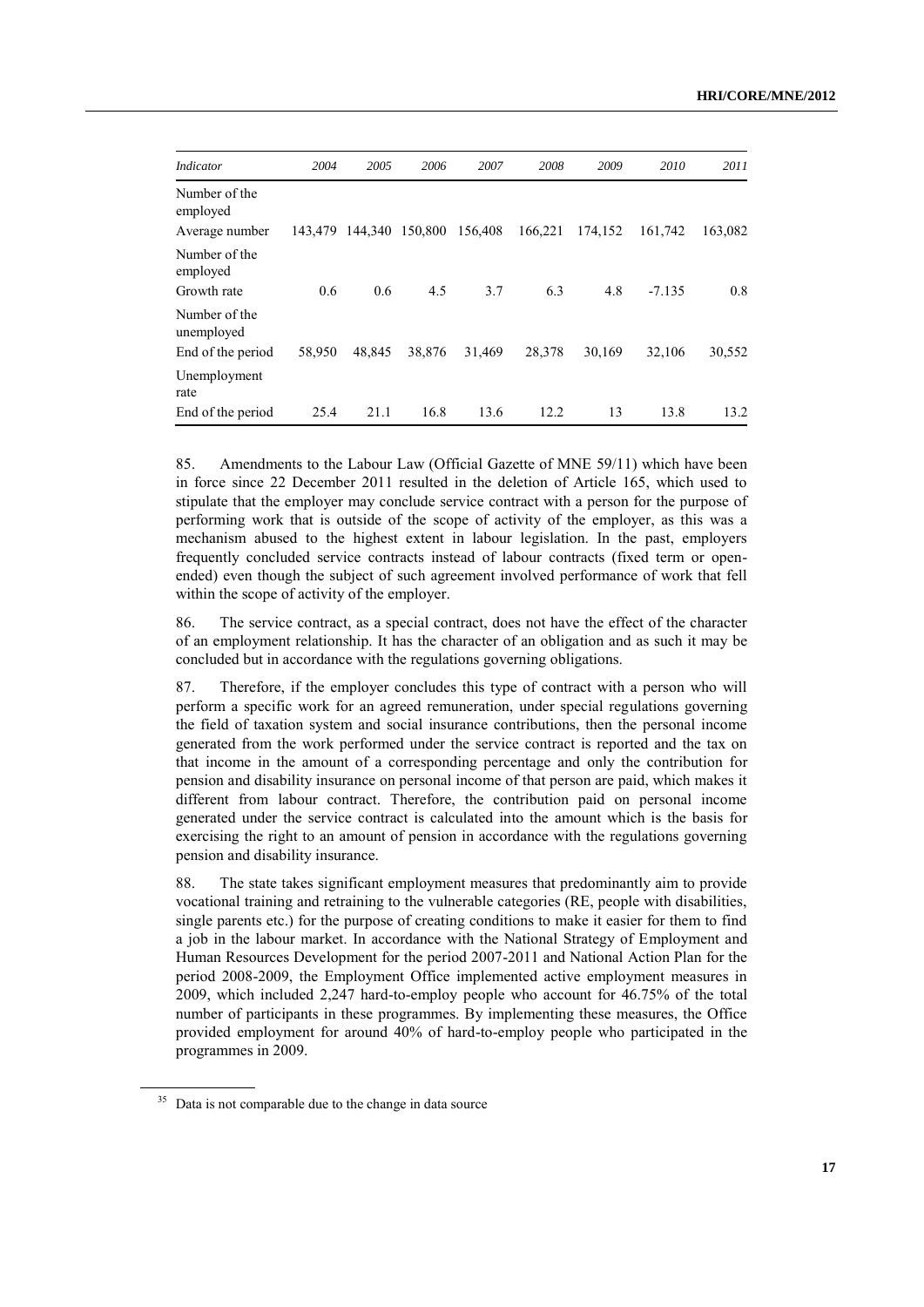| *Indicator* | *2004* | *2005* | *2006* | *2007* | *2008* | *2009* | *2010* | *2011* |
|---|---|---|---|---|---|---|---|---|
| Number of the employed<br>Average number | 143,479 | 144,340 | 150,800 | 156,408 | 166,221 | 174,152 | 161,742 | 163,082 |
| Number of the employed<br>Growth rate | 0.6 | 0.6 | 4.5 | 3.7 | 6.3 | 4.8 | -7.135 | 0.8 |
| Number of the unemployed<br>End of the period | 58,950 | 48,845 | 38,876 | 31,469 | 28,378 | 30,169 | 32,106 | 30,552 |
| Unemployment rate<br>End of the period | 25.4 | 21.1 | 16.8 | 13.6 | 12.2 | 13 | 13.8 | 13.2 |

85. Amendments to the Labour Law (Official Gazette of MNE 59/11) which have been in force since 22 December 2011 resulted in the deletion of Article 165, which used to stipulate that the employer may conclude service contract with a person for the purpose of performing work that is outside of the scope of activity of the employer, as this was a mechanism abused to the highest extent in labour legislation. In the past, employers frequently concluded service contracts instead of labour contracts (fixed term or open-ended) even though the subject of such agreement involved performance of work that fell within the scope of activity of the employer.

86. The service contract, as a special contract, does not have the effect of the character of an employment relationship. It has the character of an obligation and as such it may be concluded but in accordance with the regulations governing obligations.

87. Therefore, if the employer concludes this type of contract with a person who will perform a specific work for an agreed remuneration, under special regulations governing the field of taxation system and social insurance contributions, then the personal income generated from the work performed under the service contract is reported and the tax on that income in the amount of a corresponding percentage and only the contribution for pension and disability insurance on personal income of that person are paid, which makes it different from labour contract. Therefore, the contribution paid on personal income generated under the service contract is calculated into the amount which is the basis for exercising the right to an amount of pension in accordance with the regulations governing pension and disability insurance.

88. The state takes significant employment measures that predominantly aim to provide vocational training and retraining to the vulnerable categories (RE, people with disabilities, single parents etc.) for the purpose of creating conditions to make it easier for them to find a job in the labour market. In accordance with the National Strategy of Employment and Human Resources Development for the period 2007-2011 and National Action Plan for the period 2008-2009, the Employment Office implemented active employment measures in 2009, which included 2,247 hard-to-employ people who account for 46.75% of the total number of participants in these programmes. By implementing these measures, the Office provided employment for around 40% of hard-to-employ people who participated in the programmes in 2009.

[35] Data is not comparable due to the change in data source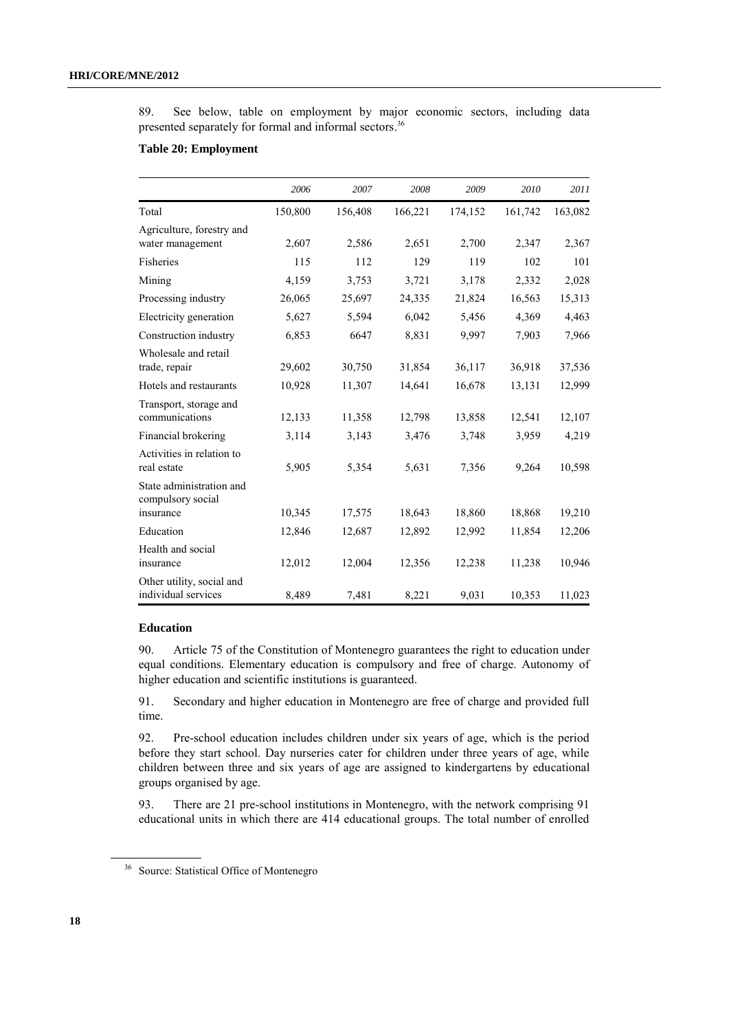89. See below, table on employment by major economic sectors, including data presented separately for formal and informal sectors.[36]

**Table 20: Employment**

| | *2006* | *2007* | *2008* | *2009* | *2010* | *2011* |
|---|---|---|---|---|---|---|
| Total | 150,800 | 156,408 | 166,221 | 174,152 | 161,742 | 163,082 |
| Agriculture, forestry and water management | 2,607 | 2,586 | 2,651 | 2,700 | 2,347 | 2,367 |
| Fisheries | 115 | 112 | 129 | 119 | 102 | 101 |
| Mining | 4,159 | 3,753 | 3,721 | 3,178 | 2,332 | 2,028 |
| Processing industry | 26,065 | 25,697 | 24,335 | 21,824 | 16,563 | 15,313 |
| Electricity generation | 5,627 | 5,594 | 6,042 | 5,456 | 4,369 | 4,463 |
| Construction industry | 6,853 | 6647 | 8,831 | 9,997 | 7,903 | 7,966 |
| Wholesale and retail trade, repair | 29,602 | 30,750 | 31,854 | 36,117 | 36,918 | 37,536 |
| Hotels and restaurants | 10,928 | 11,307 | 14,641 | 16,678 | 13,131 | 12,999 |
| Transport, storage and communications | 12,133 | 11,358 | 12,798 | 13,858 | 12,541 | 12,107 |
| Financial brokering | 3,114 | 3,143 | 3,476 | 3,748 | 3,959 | 4,219 |
| Activities in relation to real estate | 5,905 | 5,354 | 5,631 | 7,356 | 9,264 | 10,598 |
| State administration and compulsory social insurance | 10,345 | 17,575 | 18,643 | 18,860 | 18,868 | 19,210 |
| Education | 12,846 | 12,687 | 12,892 | 12,992 | 11,854 | 12,206 |
| Health and social insurance | 12,012 | 12,004 | 12,356 | 12,238 | 11,238 | 10,946 |
| Other utility, social and individual services | 8,489 | 7,481 | 8,221 | 9,031 | 10,353 | 11,023 |

**Education**

90. Article 75 of the Constitution of Montenegro guarantees the right to education under equal conditions. Elementary education is compulsory and free of charge. Autonomy of higher education and scientific institutions is guaranteed.

91. Secondary and higher education in Montenegro are free of charge and provided full time.

92. Pre-school education includes children under six years of age, which is the period before they start school. Day nurseries cater for children under three years of age, while children between three and six years of age are assigned to kindergartens by educational groups organised by age.

93. There are 21 pre-school institutions in Montenegro, with the network comprising 91 educational units in which there are 414 educational groups. The total number of enrolled

[36] Source: Statistical Office of Montenegro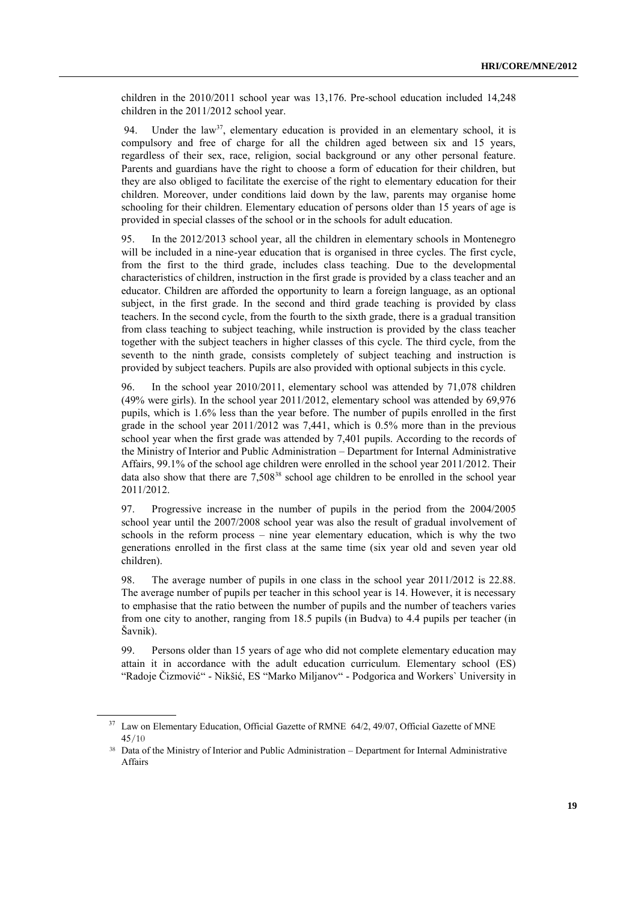children in the 2010/2011 school year was 13,176. Pre-school education included 14,248 children in the 2011/2012 school year.

94. Under the law[37], elementary education is provided in an elementary school, it is compulsory and free of charge for all the children aged between six and 15 years, regardless of their sex, race, religion, social background or any other personal feature. Parents and guardians have the right to choose a form of education for their children, but they are also obliged to facilitate the exercise of the right to elementary education for their children. Moreover, under conditions laid down by the law, parents may organise home schooling for their children. Elementary education of persons older than 15 years of age is provided in special classes of the school or in the schools for adult education.

95. In the 2012/2013 school year, all the children in elementary schools in Montenegro will be included in a nine-year education that is organised in three cycles. The first cycle, from the first to the third grade, includes class teaching. Due to the developmental characteristics of children, instruction in the first grade is provided by a class teacher and an educator. Children are afforded the opportunity to learn a foreign language, as an optional subject, in the first grade. In the second and third grade teaching is provided by class teachers. In the second cycle, from the fourth to the sixth grade, there is a gradual transition from class teaching to subject teaching, while instruction is provided by the class teacher together with the subject teachers in higher classes of this cycle. The third cycle, from the seventh to the ninth grade, consists completely of subject teaching and instruction is provided by subject teachers. Pupils are also provided with optional subjects in this cycle.

96. In the school year 2010/2011, elementary school was attended by 71,078 children (49% were girls). In the school year 2011/2012, elementary school was attended by 69,976 pupils, which is 1.6% less than the year before. The number of pupils enrolled in the first grade in the school year 2011/2012 was 7,441, which is 0.5% more than in the previous school year when the first grade was attended by 7,401 pupils. According to the records of the Ministry of Interior and Public Administration – Department for Internal Administrative Affairs, 99.1% of the school age children were enrolled in the school year 2011/2012. Their data also show that there are 7,508[38] school age children to be enrolled in the school year 2011/2012.

97. Progressive increase in the number of pupils in the period from the 2004/2005 school year until the 2007/2008 school year was also the result of gradual involvement of schools in the reform process – nine year elementary education, which is why the two generations enrolled in the first class at the same time (six year old and seven year old children).

98. The average number of pupils in one class in the school year 2011/2012 is 22.88. The average number of pupils per teacher in this school year is 14. However, it is necessary to emphasise that the ratio between the number of pupils and the number of teachers varies from one city to another, ranging from 18.5 pupils (in Budva) to 4.4 pupils per teacher (in Šavnik).

99. Persons older than 15 years of age who did not complete elementary education may attain it in accordance with the adult education curriculum. Elementary school (ES) "Radoje Čizmović" - Nikšić, ES "Marko Miljanov" - Podgorica and Workers` University in

---

[37] Law on Elementary Education, Official Gazette of RMNE 64/2, 49/07, Official Gazette of MNE 45/10

[38] Data of the Ministry of Interior and Public Administration – Department for Internal Administrative Affairs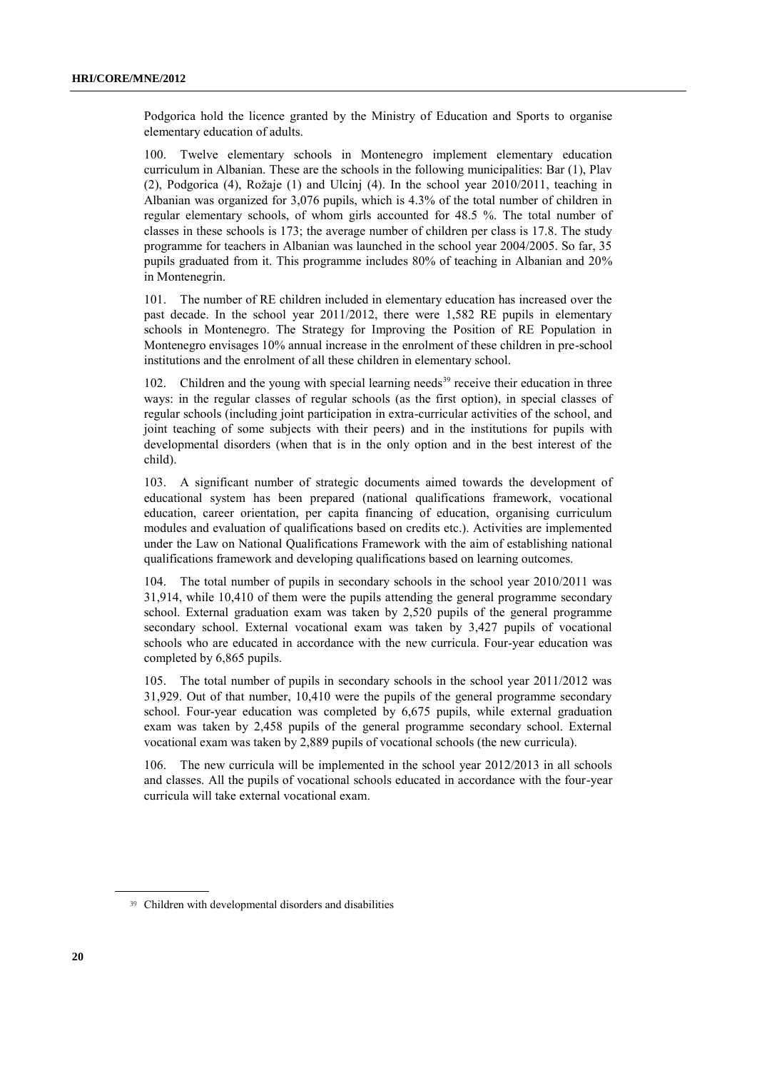Podgorica hold the licence granted by the Ministry of Education and Sports to organise elementary education of adults.

100. Twelve elementary schools in Montenegro implement elementary education curriculum in Albanian. These are the schools in the following municipalities: Bar (1), Plav (2), Podgorica (4), Rožaje (1) and Ulcinj (4). In the school year 2010/2011, teaching in Albanian was organized for 3,076 pupils, which is 4.3% of the total number of children in regular elementary schools, of whom girls accounted for 48.5 %. The total number of classes in these schools is 173; the average number of children per class is 17.8. The study programme for teachers in Albanian was launched in the school year 2004/2005. So far, 35 pupils graduated from it. This programme includes 80% of teaching in Albanian and 20% in Montenegrin.

101. The number of RE children included in elementary education has increased over the past decade. In the school year 2011/2012, there were 1,582 RE pupils in elementary schools in Montenegro. The Strategy for Improving the Position of RE Population in Montenegro envisages 10% annual increase in the enrolment of these children in pre-school institutions and the enrolment of all these children in elementary school.

102. Children and the young with special learning needs[39] receive their education in three ways: in the regular classes of regular schools (as the first option), in special classes of regular schools (including joint participation in extra-curricular activities of the school, and joint teaching of some subjects with their peers) and in the institutions for pupils with developmental disorders (when that is in the only option and in the best interest of the child).

103. A significant number of strategic documents aimed towards the development of educational system has been prepared (national qualifications framework, vocational education, career orientation, per capita financing of education, organising curriculum modules and evaluation of qualifications based on credits etc.). Activities are implemented under the Law on National Qualifications Framework with the aim of establishing national qualifications framework and developing qualifications based on learning outcomes.

104. The total number of pupils in secondary schools in the school year 2010/2011 was 31,914, while 10,410 of them were the pupils attending the general programme secondary school. External graduation exam was taken by 2,520 pupils of the general programme secondary school. External vocational exam was taken by 3,427 pupils of vocational schools who are educated in accordance with the new curricula. Four-year education was completed by 6,865 pupils.

105. The total number of pupils in secondary schools in the school year 2011/2012 was 31,929. Out of that number, 10,410 were the pupils of the general programme secondary school. Four-year education was completed by 6,675 pupils, while external graduation exam was taken by 2,458 pupils of the general programme secondary school. External vocational exam was taken by 2,889 pupils of vocational schools (the new curricula).

106. The new curricula will be implemented in the school year 2012/2013 in all schools and classes. All the pupils of vocational schools educated in accordance with the four-year curricula will take external vocational exam.

[39] Children with developmental disorders and disabilities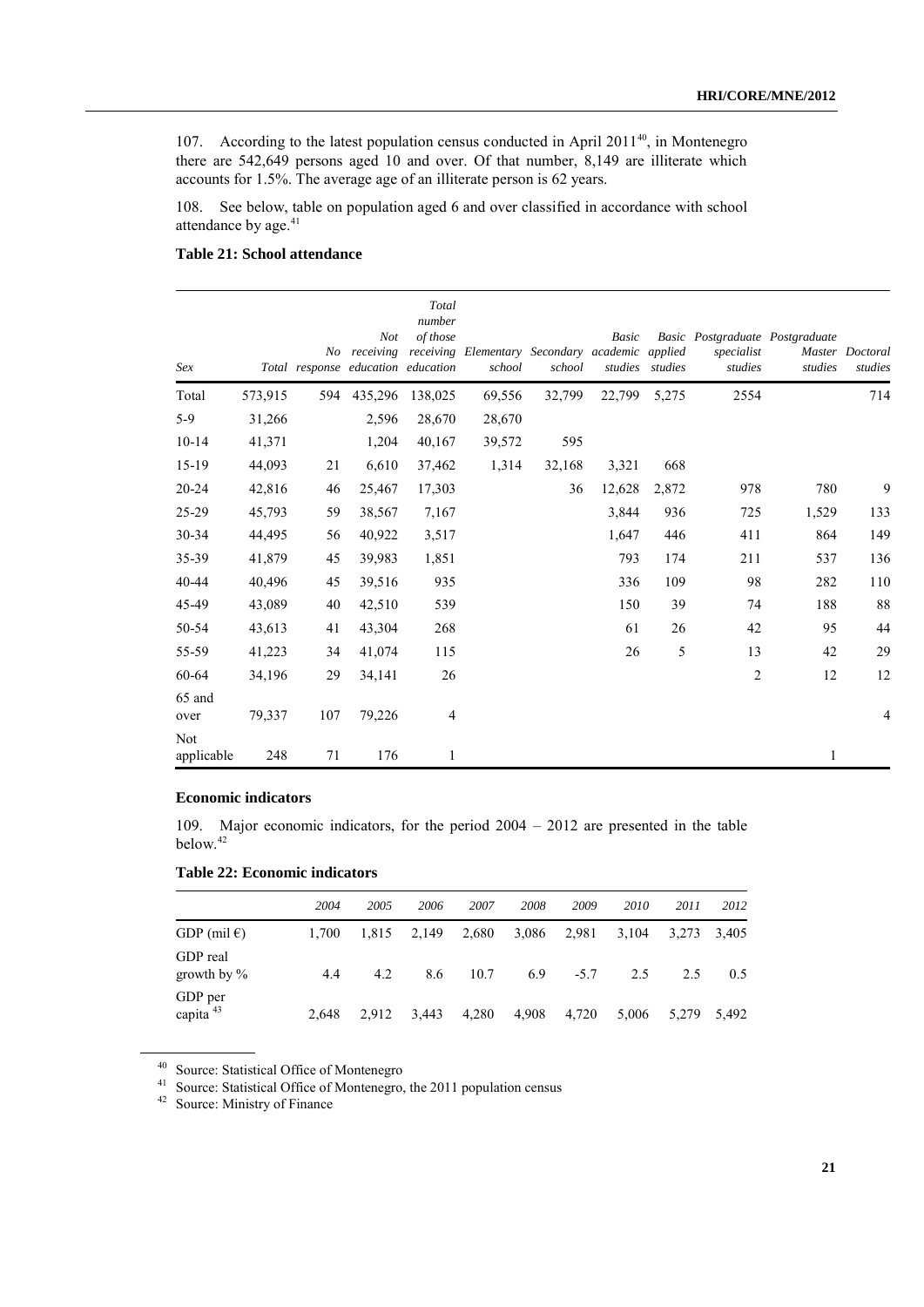107. According to the latest population census conducted in April 2011[40], in Montenegro there are 542,649 persons aged 10 and over. Of that number, 8,149 are illiterate which accounts for 1.5%. The average age of an illiterate person is 62 years.

108. See below, table on population aged 6 and over classified in accordance with school attendance by age.[41]

**Table 21: School attendance**

| *Sex* | *Total* | *No response* | *Not receiving education* | *Total number of those receiving education* | *Elementary school* | *Secondary school* | *Basic academic studies* | *Basic applied studies* | *Postgraduate specialist studies* | *Postgraduate Master studies* | *Doctoral studies* |
|---|---|---|---|---|---|---|---|---|---|---|---|
| Total | 573,915 | 594 | 435,296 | 138,025 | 69,556 | 32,799 | 22,799 | 5,275 | 2554 | | 714 |
| 5-9 | 31,266 | | 2,596 | 28,670 | 28,670 | | | | | | |
| 10-14 | 41,371 | | 1,204 | 40,167 | 39,572 | 595 | | | | | |
| 15-19 | 44,093 | 21 | 6,610 | 37,462 | 1,314 | 32,168 | 3,321 | 668 | | | |
| 20-24 | 42,816 | 46 | 25,467 | 17,303 | | 36 | 12,628 | 2,872 | 978 | 780 | 9 |
| 25-29 | 45,793 | 59 | 38,567 | 7,167 | | | 3,844 | 936 | 725 | 1,529 | 133 |
| 30-34 | 44,495 | 56 | 40,922 | 3,517 | | | 1,647 | 446 | 411 | 864 | 149 |
| 35-39 | 41,879 | 45 | 39,983 | 1,851 | | | 793 | 174 | 211 | 537 | 136 |
| 40-44 | 40,496 | 45 | 39,516 | 935 | | | 336 | 109 | 98 | 282 | 110 |
| 45-49 | 43,089 | 40 | 42,510 | 539 | | | 150 | 39 | 74 | 188 | 88 |
| 50-54 | 43,613 | 41 | 43,304 | 268 | | | 61 | 26 | 42 | 95 | 44 |
| 55-59 | 41,223 | 34 | 41,074 | 115 | | | 26 | 5 | 13 | 42 | 29 |
| 60-64 | 34,196 | 29 | 34,141 | 26 | | | | | 2 | 12 | 12 |
| 65 and over | 79,337 | 107 | 79,226 | 4 | | | | | | | 4 |
| Not applicable | 248 | 71 | 176 | 1 | | | | | | 1 | |

### Economic indicators

109. Major economic indicators, for the period 2004 – 2012 are presented in the table below.[42]

**Table 22: Economic indicators**

| | *2004* | *2005* | *2006* | *2007* | *2008* | *2009* | *2010* | *2011* | *2012* |
|---|---|---|---|---|---|---|---|---|---|
| GDP (mil €) | 1,700 | 1,815 | 2,149 | 2,680 | 3,086 | 2,981 | 3,104 | 3,273 | 3,405 |
| GDP real growth by % | 4.4 | 4.2 | 8.6 | 10.7 | 6.9 | -5.7 | 2.5 | 2.5 | 0.5 |
| GDP per capita [43] | 2,648 | 2,912 | 3,443 | 4,280 | 4,908 | 4,720 | 5,006 | 5,279 | 5,492 |

[40] Source: Statistical Office of Montenegro

[41] Source: Statistical Office of Montenegro, the 2011 population census

[42] Source: Ministry of Finance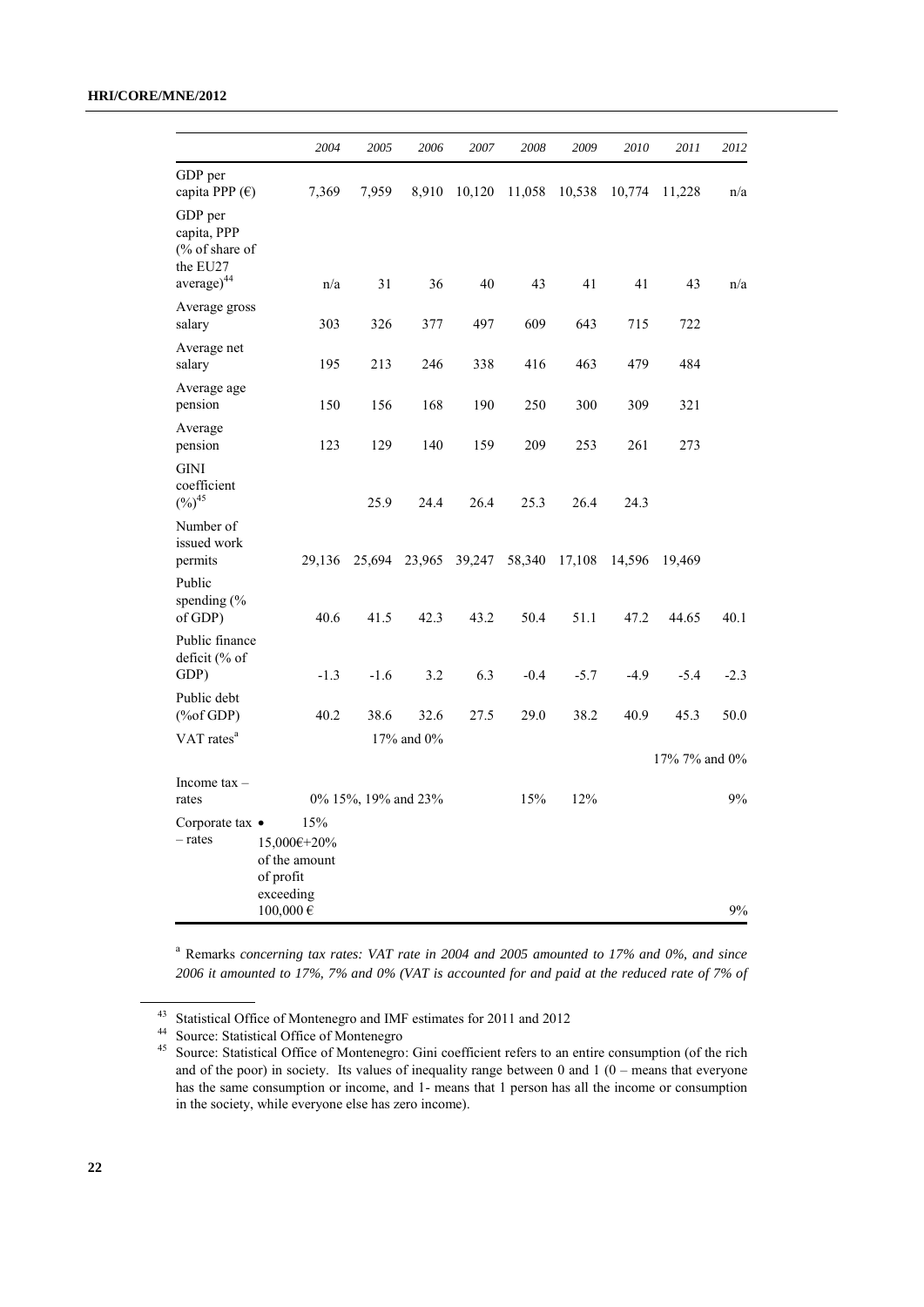| | 2004 | 2005 | 2006 | 2007 | 2008 | 2009 | 2010 | 2011 | 2012 |
|---|---|---|---|---|---|---|---|---|---|
| GDP per capita PPP (€) | 7,369 | 7,959 | 8,910 | 10,120 | 11,058 | 10,538 | 10,774 | 11,228 | n/a |
| GDP per capita, PPP (% of share of the EU27 average)[44] | n/a | 31 | 36 | 40 | 43 | 41 | 41 | 43 | n/a |
| Average gross salary | 303 | 326 | 377 | 497 | 609 | 643 | 715 | 722 | |
| Average net salary | 195 | 213 | 246 | 338 | 416 | 463 | 479 | 484 | |
| Average age pension | 150 | 156 | 168 | 190 | 250 | 300 | 309 | 321 | |
| Average pension | 123 | 129 | 140 | 159 | 209 | 253 | 261 | 273 | |
| GINI coefficient (%)[45] | | 25.9 | 24.4 | 26.4 | 25.3 | 26.4 | 24.3 | | |
| Number of issued work permits | 29,136 | 25,694 | 23,965 | 39,247 | 58,340 | 17,108 | 14,596 | 19,469 | |
| Public spending (% of GDP) | 40.6 | 41.5 | 42.3 | 43.2 | 50.4 | 51.1 | 47.2 | 44.65 | 40.1 |
| Public finance deficit (% of GDP) | -1.3 | -1.6 | 3.2 | 6.3 | -0.4 | -5.7 | -4.9 | -5.4 | -2.3 |
| Public debt (%of GDP) | 40.2 | 38.6 | 32.6 | 27.5 | 29.0 | 38.2 | 40.9 | 45.3 | 50.0 |
| VAT rates[a] | | 17% and 0% | | | | | | 17% 7% and 0% | |
| Income tax – rates | 0% 15%, 19% and 23% | | | | 15% | 12% | | | 9% |
| Corporate tax – rates | • 15%<br>15,000€+20% of the amount of profit exceeding 100,000 € | | | | | | | | 9% |

[a] Remarks *concerning tax rates: VAT rate in 2004 and 2005 amounted to 17% and 0%, and since 2006 it amounted to 17%, 7% and 0% (VAT is accounted for and paid at the reduced rate of 7% of*

---

[43] Statistical Office of Montenegro and IMF estimates for 2011 and 2012

[44] Source: Statistical Office of Montenegro

[45] Source: Statistical Office of Montenegro: Gini coefficient refers to an entire consumption (of the rich and of the poor) in society. Its values of inequality range between 0 and 1 (0 – means that everyone has the same consumption or income, and 1- means that 1 person has all the income or consumption in the society, while everyone else has zero income).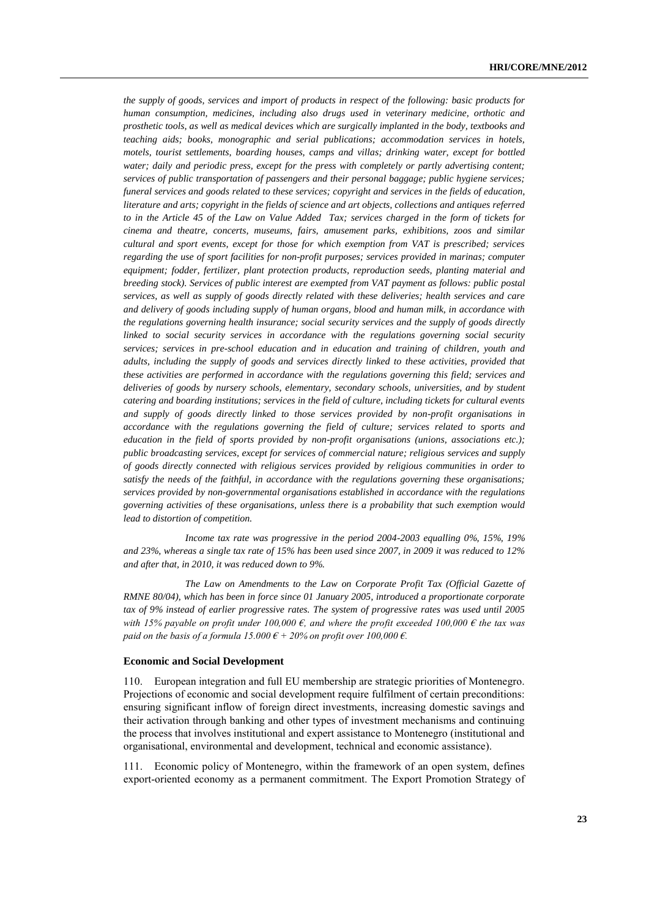*the supply of goods, services and import of products in respect of the following: basic products for human consumption, medicines, including also drugs used in veterinary medicine, orthotic and prosthetic tools, as well as medical devices which are surgically implanted in the body, textbooks and teaching aids; books, monographic and serial publications; accommodation services in hotels, motels, tourist settlements, boarding houses, camps and villas; drinking water, except for bottled water; daily and periodic press, except for the press with completely or partly advertising content; services of public transportation of passengers and their personal baggage; public hygiene services; funeral services and goods related to these services; copyright and services in the fields of education, literature and arts; copyright in the fields of science and art objects, collections and antiques referred to in the Article 45 of the Law on Value Added Tax; services charged in the form of tickets for cinema and theatre, concerts, museums, fairs, amusement parks, exhibitions, zoos and similar cultural and sport events, except for those for which exemption from VAT is prescribed; services regarding the use of sport facilities for non-profit purposes; services provided in marinas; computer equipment; fodder, fertilizer, plant protection products, reproduction seeds, planting material and breeding stock). Services of public interest are exempted from VAT payment as follows: public postal services, as well as supply of goods directly related with these deliveries; health services and care and delivery of goods including supply of human organs, blood and human milk, in accordance with the regulations governing health insurance; social security services and the supply of goods directly linked to social security services in accordance with the regulations governing social security services; services in pre-school education and in education and training of children, youth and adults, including the supply of goods and services directly linked to these activities, provided that these activities are performed in accordance with the regulations governing this field; services and deliveries of goods by nursery schools, elementary, secondary schools, universities, and by student catering and boarding institutions; services in the field of culture, including tickets for cultural events and supply of goods directly linked to those services provided by non-profit organisations in accordance with the regulations governing the field of culture; services related to sports and education in the field of sports provided by non-profit organisations (unions, associations etc.); public broadcasting services, except for services of commercial nature; religious services and supply of goods directly connected with religious services provided by religious communities in order to satisfy the needs of the faithful, in accordance with the regulations governing these organisations; services provided by non-governmental organisations established in accordance with the regulations governing activities of these organisations, unless there is a probability that such exemption would lead to distortion of competition.*

*Income tax rate was progressive in the period 2004-2003 equalling 0%, 15%, 19% and 23%, whereas a single tax rate of 15% has been used since 2007, in 2009 it was reduced to 12% and after that, in 2010, it was reduced down to 9%.*

*The Law on Amendments to the Law on Corporate Profit Tax (Official Gazette of RMNE 80/04), which has been in force since 01 January 2005, introduced a proportionate corporate tax of 9% instead of earlier progressive rates. The system of progressive rates was used until 2005 with 15% payable on profit under 100,000 €, and where the profit exceeded 100,000 € the tax was paid on the basis of a formula 15.000 € + 20% on profit over 100,000 €.*

### Economic and Social Development

110. European integration and full EU membership are strategic priorities of Montenegro. Projections of economic and social development require fulfilment of certain preconditions: ensuring significant inflow of foreign direct investments, increasing domestic savings and their activation through banking and other types of investment mechanisms and continuing the process that involves institutional and expert assistance to Montenegro (institutional and organisational, environmental and development, technical and economic assistance).

111. Economic policy of Montenegro, within the framework of an open system, defines export-oriented economy as a permanent commitment. The Export Promotion Strategy of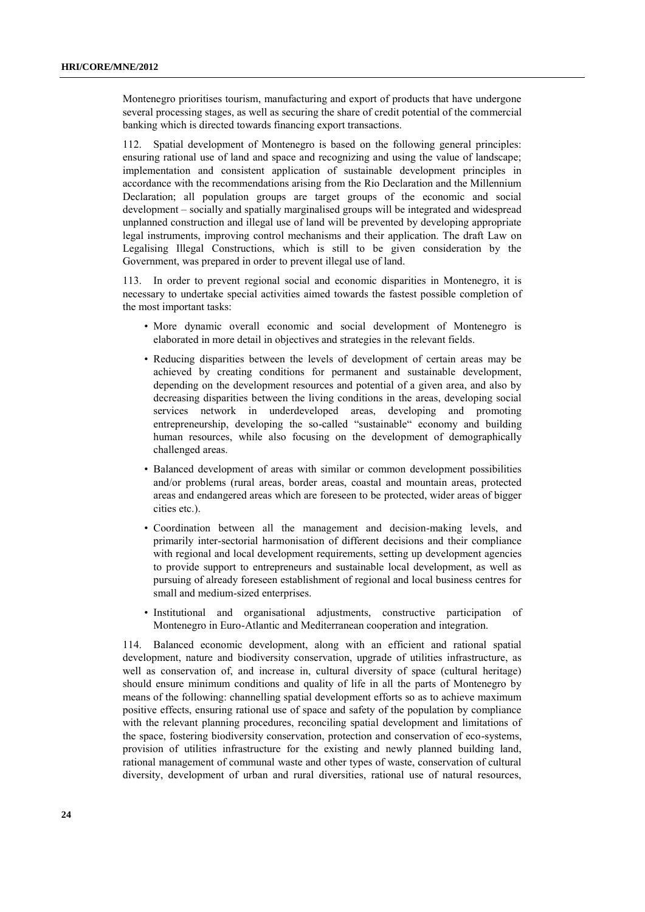Montenegro prioritises tourism, manufacturing and export of products that have undergone several processing stages, as well as securing the share of credit potential of the commercial banking which is directed towards financing export transactions.

112. Spatial development of Montenegro is based on the following general principles: ensuring rational use of land and space and recognizing and using the value of landscape; implementation and consistent application of sustainable development principles in accordance with the recommendations arising from the Rio Declaration and the Millennium Declaration; all population groups are target groups of the economic and social development – socially and spatially marginalised groups will be integrated and widespread unplanned construction and illegal use of land will be prevented by developing appropriate legal instruments, improving control mechanisms and their application. The draft Law on Legalising Illegal Constructions, which is still to be given consideration by the Government, was prepared in order to prevent illegal use of land.

113. In order to prevent regional social and economic disparities in Montenegro, it is necessary to undertake special activities aimed towards the fastest possible completion of the most important tasks:

- More dynamic overall economic and social development of Montenegro is elaborated in more detail in objectives and strategies in the relevant fields.
- Reducing disparities between the levels of development of certain areas may be achieved by creating conditions for permanent and sustainable development, depending on the development resources and potential of a given area, and also by decreasing disparities between the living conditions in the areas, developing social services network in underdeveloped areas, developing and promoting entrepreneurship, developing the so-called "sustainable" economy and building human resources, while also focusing on the development of demographically challenged areas.
- Balanced development of areas with similar or common development possibilities and/or problems (rural areas, border areas, coastal and mountain areas, protected areas and endangered areas which are foreseen to be protected, wider areas of bigger cities etc.).
- Coordination between all the management and decision-making levels, and primarily inter-sectorial harmonisation of different decisions and their compliance with regional and local development requirements, setting up development agencies to provide support to entrepreneurs and sustainable local development, as well as pursuing of already foreseen establishment of regional and local business centres for small and medium-sized enterprises.
- Institutional and organisational adjustments, constructive participation of Montenegro in Euro-Atlantic and Mediterranean cooperation and integration.

114. Balanced economic development, along with an efficient and rational spatial development, nature and biodiversity conservation, upgrade of utilities infrastructure, as well as conservation of, and increase in, cultural diversity of space (cultural heritage) should ensure minimum conditions and quality of life in all the parts of Montenegro by means of the following: channelling spatial development efforts so as to achieve maximum positive effects, ensuring rational use of space and safety of the population by compliance with the relevant planning procedures, reconciling spatial development and limitations of the space, fostering biodiversity conservation, protection and conservation of eco-systems, provision of utilities infrastructure for the existing and newly planned building land, rational management of communal waste and other types of waste, conservation of cultural diversity, development of urban and rural diversities, rational use of natural resources,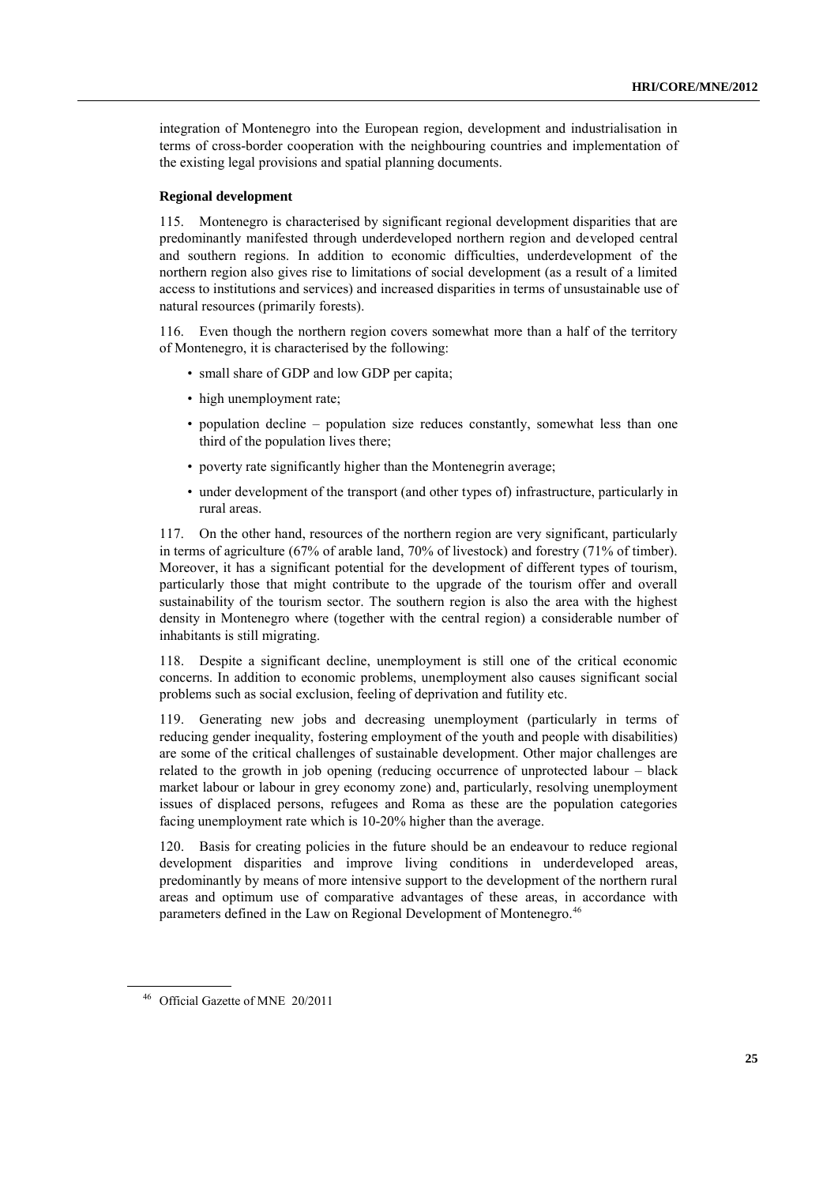integration of Montenegro into the European region, development and industrialisation in terms of cross-border cooperation with the neighbouring countries and implementation of the existing legal provisions and spatial planning documents.

**Regional development**

115. Montenegro is characterised by significant regional development disparities that are predominantly manifested through underdeveloped northern region and developed central and southern regions. In addition to economic difficulties, underdevelopment of the northern region also gives rise to limitations of social development (as a result of a limited access to institutions and services) and increased disparities in terms of unsustainable use of natural resources (primarily forests).

116. Even though the northern region covers somewhat more than a half of the territory of Montenegro, it is characterised by the following:

- small share of GDP and low GDP per capita;
- high unemployment rate;
- population decline – population size reduces constantly, somewhat less than one third of the population lives there;
- poverty rate significantly higher than the Montenegrin average;
- under development of the transport (and other types of) infrastructure, particularly in rural areas.

117. On the other hand, resources of the northern region are very significant, particularly in terms of agriculture (67% of arable land, 70% of livestock) and forestry (71% of timber). Moreover, it has a significant potential for the development of different types of tourism, particularly those that might contribute to the upgrade of the tourism offer and overall sustainability of the tourism sector. The southern region is also the area with the highest density in Montenegro where (together with the central region) a considerable number of inhabitants is still migrating.

118. Despite a significant decline, unemployment is still one of the critical economic concerns. In addition to economic problems, unemployment also causes significant social problems such as social exclusion, feeling of deprivation and futility etc.

119. Generating new jobs and decreasing unemployment (particularly in terms of reducing gender inequality, fostering employment of the youth and people with disabilities) are some of the critical challenges of sustainable development. Other major challenges are related to the growth in job opening (reducing occurrence of unprotected labour – black market labour or labour in grey economy zone) and, particularly, resolving unemployment issues of displaced persons, refugees and Roma as these are the population categories facing unemployment rate which is 10-20% higher than the average.

120. Basis for creating policies in the future should be an endeavour to reduce regional development disparities and improve living conditions in underdeveloped areas, predominantly by means of more intensive support to the development of the northern rural areas and optimum use of comparative advantages of these areas, in accordance with parameters defined in the Law on Regional Development of Montenegro.[46]

[46] Official Gazette of MNE 20/2011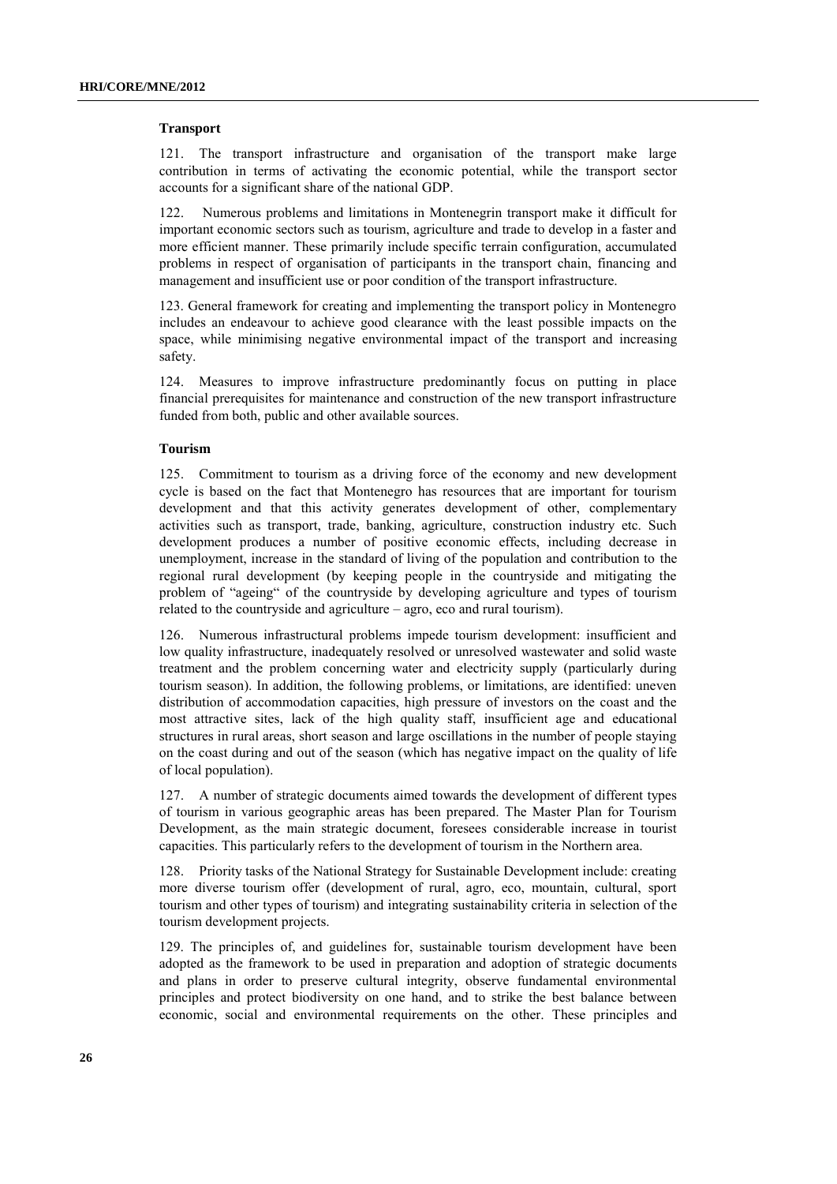### Transport

121. The transport infrastructure and organisation of the transport make large contribution in terms of activating the economic potential, while the transport sector accounts for a significant share of the national GDP.

122. Numerous problems and limitations in Montenegrin transport make it difficult for important economic sectors such as tourism, agriculture and trade to develop in a faster and more efficient manner. These primarily include specific terrain configuration, accumulated problems in respect of organisation of participants in the transport chain, financing and management and insufficient use or poor condition of the transport infrastructure.

123. General framework for creating and implementing the transport policy in Montenegro includes an endeavour to achieve good clearance with the least possible impacts on the space, while minimising negative environmental impact of the transport and increasing safety.

124. Measures to improve infrastructure predominantly focus on putting in place financial prerequisites for maintenance and construction of the new transport infrastructure funded from both, public and other available sources.

### Tourism

125. Commitment to tourism as a driving force of the economy and new development cycle is based on the fact that Montenegro has resources that are important for tourism development and that this activity generates development of other, complementary activities such as transport, trade, banking, agriculture, construction industry etc. Such development produces a number of positive economic effects, including decrease in unemployment, increase in the standard of living of the population and contribution to the regional rural development (by keeping people in the countryside and mitigating the problem of "ageing" of the countryside by developing agriculture and types of tourism related to the countryside and agriculture – agro, eco and rural tourism).

126. Numerous infrastructural problems impede tourism development: insufficient and low quality infrastructure, inadequately resolved or unresolved wastewater and solid waste treatment and the problem concerning water and electricity supply (particularly during tourism season). In addition, the following problems, or limitations, are identified: uneven distribution of accommodation capacities, high pressure of investors on the coast and the most attractive sites, lack of the high quality staff, insufficient age and educational structures in rural areas, short season and large oscillations in the number of people staying on the coast during and out of the season (which has negative impact on the quality of life of local population).

127. A number of strategic documents aimed towards the development of different types of tourism in various geographic areas has been prepared. The Master Plan for Tourism Development, as the main strategic document, foresees considerable increase in tourist capacities. This particularly refers to the development of tourism in the Northern area.

128. Priority tasks of the National Strategy for Sustainable Development include: creating more diverse tourism offer (development of rural, agro, eco, mountain, cultural, sport tourism and other types of tourism) and integrating sustainability criteria in selection of the tourism development projects.

129. The principles of, and guidelines for, sustainable tourism development have been adopted as the framework to be used in preparation and adoption of strategic documents and plans in order to preserve cultural integrity, observe fundamental environmental principles and protect biodiversity on one hand, and to strike the best balance between economic, social and environmental requirements on the other. These principles and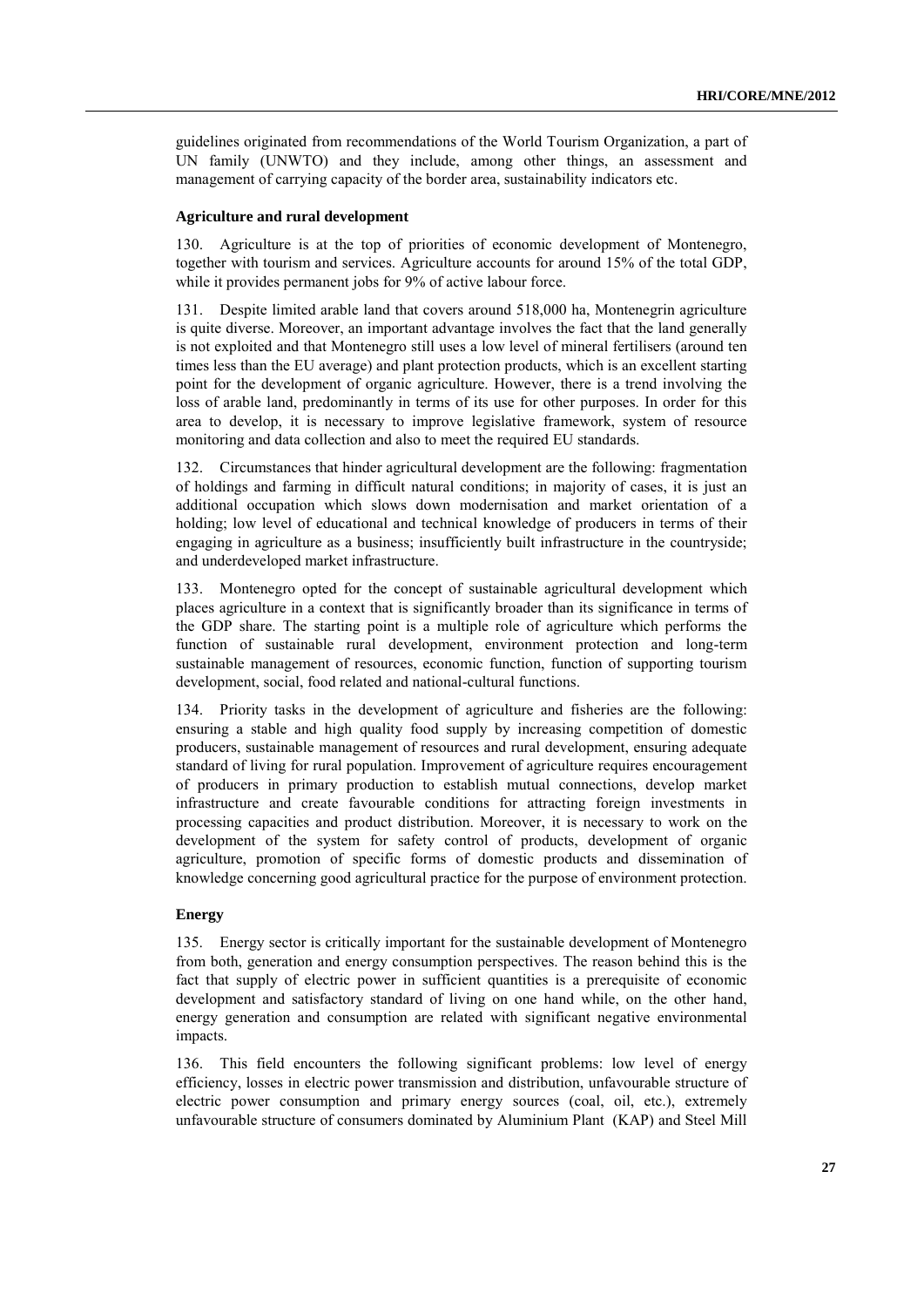guidelines originated from recommendations of the World Tourism Organization, a part of UN family (UNWTO) and they include, among other things, an assessment and management of carrying capacity of the border area, sustainability indicators etc.

### Agriculture and rural development

130. Agriculture is at the top of priorities of economic development of Montenegro, together with tourism and services. Agriculture accounts for around 15% of the total GDP, while it provides permanent jobs for 9% of active labour force.

131. Despite limited arable land that covers around 518,000 ha, Montenegrin agriculture is quite diverse. Moreover, an important advantage involves the fact that the land generally is not exploited and that Montenegro still uses a low level of mineral fertilisers (around ten times less than the EU average) and plant protection products, which is an excellent starting point for the development of organic agriculture. However, there is a trend involving the loss of arable land, predominantly in terms of its use for other purposes. In order for this area to develop, it is necessary to improve legislative framework, system of resource monitoring and data collection and also to meet the required EU standards.

132. Circumstances that hinder agricultural development are the following: fragmentation of holdings and farming in difficult natural conditions; in majority of cases, it is just an additional occupation which slows down modernisation and market orientation of a holding; low level of educational and technical knowledge of producers in terms of their engaging in agriculture as a business; insufficiently built infrastructure in the countryside; and underdeveloped market infrastructure.

133. Montenegro opted for the concept of sustainable agricultural development which places agriculture in a context that is significantly broader than its significance in terms of the GDP share. The starting point is a multiple role of agriculture which performs the function of sustainable rural development, environment protection and long-term sustainable management of resources, economic function, function of supporting tourism development, social, food related and national-cultural functions.

134. Priority tasks in the development of agriculture and fisheries are the following: ensuring a stable and high quality food supply by increasing competition of domestic producers, sustainable management of resources and rural development, ensuring adequate standard of living for rural population. Improvement of agriculture requires encouragement of producers in primary production to establish mutual connections, develop market infrastructure and create favourable conditions for attracting foreign investments in processing capacities and product distribution. Moreover, it is necessary to work on the development of the system for safety control of products, development of organic agriculture, promotion of specific forms of domestic products and dissemination of knowledge concerning good agricultural practice for the purpose of environment protection.

### Energy

135. Energy sector is critically important for the sustainable development of Montenegro from both, generation and energy consumption perspectives. The reason behind this is the fact that supply of electric power in sufficient quantities is a prerequisite of economic development and satisfactory standard of living on one hand while, on the other hand, energy generation and consumption are related with significant negative environmental impacts.

136. This field encounters the following significant problems: low level of energy efficiency, losses in electric power transmission and distribution, unfavourable structure of electric power consumption and primary energy sources (coal, oil, etc.), extremely unfavourable structure of consumers dominated by Aluminium Plant (KAP) and Steel Mill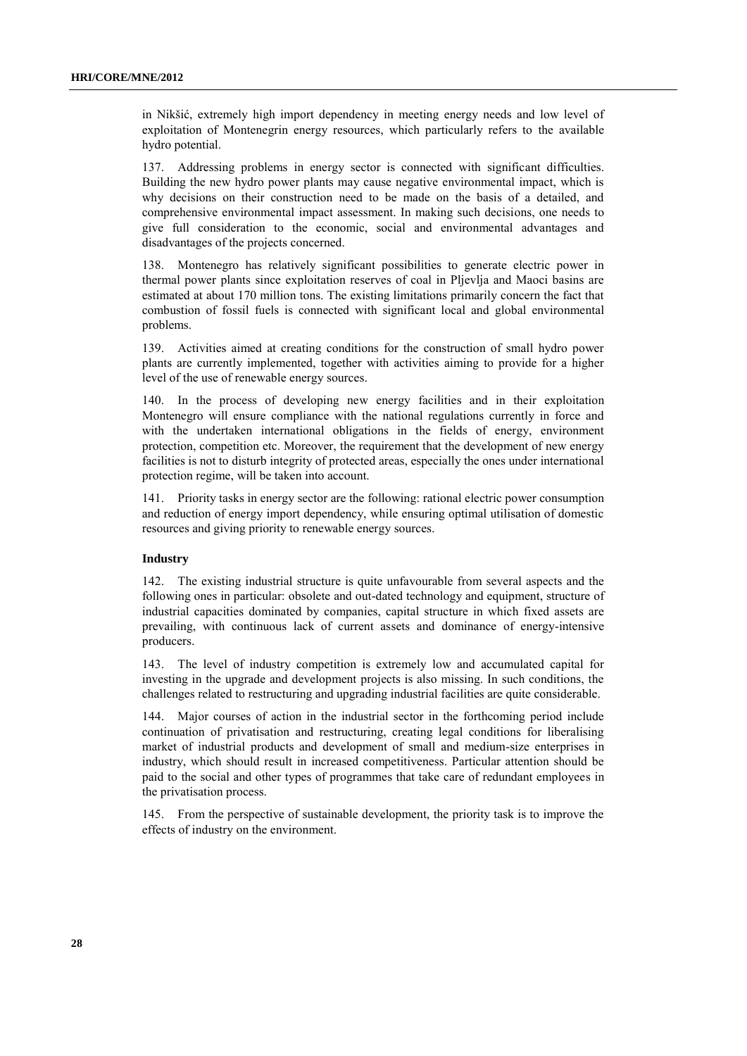in Nikšić, extremely high import dependency in meeting energy needs and low level of exploitation of Montenegrin energy resources, which particularly refers to the available hydro potential.

137. Addressing problems in energy sector is connected with significant difficulties. Building the new hydro power plants may cause negative environmental impact, which is why decisions on their construction need to be made on the basis of a detailed, and comprehensive environmental impact assessment. In making such decisions, one needs to give full consideration to the economic, social and environmental advantages and disadvantages of the projects concerned.

138. Montenegro has relatively significant possibilities to generate electric power in thermal power plants since exploitation reserves of coal in Pljevlja and Maoci basins are estimated at about 170 million tons. The existing limitations primarily concern the fact that combustion of fossil fuels is connected with significant local and global environmental problems.

139. Activities aimed at creating conditions for the construction of small hydro power plants are currently implemented, together with activities aiming to provide for a higher level of the use of renewable energy sources.

140. In the process of developing new energy facilities and in their exploitation Montenegro will ensure compliance with the national regulations currently in force and with the undertaken international obligations in the fields of energy, environment protection, competition etc. Moreover, the requirement that the development of new energy facilities is not to disturb integrity of protected areas, especially the ones under international protection regime, will be taken into account.

141. Priority tasks in energy sector are the following: rational electric power consumption and reduction of energy import dependency, while ensuring optimal utilisation of domestic resources and giving priority to renewable energy sources.

**Industry**

142. The existing industrial structure is quite unfavourable from several aspects and the following ones in particular: obsolete and out-dated technology and equipment, structure of industrial capacities dominated by companies, capital structure in which fixed assets are prevailing, with continuous lack of current assets and dominance of energy-intensive producers.

143. The level of industry competition is extremely low and accumulated capital for investing in the upgrade and development projects is also missing. In such conditions, the challenges related to restructuring and upgrading industrial facilities are quite considerable.

144. Major courses of action in the industrial sector in the forthcoming period include continuation of privatisation and restructuring, creating legal conditions for liberalising market of industrial products and development of small and medium-size enterprises in industry, which should result in increased competitiveness. Particular attention should be paid to the social and other types of programmes that take care of redundant employees in the privatisation process.

145. From the perspective of sustainable development, the priority task is to improve the effects of industry on the environment.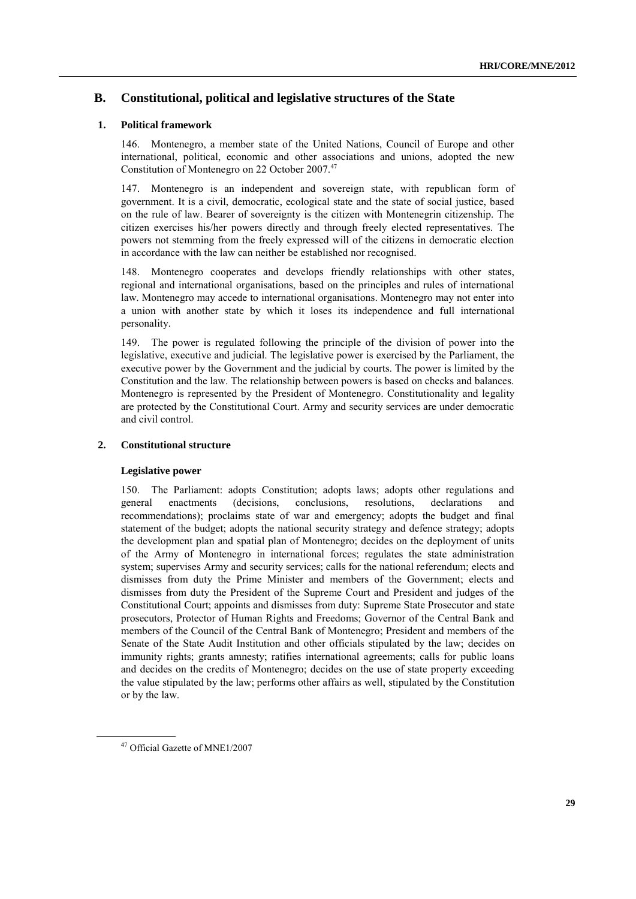## B. Constitutional, political and legislative structures of the State

### 1. Political framework

146. Montenegro, a member state of the United Nations, Council of Europe and other international, political, economic and other associations and unions, adopted the new Constitution of Montenegro on 22 October 2007.[47]

147. Montenegro is an independent and sovereign state, with republican form of government. It is a civil, democratic, ecological state and the state of social justice, based on the rule of law. Bearer of sovereignty is the citizen with Montenegrin citizenship. The citizen exercises his/her powers directly and through freely elected representatives. The powers not stemming from the freely expressed will of the citizens in democratic election in accordance with the law can neither be established nor recognised.

148. Montenegro cooperates and develops friendly relationships with other states, regional and international organisations, based on the principles and rules of international law. Montenegro may accede to international organisations. Montenegro may not enter into a union with another state by which it loses its independence and full international personality.

149. The power is regulated following the principle of the division of power into the legislative, executive and judicial. The legislative power is exercised by the Parliament, the executive power by the Government and the judicial by courts. The power is limited by the Constitution and the law. The relationship between powers is based on checks and balances. Montenegro is represented by the President of Montenegro. Constitutionality and legality are protected by the Constitutional Court. Army and security services are under democratic and civil control.

### 2. Constitutional structure

**Legislative power**

150. The Parliament: adopts Constitution; adopts laws; adopts other regulations and general enactments (decisions, conclusions, resolutions, declarations and recommendations); proclaims state of war and emergency; adopts the budget and final statement of the budget; adopts the national security strategy and defence strategy; adopts the development plan and spatial plan of Montenegro; decides on the deployment of units of the Army of Montenegro in international forces; regulates the state administration system; supervises Army and security services; calls for the national referendum; elects and dismisses from duty the Prime Minister and members of the Government; elects and dismisses from duty the President of the Supreme Court and President and judges of the Constitutional Court; appoints and dismisses from duty: Supreme State Prosecutor and state prosecutors, Protector of Human Rights and Freedoms; Governor of the Central Bank and members of the Council of the Central Bank of Montenegro; President and members of the Senate of the State Audit Institution and other officials stipulated by the law; decides on immunity rights; grants amnesty; ratifies international agreements; calls for public loans and decides on the credits of Montenegro; decides on the use of state property exceeding the value stipulated by the law; performs other affairs as well, stipulated by the Constitution or by the law.

[47] Official Gazette of MNE1/2007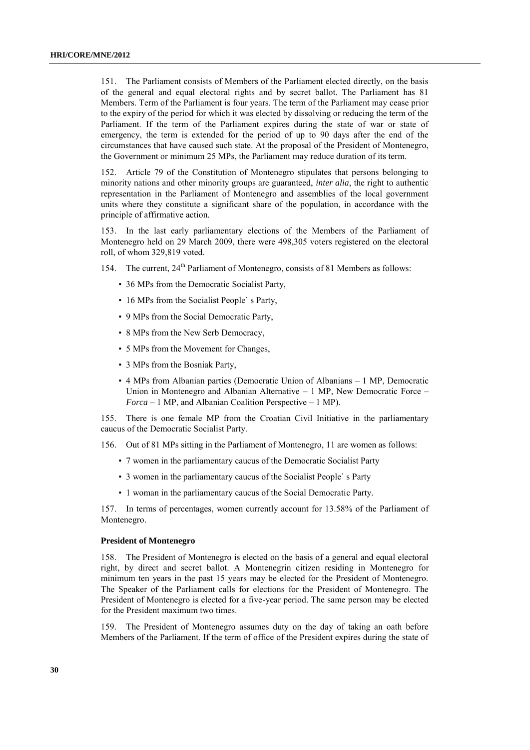151. The Parliament consists of Members of the Parliament elected directly, on the basis of the general and equal electoral rights and by secret ballot. The Parliament has 81 Members. Term of the Parliament is four years. The term of the Parliament may cease prior to the expiry of the period for which it was elected by dissolving or reducing the term of the Parliament. If the term of the Parliament expires during the state of war or state of emergency, the term is extended for the period of up to 90 days after the end of the circumstances that have caused such state. At the proposal of the President of Montenegro, the Government or minimum 25 MPs, the Parliament may reduce duration of its term.

152. Article 79 of the Constitution of Montenegro stipulates that persons belonging to minority nations and other minority groups are guaranteed, *inter alia*, the right to authentic representation in the Parliament of Montenegro and assemblies of the local government units where they constitute a significant share of the population, in accordance with the principle of affirmative action.

153. In the last early parliamentary elections of the Members of the Parliament of Montenegro held on 29 March 2009, there were 498,305 voters registered on the electoral roll, of whom 329,819 voted.

154. The current, 24th Parliament of Montenegro, consists of 81 Members as follows:

- 36 MPs from the Democratic Socialist Party,
- 16 MPs from the Socialist People` s Party,
- 9 MPs from the Social Democratic Party,
- 8 MPs from the New Serb Democracy,
- 5 MPs from the Movement for Changes,
- 3 MPs from the Bosniak Party,
- 4 MPs from Albanian parties (Democratic Union of Albanians – 1 MP, Democratic Union in Montenegro and Albanian Alternative – 1 MP, New Democratic Force – *Forca* – 1 MP, and Albanian Coalition Perspective – 1 MP).

155. There is one female MP from the Croatian Civil Initiative in the parliamentary caucus of the Democratic Socialist Party.

156. Out of 81 MPs sitting in the Parliament of Montenegro, 11 are women as follows:

- 7 women in the parliamentary caucus of the Democratic Socialist Party
- 3 women in the parliamentary caucus of the Socialist People` s Party
- 1 woman in the parliamentary caucus of the Social Democratic Party.

157. In terms of percentages, women currently account for 13.58% of the Parliament of Montenegro.

**President of Montenegro**

158. The President of Montenegro is elected on the basis of a general and equal electoral right, by direct and secret ballot. A Montenegrin citizen residing in Montenegro for minimum ten years in the past 15 years may be elected for the President of Montenegro. The Speaker of the Parliament calls for elections for the President of Montenegro. The President of Montenegro is elected for a five-year period. The same person may be elected for the President maximum two times.

159. The President of Montenegro assumes duty on the day of taking an oath before Members of the Parliament. If the term of office of the President expires during the state of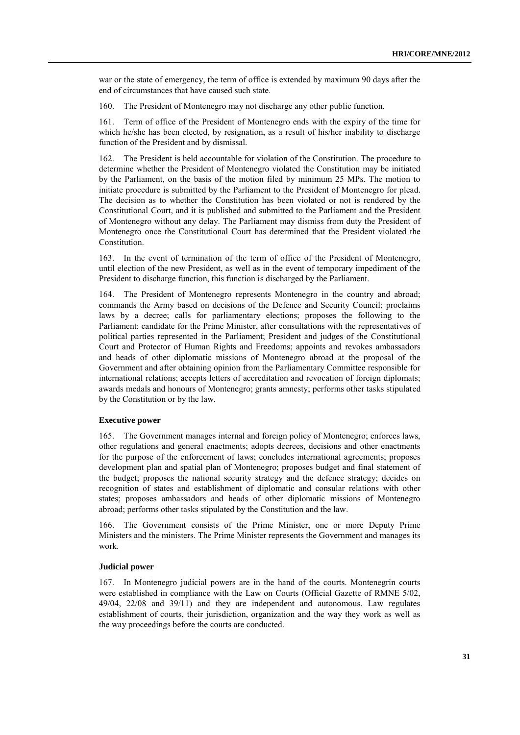war or the state of emergency, the term of office is extended by maximum 90 days after the end of circumstances that have caused such state.

160. The President of Montenegro may not discharge any other public function.

161. Term of office of the President of Montenegro ends with the expiry of the time for which he/she has been elected, by resignation, as a result of his/her inability to discharge function of the President and by dismissal.

162. The President is held accountable for violation of the Constitution. The procedure to determine whether the President of Montenegro violated the Constitution may be initiated by the Parliament, on the basis of the motion filed by minimum 25 MPs. The motion to initiate procedure is submitted by the Parliament to the President of Montenegro for plead. The decision as to whether the Constitution has been violated or not is rendered by the Constitutional Court, and it is published and submitted to the Parliament and the President of Montenegro without any delay. The Parliament may dismiss from duty the President of Montenegro once the Constitutional Court has determined that the President violated the Constitution.

163. In the event of termination of the term of office of the President of Montenegro, until election of the new President, as well as in the event of temporary impediment of the President to discharge function, this function is discharged by the Parliament.

164. The President of Montenegro represents Montenegro in the country and abroad; commands the Army based on decisions of the Defence and Security Council; proclaims laws by a decree; calls for parliamentary elections; proposes the following to the Parliament: candidate for the Prime Minister, after consultations with the representatives of political parties represented in the Parliament; President and judges of the Constitutional Court and Protector of Human Rights and Freedoms; appoints and revokes ambassadors and heads of other diplomatic missions of Montenegro abroad at the proposal of the Government and after obtaining opinion from the Parliamentary Committee responsible for international relations; accepts letters of accreditation and revocation of foreign diplomats; awards medals and honours of Montenegro; grants amnesty; performs other tasks stipulated by the Constitution or by the law.

#### Executive power

165. The Government manages internal and foreign policy of Montenegro; enforces laws, other regulations and general enactments; adopts decrees, decisions and other enactments for the purpose of the enforcement of laws; concludes international agreements; proposes development plan and spatial plan of Montenegro; proposes budget and final statement of the budget; proposes the national security strategy and the defence strategy; decides on recognition of states and establishment of diplomatic and consular relations with other states; proposes ambassadors and heads of other diplomatic missions of Montenegro abroad; performs other tasks stipulated by the Constitution and the law.

166. The Government consists of the Prime Minister, one or more Deputy Prime Ministers and the ministers. The Prime Minister represents the Government and manages its work.

#### Judicial power

167. In Montenegro judicial powers are in the hand of the courts. Montenegrin courts were established in compliance with the Law on Courts (Official Gazette of RMNE 5/02, 49/04, 22/08 and 39/11) and they are independent and autonomous. Law regulates establishment of courts, their jurisdiction, organization and the way they work as well as the way proceedings before the courts are conducted.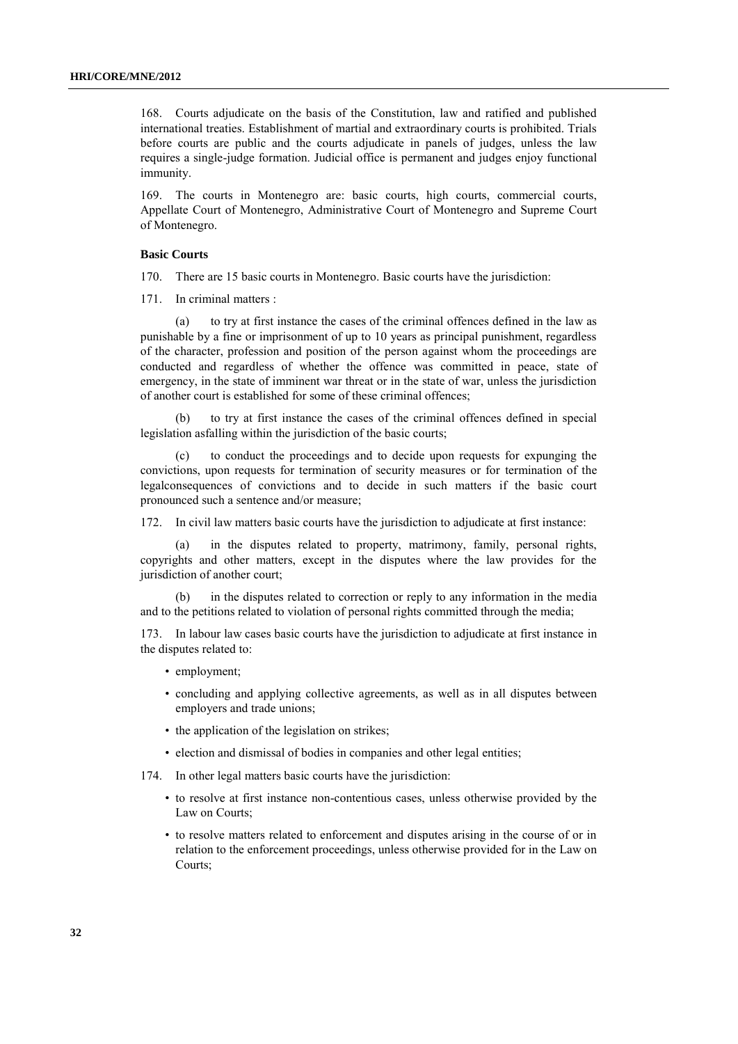168. Courts adjudicate on the basis of the Constitution, law and ratified and published international treaties. Establishment of martial and extraordinary courts is prohibited. Trials before courts are public and the courts adjudicate in panels of judges, unless the law requires a single-judge formation. Judicial office is permanent and judges enjoy functional immunity.

169. The courts in Montenegro are: basic courts, high courts, commercial courts, Appellate Court of Montenegro, Administrative Court of Montenegro and Supreme Court of Montenegro.

### Basic Courts

170. There are 15 basic courts in Montenegro. Basic courts have the jurisdiction:

171. In criminal matters :

(a) to try at first instance the cases of the criminal offences defined in the law as punishable by a fine or imprisonment of up to 10 years as principal punishment, regardless of the character, profession and position of the person against whom the proceedings are conducted and regardless of whether the offence was committed in peace, state of emergency, in the state of imminent war threat or in the state of war, unless the jurisdiction of another court is established for some of these criminal offences;

(b) to try at first instance the cases of the criminal offences defined in special legislation asfalling within the jurisdiction of the basic courts;

(c) to conduct the proceedings and to decide upon requests for expunging the convictions, upon requests for termination of security measures or for termination of the legalconsequences of convictions and to decide in such matters if the basic court pronounced such a sentence and/or measure;

172. In civil law matters basic courts have the jurisdiction to adjudicate at first instance:

(a) in the disputes related to property, matrimony, family, personal rights, copyrights and other matters, except in the disputes where the law provides for the jurisdiction of another court;

(b) in the disputes related to correction or reply to any information in the media and to the petitions related to violation of personal rights committed through the media;

173. In labour law cases basic courts have the jurisdiction to adjudicate at first instance in the disputes related to:

- employment;
- concluding and applying collective agreements, as well as in all disputes between employers and trade unions;
- the application of the legislation on strikes;
- election and dismissal of bodies in companies and other legal entities;

174. In other legal matters basic courts have the jurisdiction:

- to resolve at first instance non-contentious cases, unless otherwise provided by the Law on Courts;
- to resolve matters related to enforcement and disputes arising in the course of or in relation to the enforcement proceedings, unless otherwise provided for in the Law on Courts;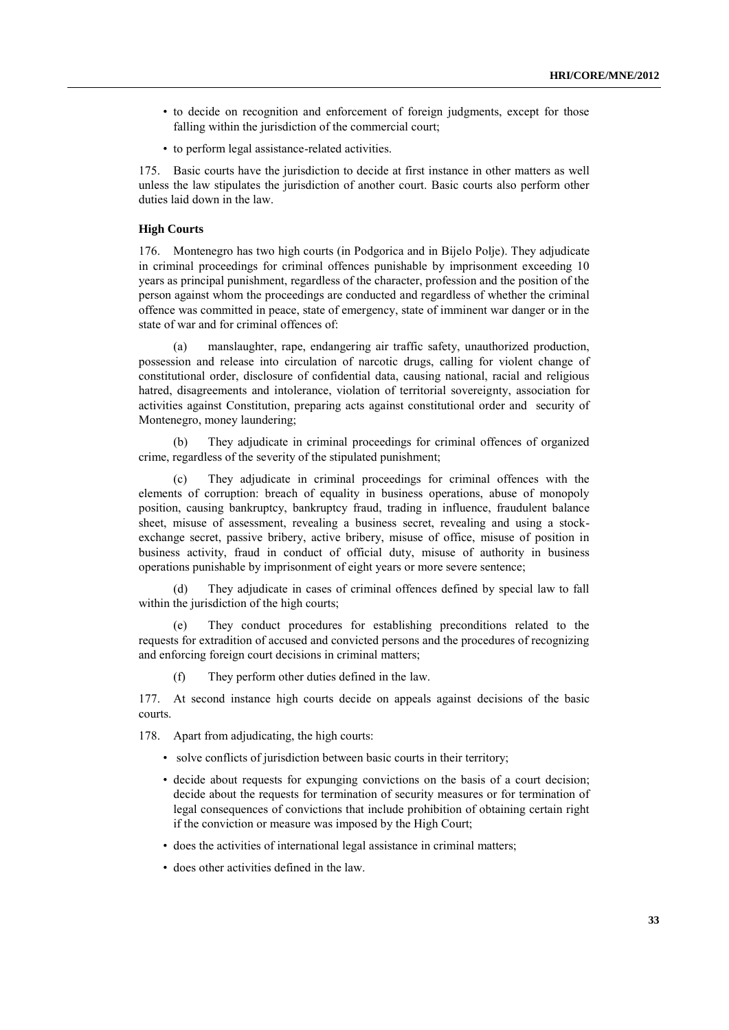- to decide on recognition and enforcement of foreign judgments, except for those falling within the jurisdiction of the commercial court;
- to perform legal assistance-related activities.

175. Basic courts have the jurisdiction to decide at first instance in other matters as well unless the law stipulates the jurisdiction of another court. Basic courts also perform other duties laid down in the law.

**High Courts**

176. Montenegro has two high courts (in Podgorica and in Bijelo Polje). They adjudicate in criminal proceedings for criminal offences punishable by imprisonment exceeding 10 years as principal punishment, regardless of the character, profession and the position of the person against whom the proceedings are conducted and regardless of whether the criminal offence was committed in peace, state of emergency, state of imminent war danger or in the state of war and for criminal offences of:

(a) manslaughter, rape, endangering air traffic safety, unauthorized production, possession and release into circulation of narcotic drugs, calling for violent change of constitutional order, disclosure of confidential data, causing national, racial and religious hatred, disagreements and intolerance, violation of territorial sovereignty, association for activities against Constitution, preparing acts against constitutional order and security of Montenegro, money laundering;

(b) They adjudicate in criminal proceedings for criminal offences of organized crime, regardless of the severity of the stipulated punishment;

(c) They adjudicate in criminal proceedings for criminal offences with the elements of corruption: breach of equality in business operations, abuse of monopoly position, causing bankruptcy, bankruptcy fraud, trading in influence, fraudulent balance sheet, misuse of assessment, revealing a business secret, revealing and using a stock-exchange secret, passive bribery, active bribery, misuse of office, misuse of position in business activity, fraud in conduct of official duty, misuse of authority in business operations punishable by imprisonment of eight years or more severe sentence;

(d) They adjudicate in cases of criminal offences defined by special law to fall within the jurisdiction of the high courts;

(e) They conduct procedures for establishing preconditions related to the requests for extradition of accused and convicted persons and the procedures of recognizing and enforcing foreign court decisions in criminal matters;

(f) They perform other duties defined in the law.

177. At second instance high courts decide on appeals against decisions of the basic courts.

178. Apart from adjudicating, the high courts:

- solve conflicts of jurisdiction between basic courts in their territory;
- decide about requests for expunging convictions on the basis of a court decision; decide about the requests for termination of security measures or for termination of legal consequences of convictions that include prohibition of obtaining certain right if the conviction or measure was imposed by the High Court;
- does the activities of international legal assistance in criminal matters;
- does other activities defined in the law.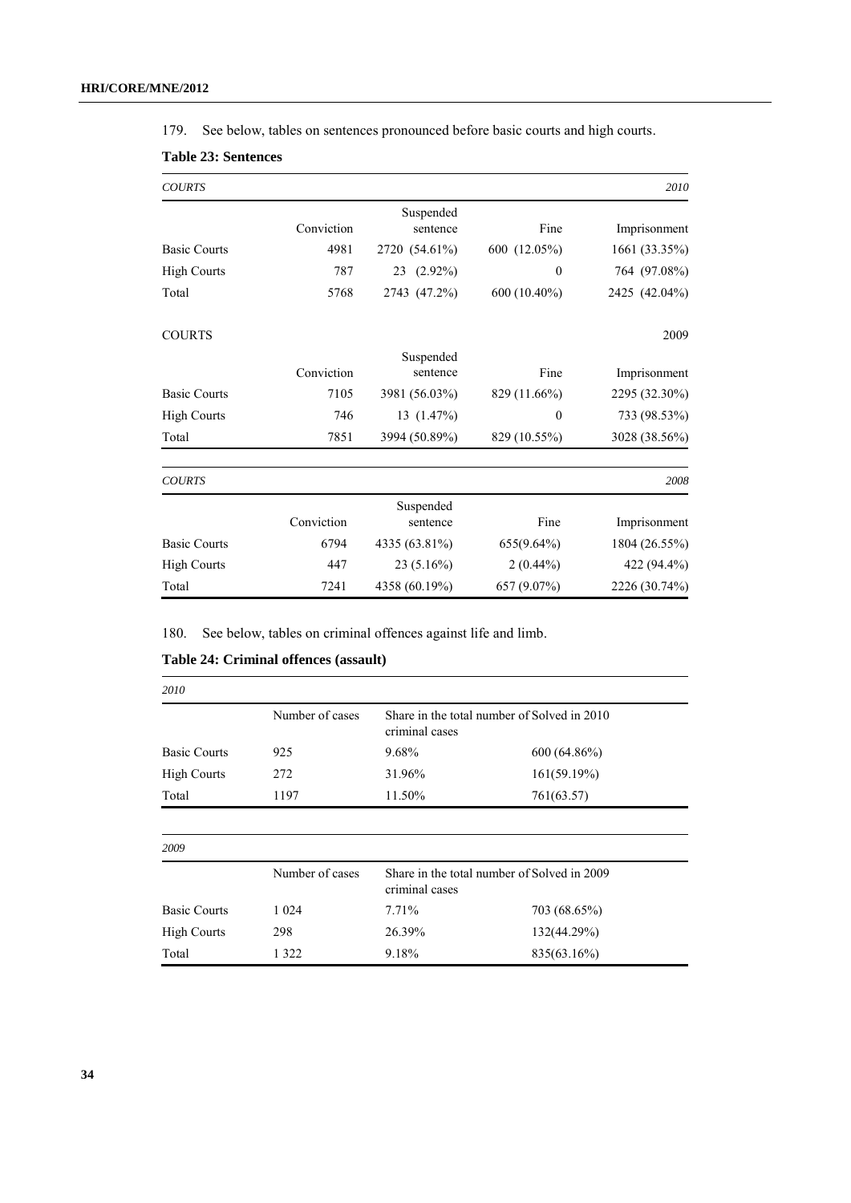179. See below, tables on sentences pronounced before basic courts and high courts.

**Table 23: Sentences**

| *COURTS* | | | | *2010* |
|---|---|---|---|---|
| | Conviction | Suspended sentence | Fine | Imprisonment |
| Basic Courts | 4981 | 2720 (54.61%) | 600 (12.05%) | 1661 (33.35%) |
| High Courts | 787 | 23 (2.92%) | 0 | 764 (97.08%) |
| Total | 5768 | 2743 (47.2%) | 600 (10.40%) | 2425 (42.04%) |
| COURTS | | | | 2009 |
| | Conviction | Suspended sentence | Fine | Imprisonment |
| Basic Courts | 7105 | 3981 (56.03%) | 829 (11.66%) | 2295 (32.30%) |
| High Courts | 746 | 13 (1.47%) | 0 | 733 (98.53%) |
| Total | 7851 | 3994 (50.89%) | 829 (10.55%) | 3028 (38.56%) |
| *COURTS* | | | | *2008* |
| | Conviction | Suspended sentence | Fine | Imprisonment |
| Basic Courts | 6794 | 4335 (63.81%) | 655(9.64%) | 1804 (26.55%) |
| High Courts | 447 | 23 (5.16%) | 2 (0.44%) | 422 (94.4%) |
| Total | 7241 | 4358 (60.19%) | 657 (9.07%) | 2226 (30.74%) |

180. See below, tables on criminal offences against life and limb.

**Table 24: Criminal offences (assault)**

| *2010* | | | |
|---|---|---|---|
| | Number of cases | Share in the total number of criminal cases | Solved in 2010 |
| Basic Courts | 925 | 9.68% | 600 (64.86%) |
| High Courts | 272 | 31.96% | 161(59.19%) |
| Total | 1197 | 11.50% | 761(63.57) |

| *2009* | | | |
|---|---|---|---|
| | Number of cases | Share in the total number of criminal cases | Solved in 2009 |
| Basic Courts | 1 024 | 7.71% | 703 (68.65%) |
| High Courts | 298 | 26.39% | 132(44.29%) |
| Total | 1 322 | 9.18% | 835(63.16%) |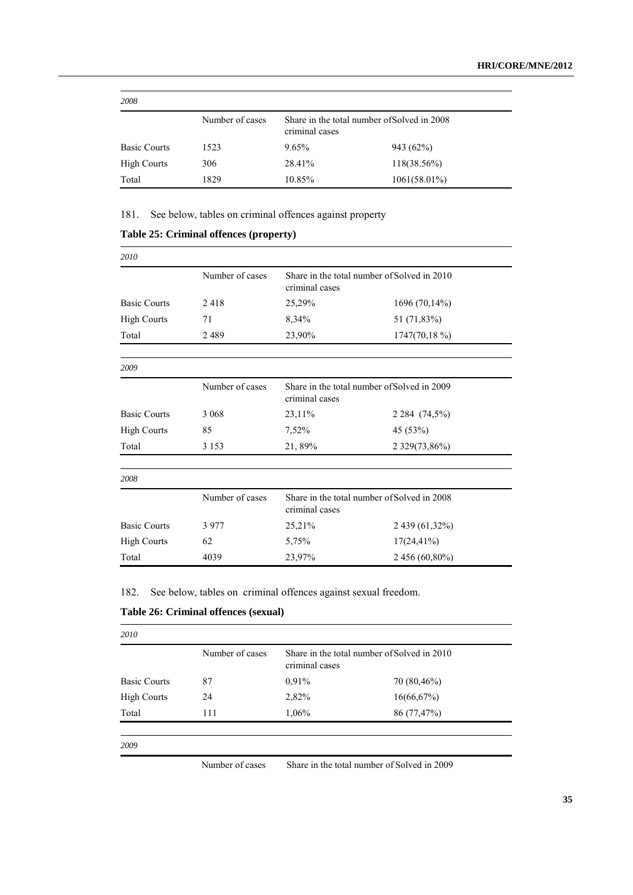| 2008 | | | |
|---|---|---|---|
| | Number of cases | Share in the total number of criminal cases | Solved in 2008 |
| Basic Courts | 1523 | 9.65% | 943 (62%) |
| High Courts | 306 | 28.41% | 118(38.56%) |
| Total | 1829 | 10.85% | 1061(58.01%) |

181. See below, tables on criminal offences against property

**Table 25: Criminal offences (property)**

| 2010 | | | |
|---|---|---|---|
| | Number of cases | Share in the total number of criminal cases | Solved in 2010 |
| Basic Courts | 2 418 | 25,29% | 1696 (70,14%) |
| High Courts | 71 | 8,34% | 51 (71,83%) |
| Total | 2 489 | 23,90% | 1747(70,18 %) |

| 2009 | | | |
|---|---|---|---|
| | Number of cases | Share in the total number of criminal cases | Solved in 2009 |
| Basic Courts | 3 068 | 23,11% | 2 284 (74,5%) |
| High Courts | 85 | 7,52% | 45 (53%) |
| Total | 3 153 | 21, 89% | 2 329(73,86%) |

| 2008 | | | |
|---|---|---|---|
| | Number of cases | Share in the total number of criminal cases | Solved in 2008 |
| Basic Courts | 3 977 | 25,21% | 2 439 (61,32%) |
| High Courts | 62 | 5,75% | 17(24,41%) |
| Total | 4039 | 23,97% | 2 456 (60,80%) |

182. See below, tables on criminal offences against sexual freedom.

**Table 26: Criminal offences (sexual)**

| 2010 | | | |
|---|---|---|---|
| | Number of cases | Share in the total number of criminal cases | Solved in 2010 |
| Basic Courts | 87 | 0,91% | 70 (80,46%) |
| High Courts | 24 | 2,82% | 16(66,67%) |
| Total | 111 | 1,06% | 86 (77,47%) |

| 2009 | | | |
|---|---|---|---|
| | Number of cases | Share in the total number of | Solved in 2009 |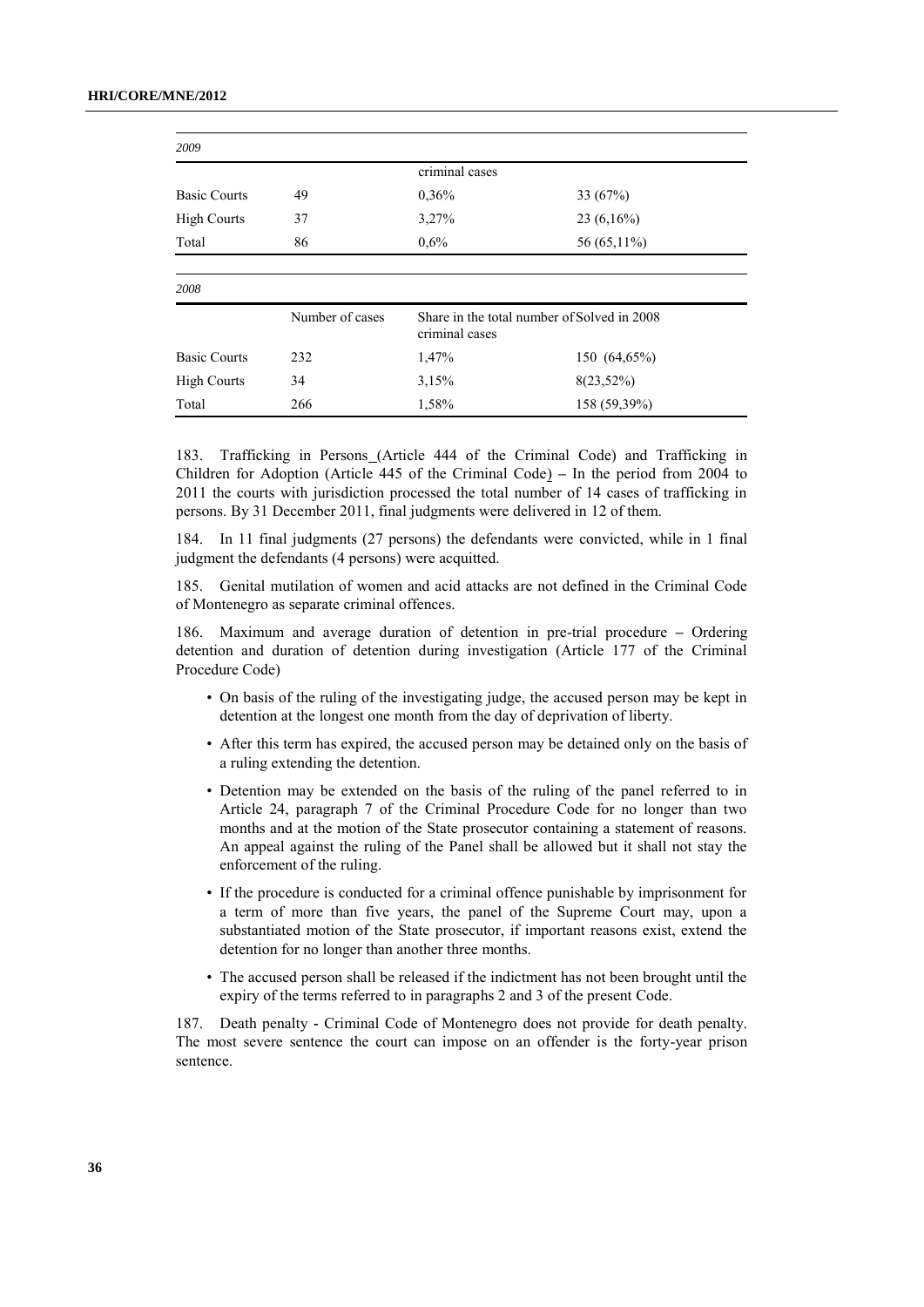| 2009 | | | |
|---|---|---|---|
| | | criminal cases | |
| Basic Courts | 49 | 0,36% | 33 (67%) |
| High Courts | 37 | 3,27% | 23 (6,16%) |
| Total | 86 | 0,6% | 56 (65,11%) |

| 2008 | | | |
|---|---|---|---|
| | Number of cases | Share in the total number of criminal cases | Solved in 2008 |
| Basic Courts | 232 | 1,47% | 150 (64,65%) |
| High Courts | 34 | 3,15% | 8(23,52%) |
| Total | 266 | 1,58% | 158 (59,39%) |

183. Trafficking in Persons (Article 444 of the Criminal Code) and Trafficking in Children for Adoption (Article 445 of the Criminal Code) – In the period from 2004 to 2011 the courts with jurisdiction processed the total number of 14 cases of trafficking in persons. By 31 December 2011, final judgments were delivered in 12 of them.

184. In 11 final judgments (27 persons) the defendants were convicted, while in 1 final judgment the defendants (4 persons) were acquitted.

185. Genital mutilation of women and acid attacks are not defined in the Criminal Code of Montenegro as separate criminal offences.

186. Maximum and average duration of detention in pre-trial procedure – Ordering detention and duration of detention during investigation (Article 177 of the Criminal Procedure Code)

- On basis of the ruling of the investigating judge, the accused person may be kept in detention at the longest one month from the day of deprivation of liberty.
- After this term has expired, the accused person may be detained only on the basis of a ruling extending the detention.
- Detention may be extended on the basis of the ruling of the panel referred to in Article 24, paragraph 7 of the Criminal Procedure Code for no longer than two months and at the motion of the State prosecutor containing a statement of reasons. An appeal against the ruling of the Panel shall be allowed but it shall not stay the enforcement of the ruling.
- If the procedure is conducted for a criminal offence punishable by imprisonment for a term of more than five years, the panel of the Supreme Court may, upon a substantiated motion of the State prosecutor, if important reasons exist, extend the detention for no longer than another three months.
- The accused person shall be released if the indictment has not been brought until the expiry of the terms referred to in paragraphs 2 and 3 of the present Code.

187. Death penalty - Criminal Code of Montenegro does not provide for death penalty. The most severe sentence the court can impose on an offender is the forty-year prison sentence.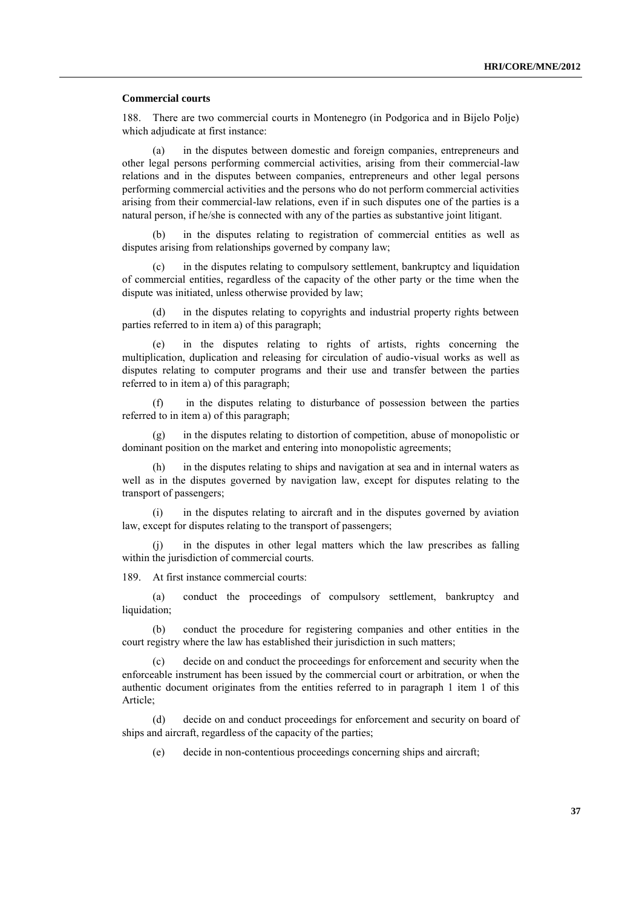**Commercial courts**

188. There are two commercial courts in Montenegro (in Podgorica and in Bijelo Polje) which adjudicate at first instance:

(a) in the disputes between domestic and foreign companies, entrepreneurs and other legal persons performing commercial activities, arising from their commercial-law relations and in the disputes between companies, entrepreneurs and other legal persons performing commercial activities and the persons who do not perform commercial activities arising from their commercial-law relations, even if in such disputes one of the parties is a natural person, if he/she is connected with any of the parties as substantive joint litigant.

(b) in the disputes relating to registration of commercial entities as well as disputes arising from relationships governed by company law;

(c) in the disputes relating to compulsory settlement, bankruptcy and liquidation of commercial entities, regardless of the capacity of the other party or the time when the dispute was initiated, unless otherwise provided by law;

(d) in the disputes relating to copyrights and industrial property rights between parties referred to in item a) of this paragraph;

(e) in the disputes relating to rights of artists, rights concerning the multiplication, duplication and releasing for circulation of audio-visual works as well as disputes relating to computer programs and their use and transfer between the parties referred to in item a) of this paragraph;

(f) in the disputes relating to disturbance of possession between the parties referred to in item a) of this paragraph;

(g) in the disputes relating to distortion of competition, abuse of monopolistic or dominant position on the market and entering into monopolistic agreements;

(h) in the disputes relating to ships and navigation at sea and in internal waters as well as in the disputes governed by navigation law, except for disputes relating to the transport of passengers;

(i) in the disputes relating to aircraft and in the disputes governed by aviation law, except for disputes relating to the transport of passengers;

(j) in the disputes in other legal matters which the law prescribes as falling within the jurisdiction of commercial courts.

189. At first instance commercial courts:

(a) conduct the proceedings of compulsory settlement, bankruptcy and liquidation;

(b) conduct the procedure for registering companies and other entities in the court registry where the law has established their jurisdiction in such matters;

(c) decide on and conduct the proceedings for enforcement and security when the enforceable instrument has been issued by the commercial court or arbitration, or when the authentic document originates from the entities referred to in paragraph 1 item 1 of this Article;

(d) decide on and conduct proceedings for enforcement and security on board of ships and aircraft, regardless of the capacity of the parties;

(e) decide in non-contentious proceedings concerning ships and aircraft;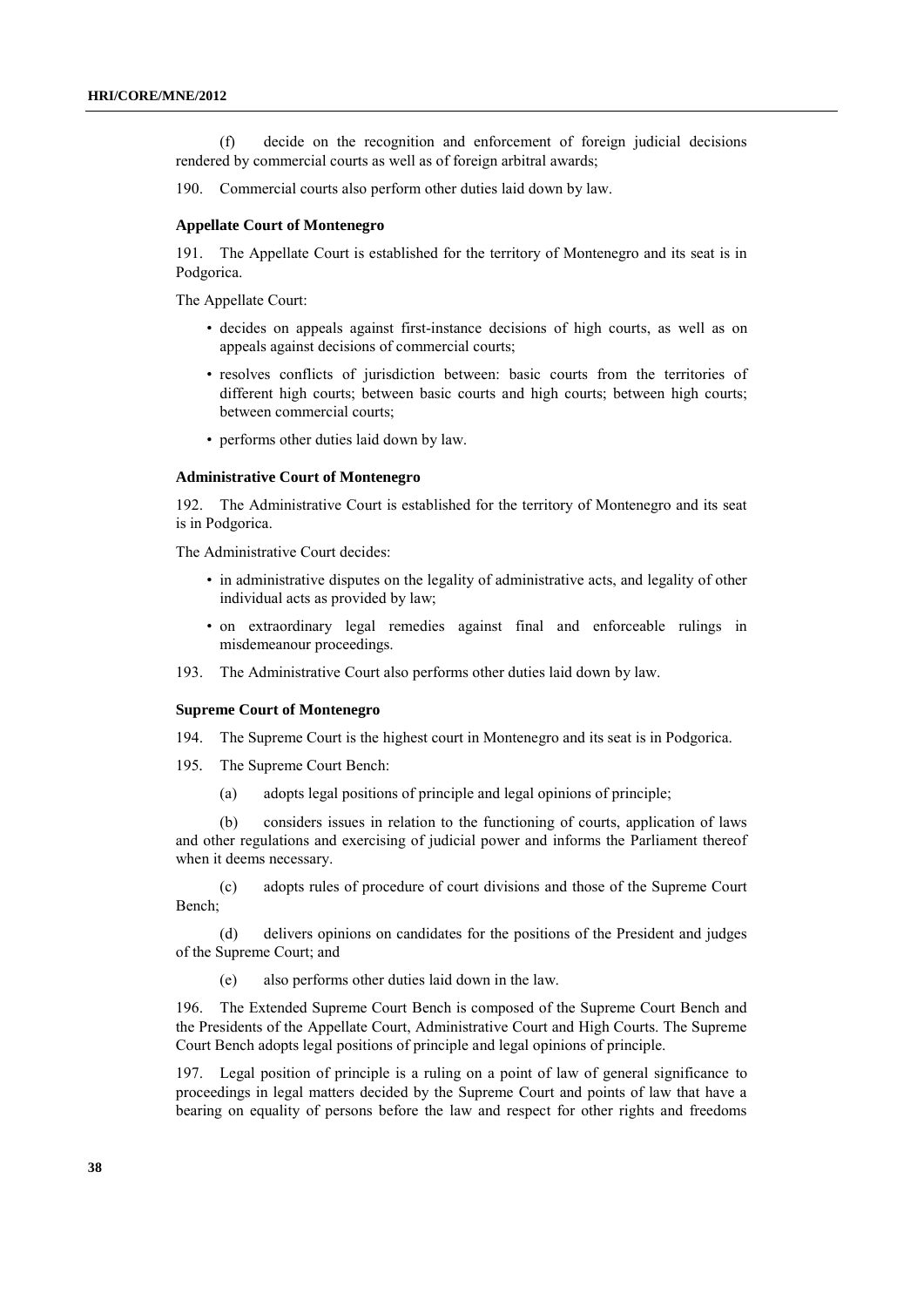(f) decide on the recognition and enforcement of foreign judicial decisions rendered by commercial courts as well as of foreign arbitral awards;

190. Commercial courts also perform other duties laid down by law.

**Appellate Court of Montenegro**

191. The Appellate Court is established for the territory of Montenegro and its seat is in Podgorica.

The Appellate Court:

- decides on appeals against first-instance decisions of high courts, as well as on appeals against decisions of commercial courts;
- resolves conflicts of jurisdiction between: basic courts from the territories of different high courts; between basic courts and high courts; between high courts; between commercial courts;
- performs other duties laid down by law.

**Administrative Court of Montenegro**

192. The Administrative Court is established for the territory of Montenegro and its seat is in Podgorica.

The Administrative Court decides:

- in administrative disputes on the legality of administrative acts, and legality of other individual acts as provided by law;
- on extraordinary legal remedies against final and enforceable rulings in misdemeanour proceedings.

193. The Administrative Court also performs other duties laid down by law.

**Supreme Court of Montenegro**

194. The Supreme Court is the highest court in Montenegro and its seat is in Podgorica.

195. The Supreme Court Bench:

(a) adopts legal positions of principle and legal opinions of principle;

(b) considers issues in relation to the functioning of courts, application of laws and other regulations and exercising of judicial power and informs the Parliament thereof when it deems necessary.

(c) adopts rules of procedure of court divisions and those of the Supreme Court Bench;

(d) delivers opinions on candidates for the positions of the President and judges of the Supreme Court; and

(e) also performs other duties laid down in the law.

196. The Extended Supreme Court Bench is composed of the Supreme Court Bench and the Presidents of the Appellate Court, Administrative Court and High Courts. The Supreme Court Bench adopts legal positions of principle and legal opinions of principle.

197. Legal position of principle is a ruling on a point of law of general significance to proceedings in legal matters decided by the Supreme Court and points of law that have a bearing on equality of persons before the law and respect for other rights and freedoms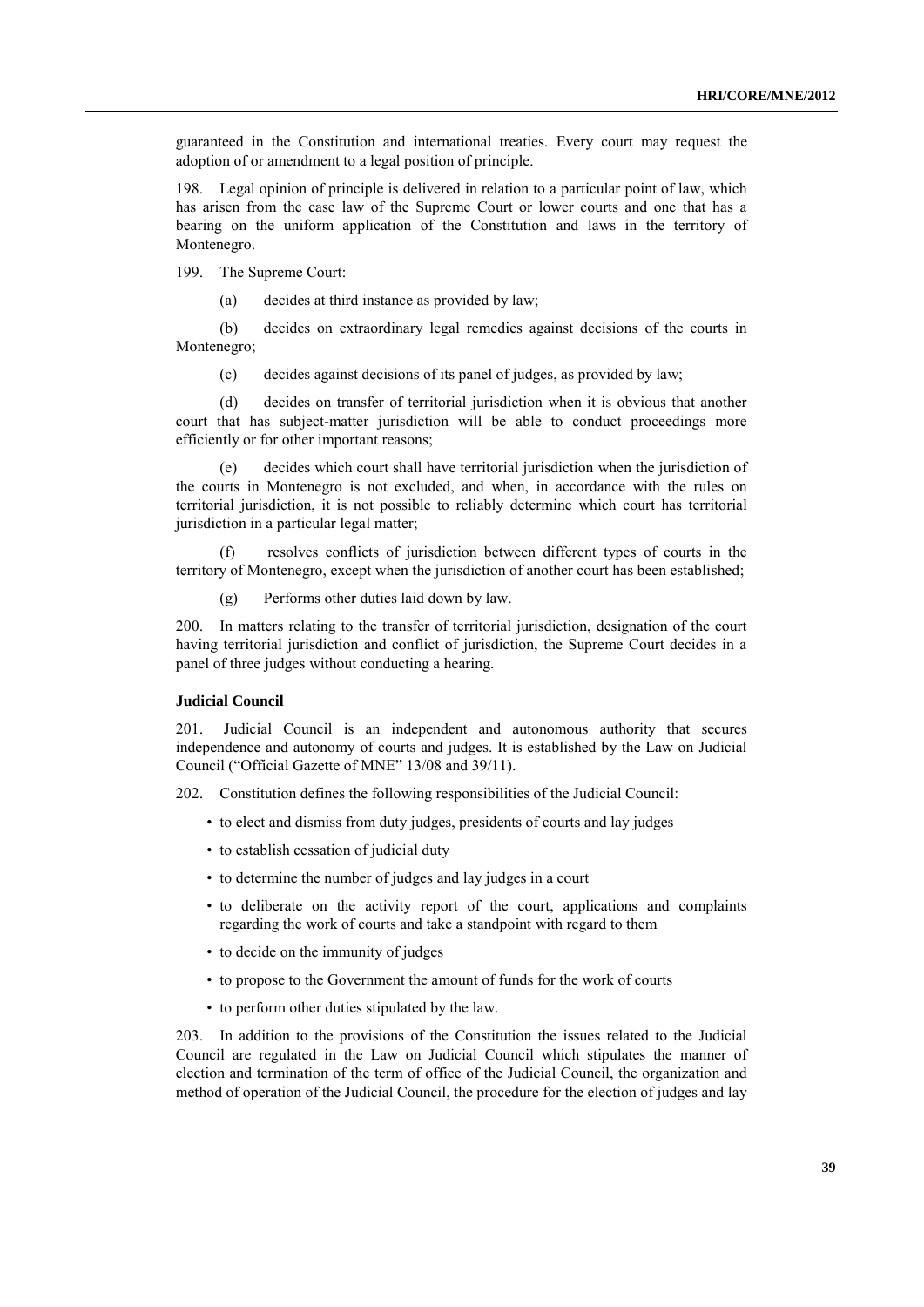guaranteed in the Constitution and international treaties. Every court may request the adoption of or amendment to a legal position of principle.

198. Legal opinion of principle is delivered in relation to a particular point of law, which has arisen from the case law of the Supreme Court or lower courts and one that has a bearing on the uniform application of the Constitution and laws in the territory of Montenegro.

199. The Supreme Court:

(a) decides at third instance as provided by law;

(b) decides on extraordinary legal remedies against decisions of the courts in Montenegro;

(c) decides against decisions of its panel of judges, as provided by law;

(d) decides on transfer of territorial jurisdiction when it is obvious that another court that has subject-matter jurisdiction will be able to conduct proceedings more efficiently or for other important reasons;

(e) decides which court shall have territorial jurisdiction when the jurisdiction of the courts in Montenegro is not excluded, and when, in accordance with the rules on territorial jurisdiction, it is not possible to reliably determine which court has territorial jurisdiction in a particular legal matter;

(f) resolves conflicts of jurisdiction between different types of courts in the territory of Montenegro, except when the jurisdiction of another court has been established;

(g) Performs other duties laid down by law.

200. In matters relating to the transfer of territorial jurisdiction, designation of the court having territorial jurisdiction and conflict of jurisdiction, the Supreme Court decides in a panel of three judges without conducting a hearing.

**Judicial Council**

201. Judicial Council is an independent and autonomous authority that secures independence and autonomy of courts and judges. It is established by the Law on Judicial Council ("Official Gazette of MNE" 13/08 and 39/11).

202. Constitution defines the following responsibilities of the Judicial Council:

- to elect and dismiss from duty judges, presidents of courts and lay judges
- to establish cessation of judicial duty
- to determine the number of judges and lay judges in a court
- to deliberate on the activity report of the court, applications and complaints regarding the work of courts and take a standpoint with regard to them
- to decide on the immunity of judges
- to propose to the Government the amount of funds for the work of courts
- to perform other duties stipulated by the law.

203. In addition to the provisions of the Constitution the issues related to the Judicial Council are regulated in the Law on Judicial Council which stipulates the manner of election and termination of the term of office of the Judicial Council, the organization and method of operation of the Judicial Council, the procedure for the election of judges and lay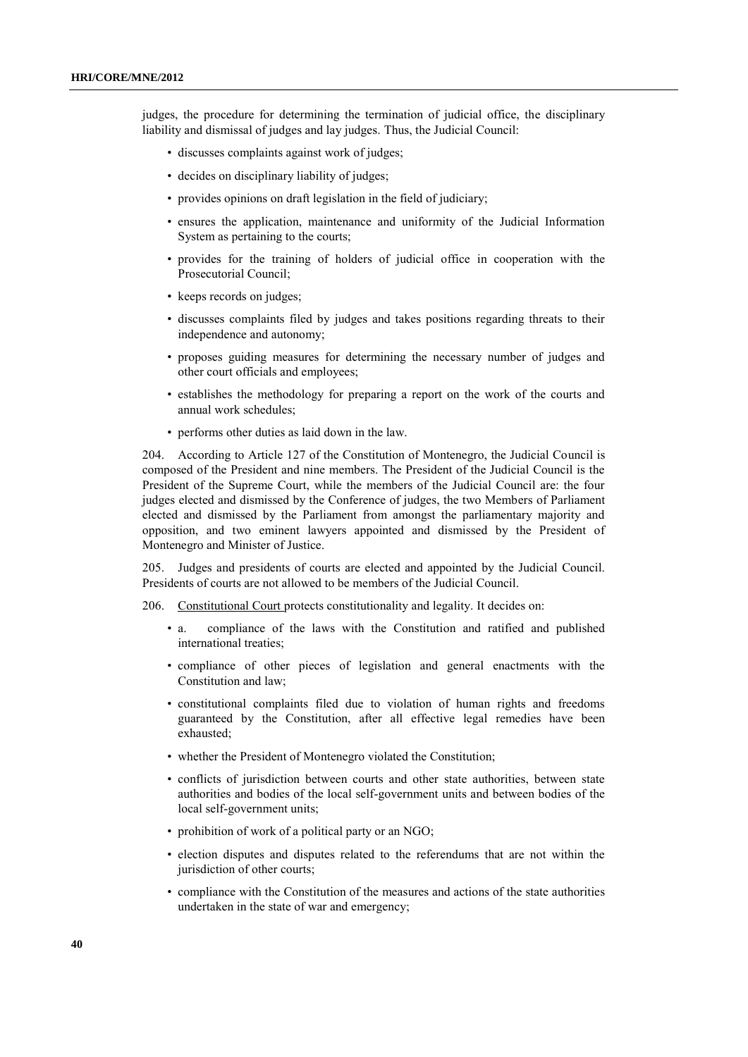judges, the procedure for determining the termination of judicial office, the disciplinary liability and dismissal of judges and lay judges. Thus, the Judicial Council:

- discusses complaints against work of judges;
- decides on disciplinary liability of judges;
- provides opinions on draft legislation in the field of judiciary;
- ensures the application, maintenance and uniformity of the Judicial Information System as pertaining to the courts;
- provides for the training of holders of judicial office in cooperation with the Prosecutorial Council;
- keeps records on judges;
- discusses complaints filed by judges and takes positions regarding threats to their independence and autonomy;
- proposes guiding measures for determining the necessary number of judges and other court officials and employees;
- establishes the methodology for preparing a report on the work of the courts and annual work schedules;
- performs other duties as laid down in the law.

204. According to Article 127 of the Constitution of Montenegro, the Judicial Council is composed of the President and nine members. The President of the Judicial Council is the President of the Supreme Court, while the members of the Judicial Council are: the four judges elected and dismissed by the Conference of judges, the two Members of Parliament elected and dismissed by the Parliament from amongst the parliamentary majority and opposition, and two eminent lawyers appointed and dismissed by the President of Montenegro and Minister of Justice.

205. Judges and presidents of courts are elected and appointed by the Judicial Council. Presidents of courts are not allowed to be members of the Judicial Council.

206. Constitutional Court protects constitutionality and legality. It decides on:

- a. compliance of the laws with the Constitution and ratified and published international treaties;
- compliance of other pieces of legislation and general enactments with the Constitution and law;
- constitutional complaints filed due to violation of human rights and freedoms guaranteed by the Constitution, after all effective legal remedies have been exhausted;
- whether the President of Montenegro violated the Constitution;
- conflicts of jurisdiction between courts and other state authorities, between state authorities and bodies of the local self-government units and between bodies of the local self-government units;
- prohibition of work of a political party or an NGO;
- election disputes and disputes related to the referendums that are not within the jurisdiction of other courts;
- compliance with the Constitution of the measures and actions of the state authorities undertaken in the state of war and emergency;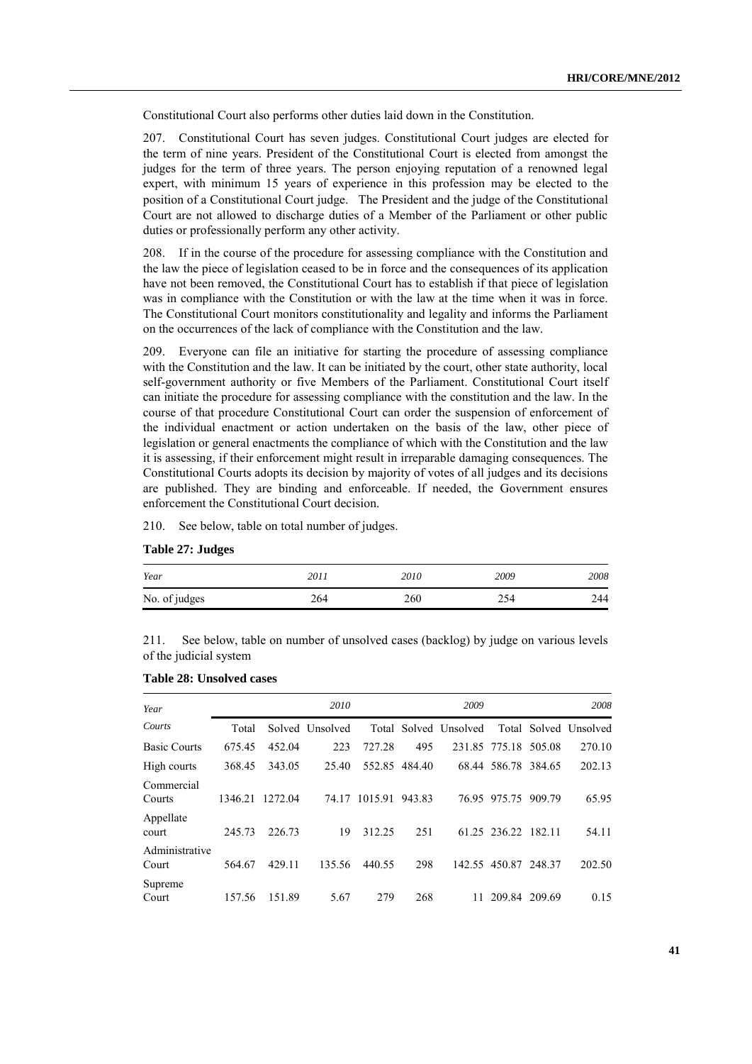Constitutional Court also performs other duties laid down in the Constitution.

207. Constitutional Court has seven judges. Constitutional Court judges are elected for the term of nine years. President of the Constitutional Court is elected from amongst the judges for the term of three years. The person enjoying reputation of a renowned legal expert, with minimum 15 years of experience in this profession may be elected to the position of a Constitutional Court judge. The President and the judge of the Constitutional Court are not allowed to discharge duties of a Member of the Parliament or other public duties or professionally perform any other activity.

208. If in the course of the procedure for assessing compliance with the Constitution and the law the piece of legislation ceased to be in force and the consequences of its application have not been removed, the Constitutional Court has to establish if that piece of legislation was in compliance with the Constitution or with the law at the time when it was in force. The Constitutional Court monitors constitutionality and legality and informs the Parliament on the occurrences of the lack of compliance with the Constitution and the law.

209. Everyone can file an initiative for starting the procedure of assessing compliance with the Constitution and the law. It can be initiated by the court, other state authority, local self-government authority or five Members of the Parliament. Constitutional Court itself can initiate the procedure for assessing compliance with the constitution and the law. In the course of that procedure Constitutional Court can order the suspension of enforcement of the individual enactment or action undertaken on the basis of the law, other piece of legislation or general enactments the compliance of which with the Constitution and the law it is assessing, if their enforcement might result in irreparable damaging consequences. The Constitutional Courts adopts its decision by majority of votes of all judges and its decisions are published. They are binding and enforceable. If needed, the Government ensures enforcement the Constitutional Court decision.

210. See below, table on total number of judges.

**Table 27: Judges**

| *Year* | *2011* | *2010* | *2009* | *2008* |
|---|---|---|---|---|
| No. of judges | 264 | 260 | 254 | 244 |

211. See below, table on number of unsolved cases (backlog) by judge on various levels of the judicial system

**Table 28: Unsolved cases**

| *Year* | *2010* | | | *2009* | | | *2008* | | |
|---|---|---|---|---|---|---|---|---|---|
| *Courts* | Total | Solved | Unsolved | Total | Solved | Unsolved | Total | Solved | Unsolved |
| Basic Courts | 675.45 | 452.04 | 223 | 727.28 | 495 | 231.85 | 775.18 | 505.08 | 270.10 |
| High courts | 368.45 | 343.05 | 25.40 | 552.85 | 484.40 | 68.44 | 586.78 | 384.65 | 202.13 |
| Commercial Courts | 1346.21 | 1272.04 | 74.17 | 1015.91 | 943.83 | 76.95 | 975.75 | 909.79 | 65.95 |
| Appellate court | 245.73 | 226.73 | 19 | 312.25 | 251 | 61.25 | 236.22 | 182.11 | 54.11 |
| Administrative Court | 564.67 | 429.11 | 135.56 | 440.55 | 298 | 142.55 | 450.87 | 248.37 | 202.50 |
| Supreme Court | 157.56 | 151.89 | 5.67 | 279 | 268 | 11 | 209.84 | 209.69 | 0.15 |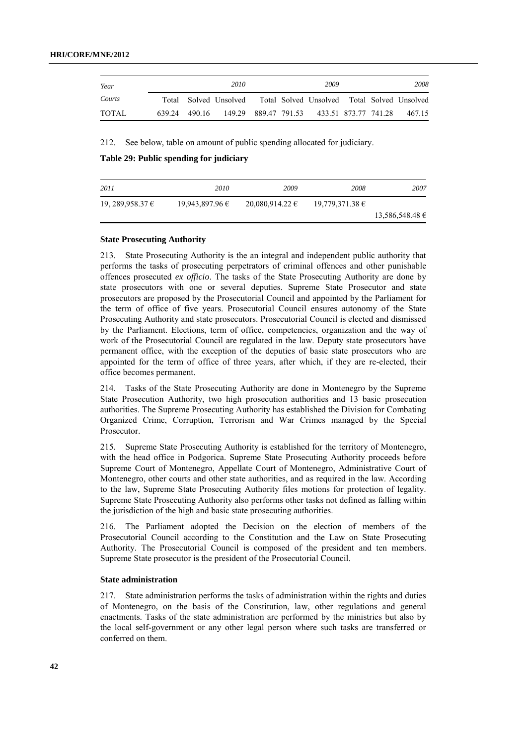| Year | 2010 | | | 2009 | | | 2008 | | |
|---|---|---|---|---|---|---|---|---|---|
| Courts | Total | Solved | Unsolved | Total | Solved | Unsolved | Total | Solved | Unsolved |
| TOTAL | 639.24 | 490.16 | 149.29 | 889.47 | 791.53 | 433.51 | 873.77 | 741.28 | 467.15 |

212. See below, table on amount of public spending allocated for judiciary.

**Table 29: Public spending for judiciary**

| 2011 | 2010 | 2009 | 2008 | 2007 |
|---|---|---|---|---|
| 19, 289,958.37 € | 19,943,897.96 € | 20,080,914.22 € | 19,779,371.38 € | 13,586,548.48 € |

### State Prosecuting Authority

213. State Prosecuting Authority is the an integral and independent public authority that performs the tasks of prosecuting perpetrators of criminal offences and other punishable offences prosecuted *ex officio*. The tasks of the State Prosecuting Authority are done by state prosecutors with one or several deputies. Supreme State Prosecutor and state prosecutors are proposed by the Prosecutorial Council and appointed by the Parliament for the term of office of five years. Prosecutorial Council ensures autonomy of the State Prosecuting Authority and state prosecutors. Prosecutorial Council is elected and dismissed by the Parliament. Elections, term of office, competencies, organization and the way of work of the Prosecutorial Council are regulated in the law. Deputy state prosecutors have permanent office, with the exception of the deputies of basic state prosecutors who are appointed for the term of office of three years, after which, if they are re-elected, their office becomes permanent.

214. Tasks of the State Prosecuting Authority are done in Montenegro by the Supreme State Prosecution Authority, two high prosecution authorities and 13 basic prosecution authorities. The Supreme Prosecuting Authority has established the Division for Combating Organized Crime, Corruption, Terrorism and War Crimes managed by the Special Prosecutor.

215. Supreme State Prosecuting Authority is established for the territory of Montenegro, with the head office in Podgorica. Supreme State Prosecuting Authority proceeds before Supreme Court of Montenegro, Appellate Court of Montenegro, Administrative Court of Montenegro, other courts and other state authorities, and as required in the law. According to the law, Supreme State Prosecuting Authority files motions for protection of legality. Supreme State Prosecuting Authority also performs other tasks not defined as falling within the jurisdiction of the high and basic state prosecuting authorities.

216. The Parliament adopted the Decision on the election of members of the Prosecutorial Council according to the Constitution and the Law on State Prosecuting Authority. The Prosecutorial Council is composed of the president and ten members. Supreme State prosecutor is the president of the Prosecutorial Council.

### State administration

217. State administration performs the tasks of administration within the rights and duties of Montenegro, on the basis of the Constitution, law, other regulations and general enactments. Tasks of the state administration are performed by the ministries but also by the local self-government or any other legal person where such tasks are transferred or conferred on them.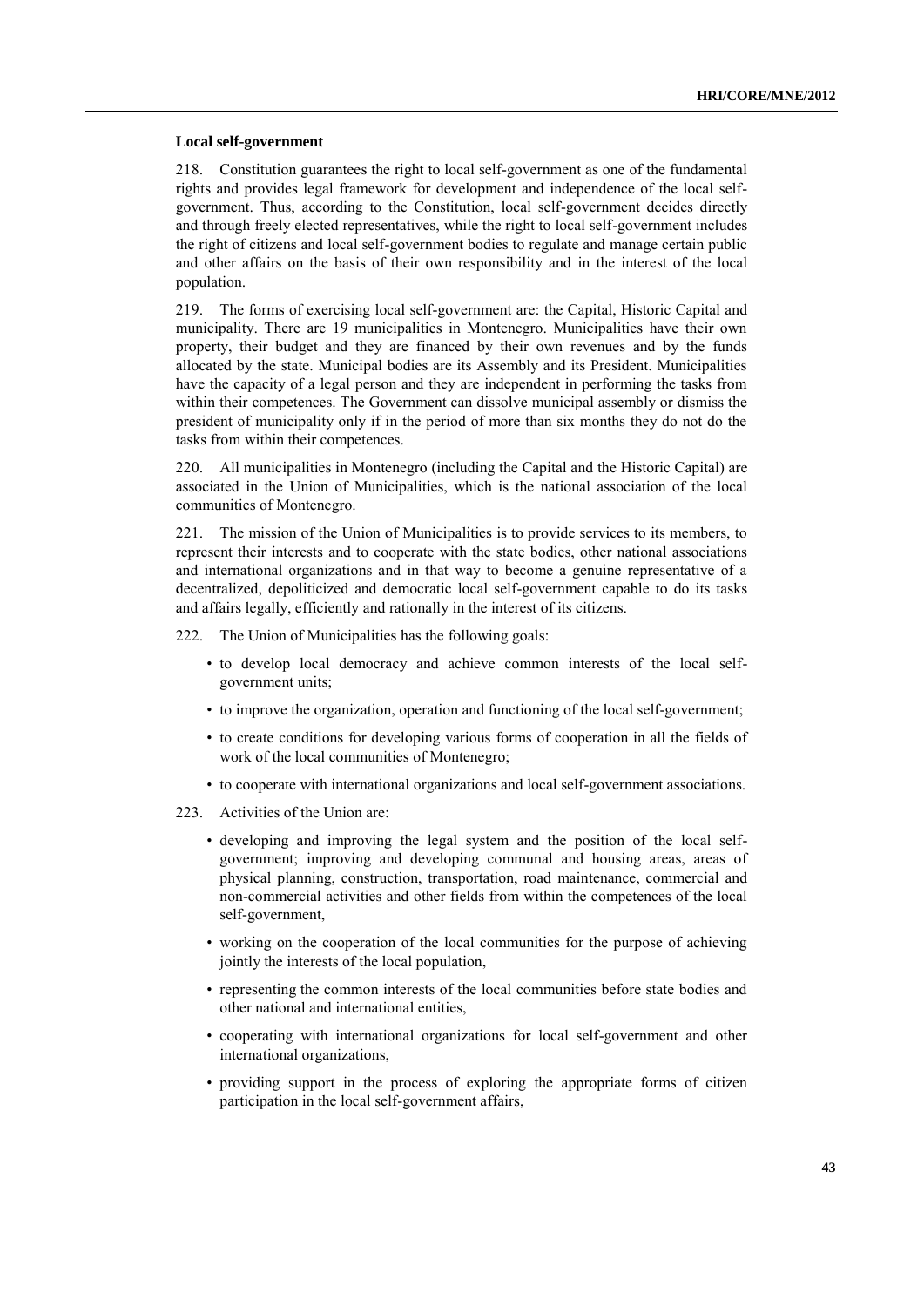**Local self-government**

218. Constitution guarantees the right to local self-government as one of the fundamental rights and provides legal framework for development and independence of the local self-government. Thus, according to the Constitution, local self-government decides directly and through freely elected representatives, while the right to local self-government includes the right of citizens and local self-government bodies to regulate and manage certain public and other affairs on the basis of their own responsibility and in the interest of the local population.

219. The forms of exercising local self-government are: the Capital, Historic Capital and municipality. There are 19 municipalities in Montenegro. Municipalities have their own property, their budget and they are financed by their own revenues and by the funds allocated by the state. Municipal bodies are its Assembly and its President. Municipalities have the capacity of a legal person and they are independent in performing the tasks from within their competences. The Government can dissolve municipal assembly or dismiss the president of municipality only if in the period of more than six months they do not do the tasks from within their competences.

220. All municipalities in Montenegro (including the Capital and the Historic Capital) are associated in the Union of Municipalities, which is the national association of the local communities of Montenegro.

221. The mission of the Union of Municipalities is to provide services to its members, to represent their interests and to cooperate with the state bodies, other national associations and international organizations and in that way to become a genuine representative of a decentralized, depoliticized and democratic local self-government capable to do its tasks and affairs legally, efficiently and rationally in the interest of its citizens.

222. The Union of Municipalities has the following goals:

- to develop local democracy and achieve common interests of the local self-government units;
- to improve the organization, operation and functioning of the local self-government;
- to create conditions for developing various forms of cooperation in all the fields of work of the local communities of Montenegro;
- to cooperate with international organizations and local self-government associations.

223. Activities of the Union are:

- developing and improving the legal system and the position of the local self-government; improving and developing communal and housing areas, areas of physical planning, construction, transportation, road maintenance, commercial and non-commercial activities and other fields from within the competences of the local self-government,
- working on the cooperation of the local communities for the purpose of achieving jointly the interests of the local population,
- representing the common interests of the local communities before state bodies and other national and international entities,
- cooperating with international organizations for local self-government and other international organizations,
- providing support in the process of exploring the appropriate forms of citizen participation in the local self-government affairs,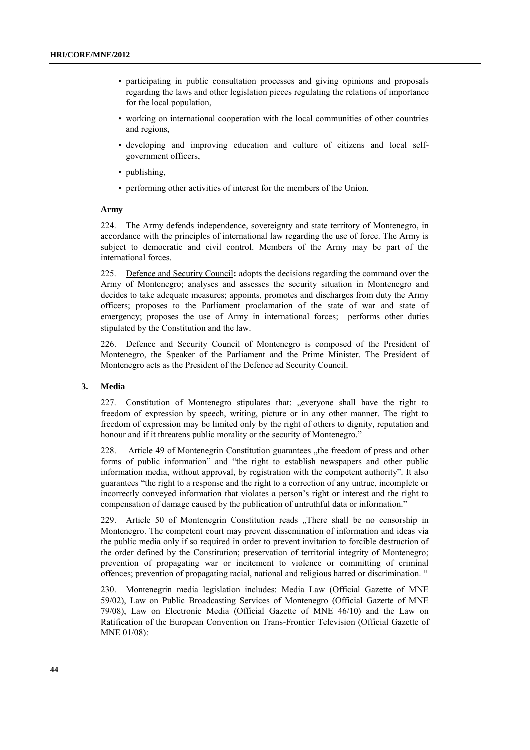- participating in public consultation processes and giving opinions and proposals regarding the laws and other legislation pieces regulating the relations of importance for the local population,
- working on international cooperation with the local communities of other countries and regions,
- developing and improving education and culture of citizens and local self-government officers,
- publishing,
- performing other activities of interest for the members of the Union.

#### Army

224. The Army defends independence, sovereignty and state territory of Montenegro, in accordance with the principles of international law regarding the use of force. The Army is subject to democratic and civil control. Members of the Army may be part of the international forces.

225. Defence and Security Council**:** adopts the decisions regarding the command over the Army of Montenegro; analyses and assesses the security situation in Montenegro and decides to take adequate measures; appoints, promotes and discharges from duty the Army officers; proposes to the Parliament proclamation of the state of war and state of emergency; proposes the use of Army in international forces; performs other duties stipulated by the Constitution and the law.

226. Defence and Security Council of Montenegro is composed of the President of Montenegro, the Speaker of the Parliament and the Prime Minister. The President of Montenegro acts as the President of the Defence ad Security Council.

### 3. Media

227. Constitution of Montenegro stipulates that: „everyone shall have the right to freedom of expression by speech, writing, picture or in any other manner. The right to freedom of expression may be limited only by the right of others to dignity, reputation and honour and if it threatens public morality or the security of Montenegro."

228. Article 49 of Montenegrin Constitution guarantees „the freedom of press and other forms of public information" and "the right to establish newspapers and other public information media, without approval, by registration with the competent authority". It also guarantees "the right to a response and the right to a correction of any untrue, incomplete or incorrectly conveyed information that violates a person's right or interest and the right to compensation of damage caused by the publication of untruthful data or information."

229. Article 50 of Montenegrin Constitution reads „There shall be no censorship in Montenegro. The competent court may prevent dissemination of information and ideas via the public media only if so required in order to prevent invitation to forcible destruction of the order defined by the Constitution; preservation of territorial integrity of Montenegro; prevention of propagating war or incitement to violence or committing of criminal offences; prevention of propagating racial, national and religious hatred or discrimination. "

230. Montenegrin media legislation includes: Media Law (Official Gazette of MNE 59/02), Law on Public Broadcasting Services of Montenegro (Official Gazette of MNE 79/08), Law on Electronic Media (Official Gazette of MNE 46/10) and the Law on Ratification of the European Convention on Trans-Frontier Television (Official Gazette of MNE 01/08):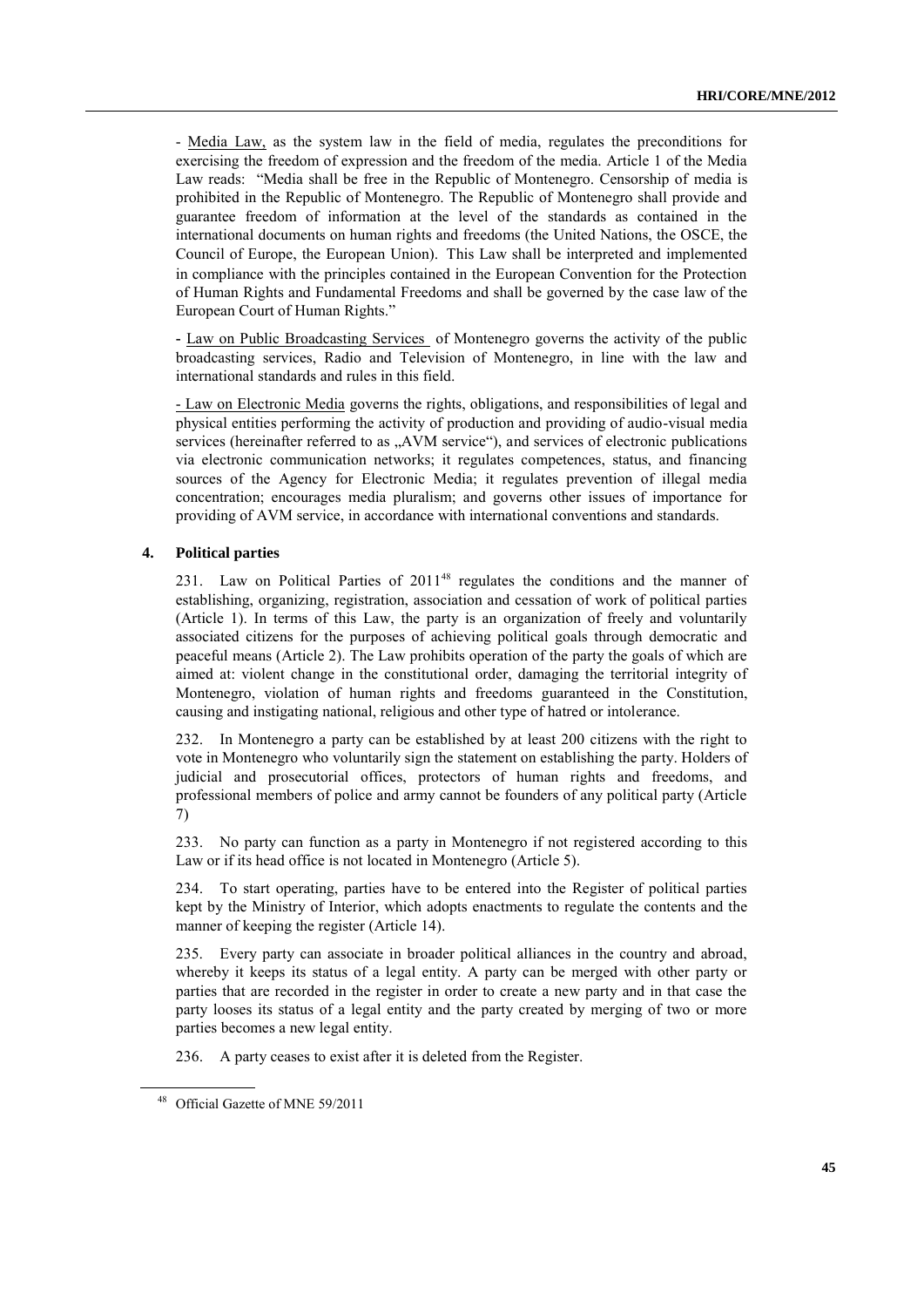- Media Law, as the system law in the field of media, regulates the preconditions for exercising the freedom of expression and the freedom of the media. Article 1 of the Media Law reads: "Media shall be free in the Republic of Montenegro. Censorship of media is prohibited in the Republic of Montenegro. The Republic of Montenegro shall provide and guarantee freedom of information at the level of the standards as contained in the international documents on human rights and freedoms (the United Nations, the OSCE, the Council of Europe, the European Union). This Law shall be interpreted and implemented in compliance with the principles contained in the European Convention for the Protection of Human Rights and Fundamental Freedoms and shall be governed by the case law of the European Court of Human Rights."

- Law on Public Broadcasting Services of Montenegro governs the activity of the public broadcasting services, Radio and Television of Montenegro, in line with the law and international standards and rules in this field.

- Law on Electronic Media governs the rights, obligations, and responsibilities of legal and physical entities performing the activity of production and providing of audio-visual media services (hereinafter referred to as „AVM service"), and services of electronic publications via electronic communication networks; it regulates competences, status, and financing sources of the Agency for Electronic Media; it regulates prevention of illegal media concentration; encourages media pluralism; and governs other issues of importance for providing of AVM service, in accordance with international conventions and standards.

### 4. Political parties

231. Law on Political Parties of 2011[48] regulates the conditions and the manner of establishing, organizing, registration, association and cessation of work of political parties (Article 1). In terms of this Law, the party is an organization of freely and voluntarily associated citizens for the purposes of achieving political goals through democratic and peaceful means (Article 2). The Law prohibits operation of the party the goals of which are aimed at: violent change in the constitutional order, damaging the territorial integrity of Montenegro, violation of human rights and freedoms guaranteed in the Constitution, causing and instigating national, religious and other type of hatred or intolerance.

232. In Montenegro a party can be established by at least 200 citizens with the right to vote in Montenegro who voluntarily sign the statement on establishing the party. Holders of judicial and prosecutorial offices, protectors of human rights and freedoms, and professional members of police and army cannot be founders of any political party (Article 7)

233. No party can function as a party in Montenegro if not registered according to this Law or if its head office is not located in Montenegro (Article 5).

234. To start operating, parties have to be entered into the Register of political parties kept by the Ministry of Interior, which adopts enactments to regulate the contents and the manner of keeping the register (Article 14).

235. Every party can associate in broader political alliances in the country and abroad, whereby it keeps its status of a legal entity. A party can be merged with other party or parties that are recorded in the register in order to create a new party and in that case the party looses its status of a legal entity and the party created by merging of two or more parties becomes a new legal entity.

236. A party ceases to exist after it is deleted from the Register.

---

[48] Official Gazette of MNE 59/2011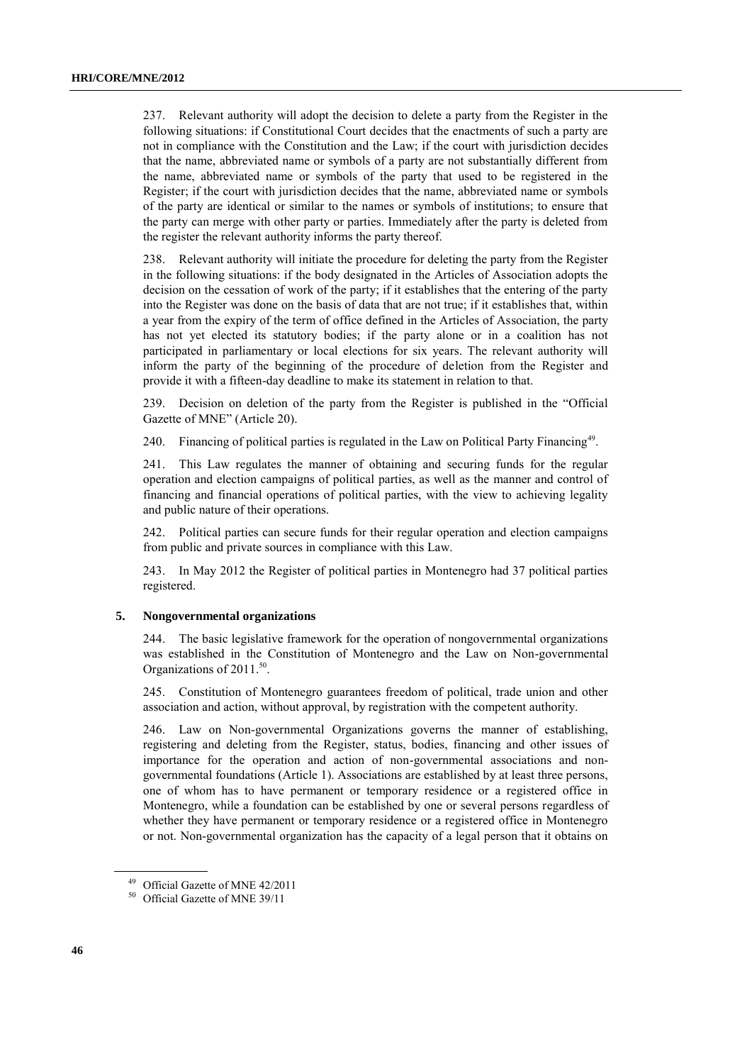237. Relevant authority will adopt the decision to delete a party from the Register in the following situations: if Constitutional Court decides that the enactments of such a party are not in compliance with the Constitution and the Law; if the court with jurisdiction decides that the name, abbreviated name or symbols of a party are not substantially different from the name, abbreviated name or symbols of the party that used to be registered in the Register; if the court with jurisdiction decides that the name, abbreviated name or symbols of the party are identical or similar to the names or symbols of institutions; to ensure that the party can merge with other party or parties. Immediately after the party is deleted from the register the relevant authority informs the party thereof.

238. Relevant authority will initiate the procedure for deleting the party from the Register in the following situations: if the body designated in the Articles of Association adopts the decision on the cessation of work of the party; if it establishes that the entering of the party into the Register was done on the basis of data that are not true; if it establishes that, within a year from the expiry of the term of office defined in the Articles of Association, the party has not yet elected its statutory bodies; if the party alone or in a coalition has not participated in parliamentary or local elections for six years. The relevant authority will inform the party of the beginning of the procedure of deletion from the Register and provide it with a fifteen-day deadline to make its statement in relation to that.

239. Decision on deletion of the party from the Register is published in the "Official Gazette of MNE" (Article 20).

240. Financing of political parties is regulated in the Law on Political Party Financing[49].

241. This Law regulates the manner of obtaining and securing funds for the regular operation and election campaigns of political parties, as well as the manner and control of financing and financial operations of political parties, with the view to achieving legality and public nature of their operations.

242. Political parties can secure funds for their regular operation and election campaigns from public and private sources in compliance with this Law.

243. In May 2012 the Register of political parties in Montenegro had 37 political parties registered.

### 5. Nongovernmental organizations

244. The basic legislative framework for the operation of nongovernmental organizations was established in the Constitution of Montenegro and the Law on Non-governmental Organizations of 2011.[50].

245. Constitution of Montenegro guarantees freedom of political, trade union and other association and action, without approval, by registration with the competent authority.

246. Law on Non-governmental Organizations governs the manner of establishing, registering and deleting from the Register, status, bodies, financing and other issues of importance for the operation and action of non-governmental associations and non-governmental foundations (Article 1). Associations are established by at least three persons, one of whom has to have permanent or temporary residence or a registered office in Montenegro, while a foundation can be established by one or several persons regardless of whether they have permanent or temporary residence or a registered office in Montenegro or not. Non-governmental organization has the capacity of a legal person that it obtains on

---

[49] Official Gazette of MNE 42/2011

[50] Official Gazette of MNE 39/11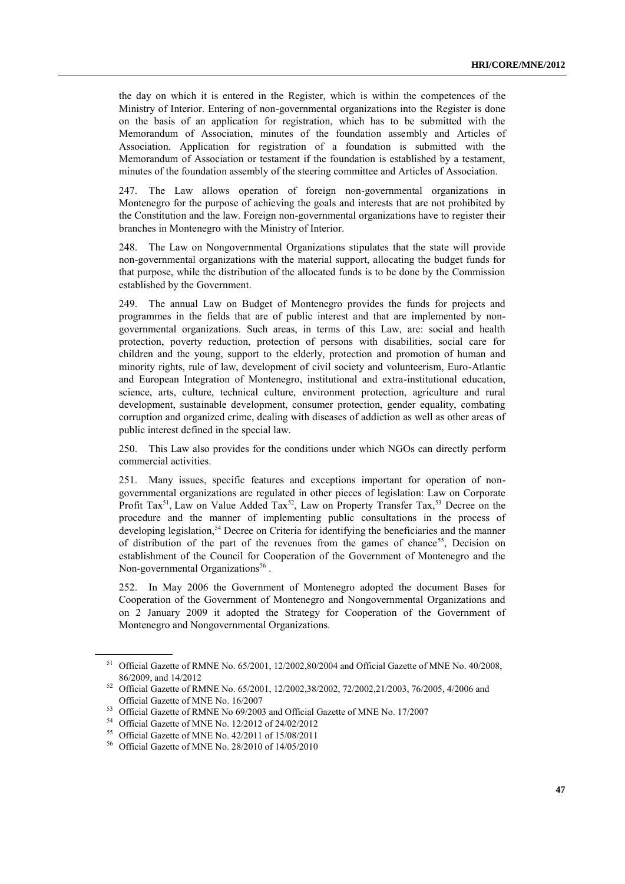the day on which it is entered in the Register, which is within the competences of the Ministry of Interior. Entering of non-governmental organizations into the Register is done on the basis of an application for registration, which has to be submitted with the Memorandum of Association, minutes of the foundation assembly and Articles of Association. Application for registration of a foundation is submitted with the Memorandum of Association or testament if the foundation is established by a testament, minutes of the foundation assembly of the steering committee and Articles of Association.

247. The Law allows operation of foreign non-governmental organizations in Montenegro for the purpose of achieving the goals and interests that are not prohibited by the Constitution and the law. Foreign non-governmental organizations have to register their branches in Montenegro with the Ministry of Interior.

248. The Law on Nongovernmental Organizations stipulates that the state will provide non-governmental organizations with the material support, allocating the budget funds for that purpose, while the distribution of the allocated funds is to be done by the Commission established by the Government.

249. The annual Law on Budget of Montenegro provides the funds for projects and programmes in the fields that are of public interest and that are implemented by non-governmental organizations. Such areas, in terms of this Law, are: social and health protection, poverty reduction, protection of persons with disabilities, social care for children and the young, support to the elderly, protection and promotion of human and minority rights, rule of law, development of civil society and volunteerism, Euro-Atlantic and European Integration of Montenegro, institutional and extra-institutional education, science, arts, culture, technical culture, environment protection, agriculture and rural development, sustainable development, consumer protection, gender equality, combating corruption and organized crime, dealing with diseases of addiction as well as other areas of public interest defined in the special law.

250. This Law also provides for the conditions under which NGOs can directly perform commercial activities.

251. Many issues, specific features and exceptions important for operation of non-governmental organizations are regulated in other pieces of legislation: Law on Corporate Profit Tax[51], Law on Value Added Tax[52], Law on Property Transfer Tax,[53] Decree on the procedure and the manner of implementing public consultations in the process of developing legislation,[54] Decree on Criteria for identifying the beneficiaries and the manner of distribution of the part of the revenues from the games of chance[55], Decision on establishment of the Council for Cooperation of the Government of Montenegro and the Non-governmental Organizations[56] .

252. In May 2006 the Government of Montenegro adopted the document Bases for Cooperation of the Government of Montenegro and Nongovernmental Organizations and on 2 January 2009 it adopted the Strategy for Cooperation of the Government of Montenegro and Nongovernmental Organizations.

---

[51] Official Gazette of RMNE No. 65/2001, 12/2002,80/2004 and Official Gazette of MNE No. 40/2008, 86/2009, and 14/2012

[52] Official Gazette of RMNE No. 65/2001, 12/2002,38/2002, 72/2002,21/2003, 76/2005, 4/2006 and Official Gazette of MNE No. 16/2007

[53] Official Gazette of RMNE No 69/2003 and Official Gazette of MNE No. 17/2007

[54] Official Gazette of MNE No. 12/2012 of 24/02/2012

[55] Official Gazette of MNE No. 42/2011 of 15/08/2011

[56] Official Gazette of MNE No. 28/2010 of 14/05/2010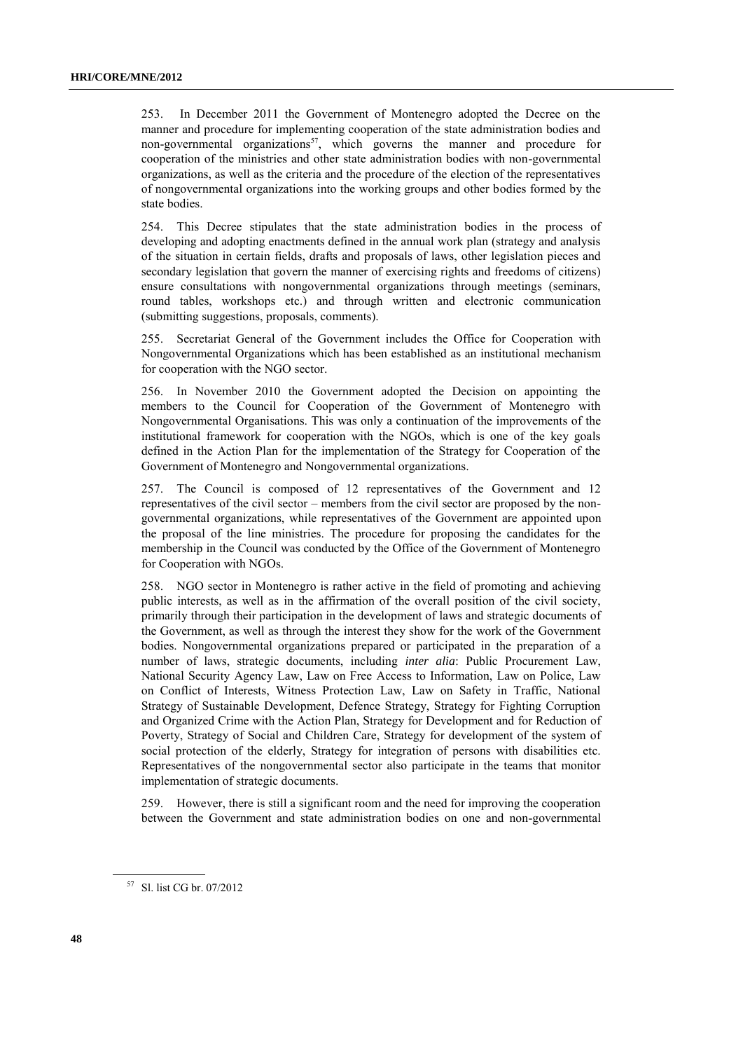253. In December 2011 the Government of Montenegro adopted the Decree on the manner and procedure for implementing cooperation of the state administration bodies and non-governmental organizations[57], which governs the manner and procedure for cooperation of the ministries and other state administration bodies with non-governmental organizations, as well as the criteria and the procedure of the election of the representatives of nongovernmental organizations into the working groups and other bodies formed by the state bodies.

254. This Decree stipulates that the state administration bodies in the process of developing and adopting enactments defined in the annual work plan (strategy and analysis of the situation in certain fields, drafts and proposals of laws, other legislation pieces and secondary legislation that govern the manner of exercising rights and freedoms of citizens) ensure consultations with nongovernmental organizations through meetings (seminars, round tables, workshops etc.) and through written and electronic communication (submitting suggestions, proposals, comments).

255. Secretariat General of the Government includes the Office for Cooperation with Nongovernmental Organizations which has been established as an institutional mechanism for cooperation with the NGO sector.

256. In November 2010 the Government adopted the Decision on appointing the members to the Council for Cooperation of the Government of Montenegro with Nongovernmental Organisations. This was only a continuation of the improvements of the institutional framework for cooperation with the NGOs, which is one of the key goals defined in the Action Plan for the implementation of the Strategy for Cooperation of the Government of Montenegro and Nongovernmental organizations.

257. The Council is composed of 12 representatives of the Government and 12 representatives of the civil sector – members from the civil sector are proposed by the non-governmental organizations, while representatives of the Government are appointed upon the proposal of the line ministries. The procedure for proposing the candidates for the membership in the Council was conducted by the Office of the Government of Montenegro for Cooperation with NGOs.

258. NGO sector in Montenegro is rather active in the field of promoting and achieving public interests, as well as in the affirmation of the overall position of the civil society, primarily through their participation in the development of laws and strategic documents of the Government, as well as through the interest they show for the work of the Government bodies. Nongovernmental organizations prepared or participated in the preparation of a number of laws, strategic documents, including *inter alia*: Public Procurement Law, National Security Agency Law, Law on Free Access to Information, Law on Police, Law on Conflict of Interests, Witness Protection Law, Law on Safety in Traffic, National Strategy of Sustainable Development, Defence Strategy, Strategy for Fighting Corruption and Organized Crime with the Action Plan, Strategy for Development and for Reduction of Poverty, Strategy of Social and Children Care, Strategy for development of the system of social protection of the elderly, Strategy for integration of persons with disabilities etc. Representatives of the nongovernmental sector also participate in the teams that monitor implementation of strategic documents.

259. However, there is still a significant room and the need for improving the cooperation between the Government and state administration bodies on one and non-governmental

[57] Sl. list CG br. 07/2012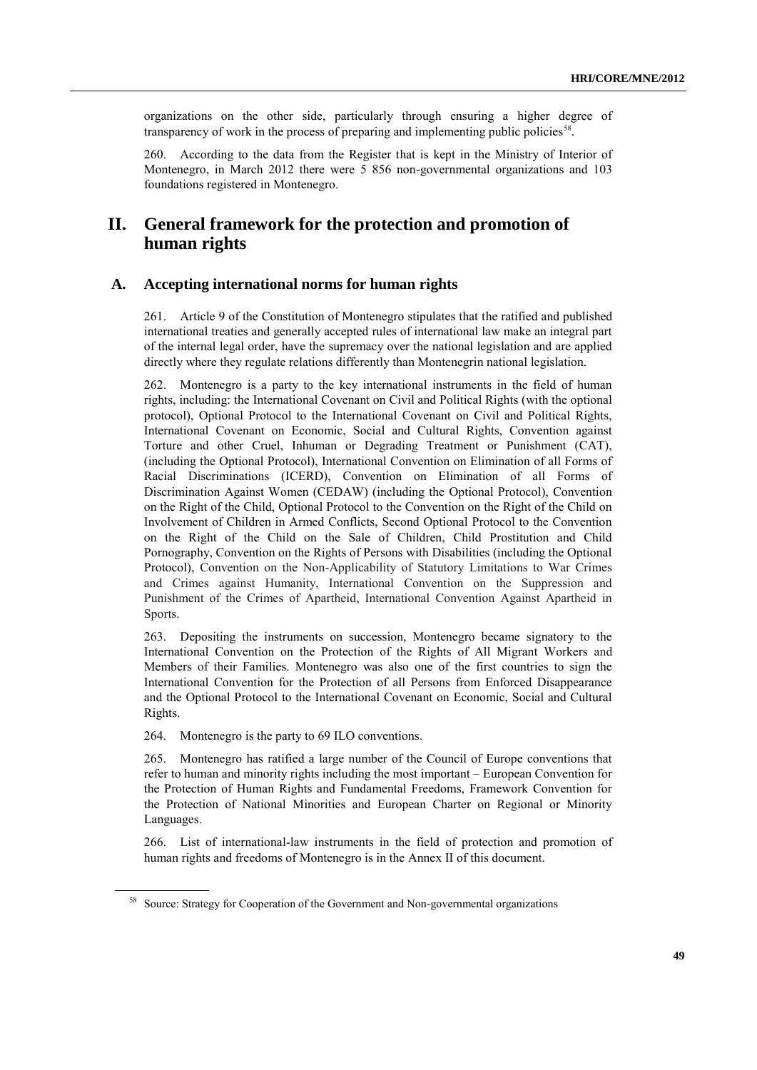organizations on the other side, particularly through ensuring a higher degree of transparency of work in the process of preparing and implementing public policies[58].

260. According to the data from the Register that is kept in the Ministry of Interior of Montenegro, in March 2012 there were 5 856 non-governmental organizations and 103 foundations registered in Montenegro.

# II. General framework for the protection and promotion of human rights

## A. Accepting international norms for human rights

261. Article 9 of the Constitution of Montenegro stipulates that the ratified and published international treaties and generally accepted rules of international law make an integral part of the internal legal order, have the supremacy over the national legislation and are applied directly where they regulate relations differently than Montenegrin national legislation.

262. Montenegro is a party to the key international instruments in the field of human rights, including: the International Covenant on Civil and Political Rights (with the optional protocol), Optional Protocol to the International Covenant on Civil and Political Rights, International Covenant on Economic, Social and Cultural Rights, Convention against Torture and other Cruel, Inhuman or Degrading Treatment or Punishment (CAT), (including the Optional Protocol), International Convention on Elimination of all Forms of Racial Discriminations (ICERD), Convention on Elimination of all Forms of Discrimination Against Women (CEDAW) (including the Optional Protocol), Convention on the Right of the Child, Optional Protocol to the Convention on the Right of the Child on Involvement of Children in Armed Conflicts, Second Optional Protocol to the Convention on the Right of the Child on the Sale of Children, Child Prostitution and Child Pornography, Convention on the Rights of Persons with Disabilities (including the Optional Protocol), Convention on the Non-Applicability of Statutory Limitations to War Crimes and Crimes against Humanity, International Convention on the Suppression and Punishment of the Crimes of Apartheid, International Convention Against Apartheid in Sports.

263. Depositing the instruments on succession, Montenegro became signatory to the International Convention on the Protection of the Rights of All Migrant Workers and Members of their Families. Montenegro was also one of the first countries to sign the International Convention for the Protection of all Persons from Enforced Disappearance and the Optional Protocol to the International Covenant on Economic, Social and Cultural Rights.

264. Montenegro is the party to 69 ILO conventions.

265. Montenegro has ratified a large number of the Council of Europe conventions that refer to human and minority rights including the most important – European Convention for the Protection of Human Rights and Fundamental Freedoms, Framework Convention for the Protection of National Minorities and European Charter on Regional or Minority Languages.

266. List of international-law instruments in the field of protection and promotion of human rights and freedoms of Montenegro is in the Annex II of this document.

[58] Source: Strategy for Cooperation of the Government and Non-governmental organizations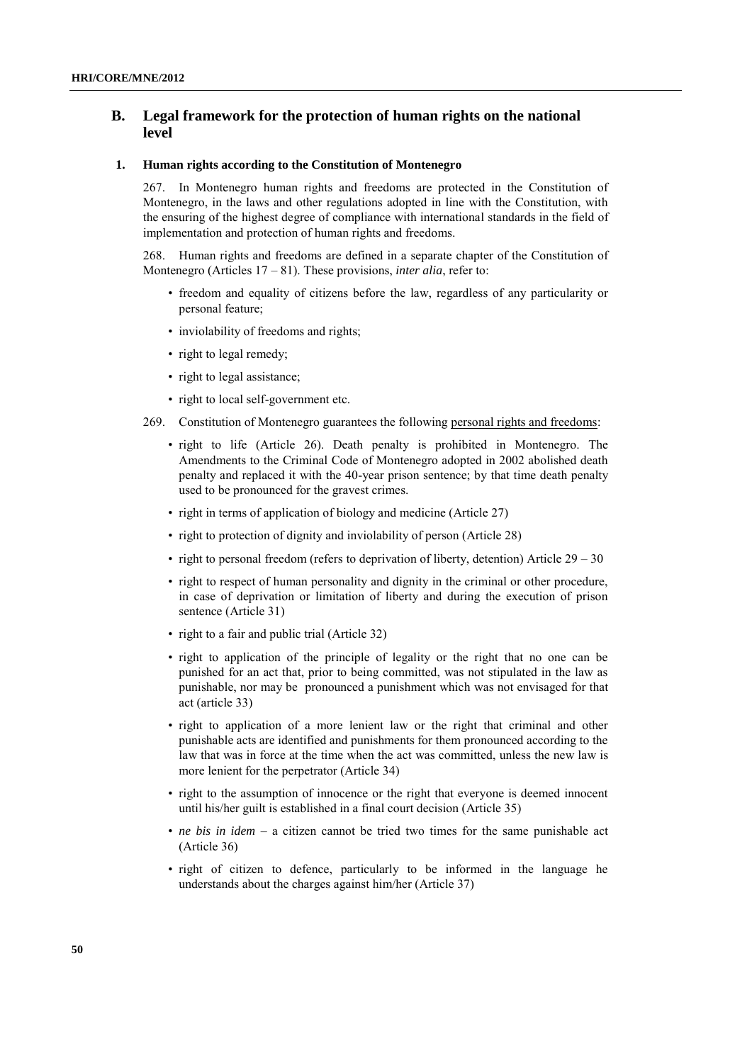## B. Legal framework for the protection of human rights on the national level

### 1. Human rights according to the Constitution of Montenegro

267. In Montenegro human rights and freedoms are protected in the Constitution of Montenegro, in the laws and other regulations adopted in line with the Constitution, with the ensuring of the highest degree of compliance with international standards in the field of implementation and protection of human rights and freedoms.

268. Human rights and freedoms are defined in a separate chapter of the Constitution of Montenegro (Articles 17 – 81). These provisions, *inter alia*, refer to:

- freedom and equality of citizens before the law, regardless of any particularity or personal feature;
- inviolability of freedoms and rights;
- right to legal remedy;
- right to legal assistance;
- right to local self-government etc.

269. Constitution of Montenegro guarantees the following <u>personal rights and freedoms</u>:

- right to life (Article 26). Death penalty is prohibited in Montenegro. The Amendments to the Criminal Code of Montenegro adopted in 2002 abolished death penalty and replaced it with the 40-year prison sentence; by that time death penalty used to be pronounced for the gravest crimes.
- right in terms of application of biology and medicine (Article 27)
- right to protection of dignity and inviolability of person (Article 28)
- right to personal freedom (refers to deprivation of liberty, detention) Article 29 – 30
- right to respect of human personality and dignity in the criminal or other procedure, in case of deprivation or limitation of liberty and during the execution of prison sentence (Article 31)
- right to a fair and public trial (Article 32)
- right to application of the principle of legality or the right that no one can be punished for an act that, prior to being committed, was not stipulated in the law as punishable, nor may be pronounced a punishment which was not envisaged for that act (article 33)
- right to application of a more lenient law or the right that criminal and other punishable acts are identified and punishments for them pronounced according to the law that was in force at the time when the act was committed, unless the new law is more lenient for the perpetrator (Article 34)
- right to the assumption of innocence or the right that everyone is deemed innocent until his/her guilt is established in a final court decision (Article 35)
- *ne bis in idem* – a citizen cannot be tried two times for the same punishable act (Article 36)
- right of citizen to defence, particularly to be informed in the language he understands about the charges against him/her (Article 37)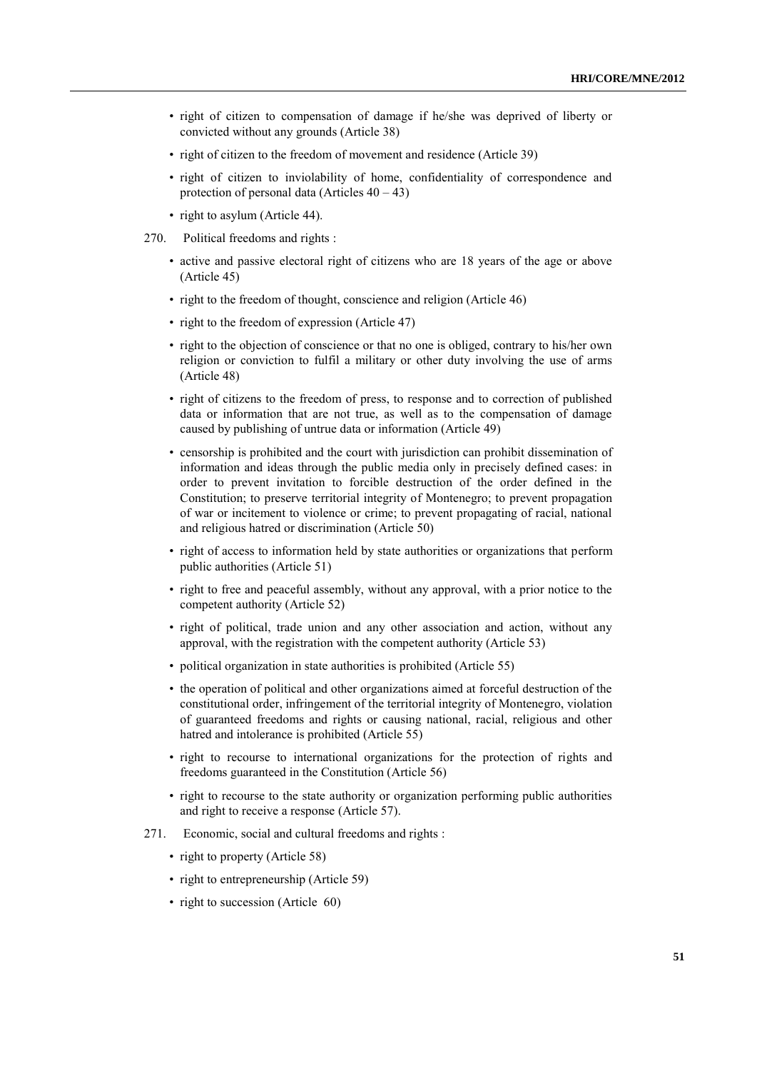- right of citizen to compensation of damage if he/she was deprived of liberty or convicted without any grounds (Article 38)
- right of citizen to the freedom of movement and residence (Article 39)
- right of citizen to inviolability of home, confidentiality of correspondence and protection of personal data (Articles 40 – 43)
- right to asylum (Article 44).

270. Political freedoms and rights :

- active and passive electoral right of citizens who are 18 years of the age or above (Article 45)
- right to the freedom of thought, conscience and religion (Article 46)
- right to the freedom of expression (Article 47)
- right to the objection of conscience or that no one is obliged, contrary to his/her own religion or conviction to fulfil a military or other duty involving the use of arms (Article 48)
- right of citizens to the freedom of press, to response and to correction of published data or information that are not true, as well as to the compensation of damage caused by publishing of untrue data or information (Article 49)
- censorship is prohibited and the court with jurisdiction can prohibit dissemination of information and ideas through the public media only in precisely defined cases: in order to prevent invitation to forcible destruction of the order defined in the Constitution; to preserve territorial integrity of Montenegro; to prevent propagation of war or incitement to violence or crime; to prevent propagating of racial, national and religious hatred or discrimination (Article 50)
- right of access to information held by state authorities or organizations that perform public authorities (Article 51)
- right to free and peaceful assembly, without any approval, with a prior notice to the competent authority (Article 52)
- right of political, trade union and any other association and action, without any approval, with the registration with the competent authority (Article 53)
- political organization in state authorities is prohibited (Article 55)
- the operation of political and other organizations aimed at forceful destruction of the constitutional order, infringement of the territorial integrity of Montenegro, violation of guaranteed freedoms and rights or causing national, racial, religious and other hatred and intolerance is prohibited (Article 55)
- right to recourse to international organizations for the protection of rights and freedoms guaranteed in the Constitution (Article 56)
- right to recourse to the state authority or organization performing public authorities and right to receive a response (Article 57).

271. Economic, social and cultural freedoms and rights :

- right to property (Article 58)
- right to entrepreneurship (Article 59)
- right to succession (Article 60)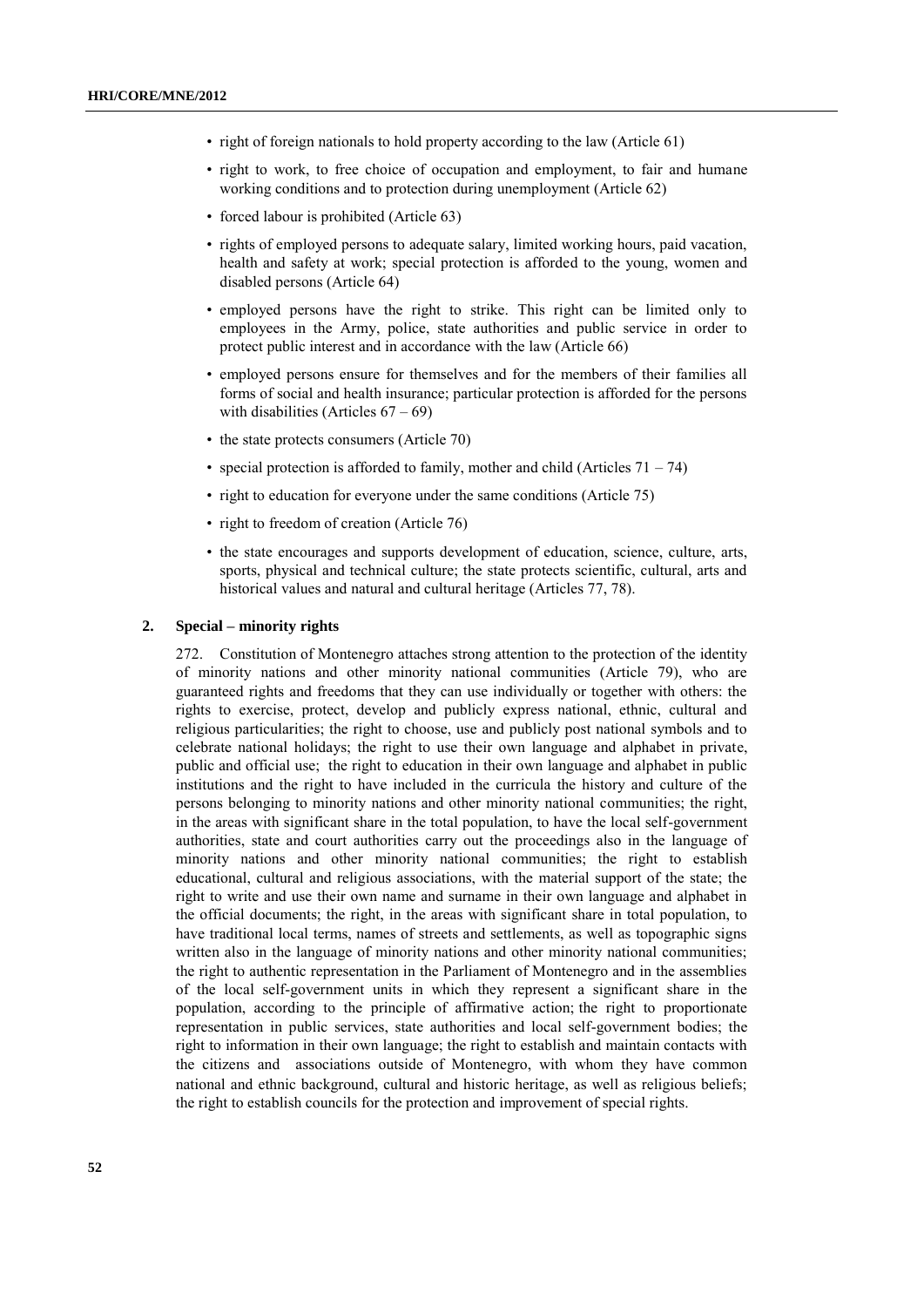- right of foreign nationals to hold property according to the law (Article 61)
- right to work, to free choice of occupation and employment, to fair and humane working conditions and to protection during unemployment (Article 62)
- forced labour is prohibited (Article 63)
- rights of employed persons to adequate salary, limited working hours, paid vacation, health and safety at work; special protection is afforded to the young, women and disabled persons (Article 64)
- employed persons have the right to strike. This right can be limited only to employees in the Army, police, state authorities and public service in order to protect public interest and in accordance with the law (Article 66)
- employed persons ensure for themselves and for the members of their families all forms of social and health insurance; particular protection is afforded for the persons with disabilities (Articles 67 – 69)
- the state protects consumers (Article 70)
- special protection is afforded to family, mother and child (Articles 71 – 74)
- right to education for everyone under the same conditions (Article 75)
- right to freedom of creation (Article 76)
- the state encourages and supports development of education, science, culture, arts, sports, physical and technical culture; the state protects scientific, cultural, arts and historical values and natural and cultural heritage (Articles 77, 78).

## 2. Special – minority rights

272. Constitution of Montenegro attaches strong attention to the protection of the identity of minority nations and other minority national communities (Article 79), who are guaranteed rights and freedoms that they can use individually or together with others: the rights to exercise, protect, develop and publicly express national, ethnic, cultural and religious particularities; the right to choose, use and publicly post national symbols and to celebrate national holidays; the right to use their own language and alphabet in private, public and official use; the right to education in their own language and alphabet in public institutions and the right to have included in the curricula the history and culture of the persons belonging to minority nations and other minority national communities; the right, in the areas with significant share in the total population, to have the local self-government authorities, state and court authorities carry out the proceedings also in the language of minority nations and other minority national communities; the right to establish educational, cultural and religious associations, with the material support of the state; the right to write and use their own name and surname in their own language and alphabet in the official documents; the right, in the areas with significant share in total population, to have traditional local terms, names of streets and settlements, as well as topographic signs written also in the language of minority nations and other minority national communities; the right to authentic representation in the Parliament of Montenegro and in the assemblies of the local self-government units in which they represent a significant share in the population, according to the principle of affirmative action; the right to proportionate representation in public services, state authorities and local self-government bodies; the right to information in their own language; the right to establish and maintain contacts with the citizens and associations outside of Montenegro, with whom they have common national and ethnic background, cultural and historic heritage, as well as religious beliefs; the right to establish councils for the protection and improvement of special rights.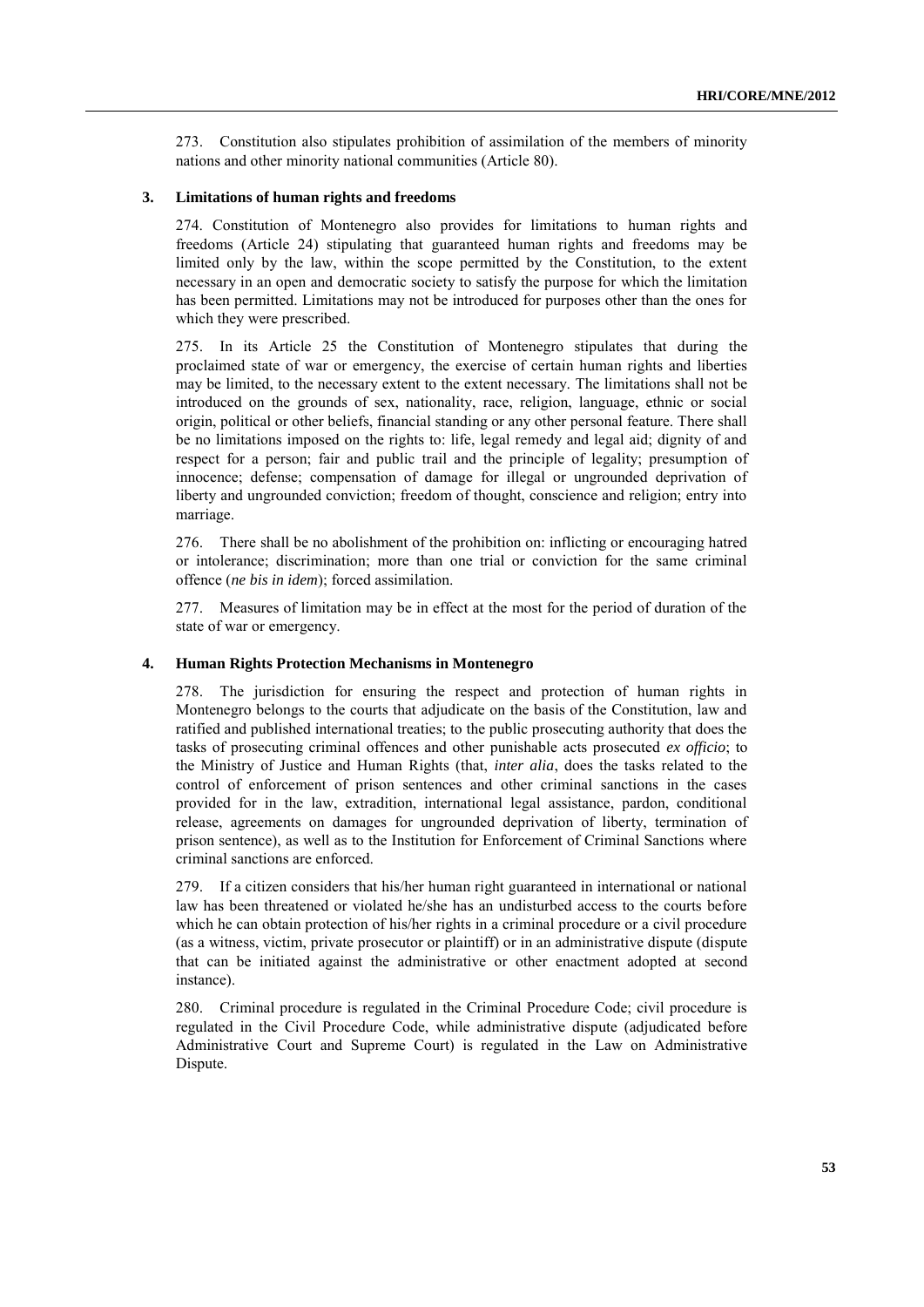273. Constitution also stipulates prohibition of assimilation of the members of minority nations and other minority national communities (Article 80).

### 3. Limitations of human rights and freedoms

274. Constitution of Montenegro also provides for limitations to human rights and freedoms (Article 24) stipulating that guaranteed human rights and freedoms may be limited only by the law, within the scope permitted by the Constitution, to the extent necessary in an open and democratic society to satisfy the purpose for which the limitation has been permitted. Limitations may not be introduced for purposes other than the ones for which they were prescribed.

275. In its Article 25 the Constitution of Montenegro stipulates that during the proclaimed state of war or emergency, the exercise of certain human rights and liberties may be limited, to the necessary extent to the extent necessary. The limitations shall not be introduced on the grounds of sex, nationality, race, religion, language, ethnic or social origin, political or other beliefs, financial standing or any other personal feature. There shall be no limitations imposed on the rights to: life, legal remedy and legal aid; dignity of and respect for a person; fair and public trail and the principle of legality; presumption of innocence; defense; compensation of damage for illegal or ungrounded deprivation of liberty and ungrounded conviction; freedom of thought, conscience and religion; entry into marriage.

276. There shall be no abolishment of the prohibition on: inflicting or encouraging hatred or intolerance; discrimination; more than one trial or conviction for the same criminal offence (*ne bis in idem*); forced assimilation.

277. Measures of limitation may be in effect at the most for the period of duration of the state of war or emergency.

### 4. Human Rights Protection Mechanisms in Montenegro

278. The jurisdiction for ensuring the respect and protection of human rights in Montenegro belongs to the courts that adjudicate on the basis of the Constitution, law and ratified and published international treaties; to the public prosecuting authority that does the tasks of prosecuting criminal offences and other punishable acts prosecuted *ex officio*; to the Ministry of Justice and Human Rights (that, *inter alia*, does the tasks related to the control of enforcement of prison sentences and other criminal sanctions in the cases provided for in the law, extradition, international legal assistance, pardon, conditional release, agreements on damages for ungrounded deprivation of liberty, termination of prison sentence), as well as to the Institution for Enforcement of Criminal Sanctions where criminal sanctions are enforced.

279. If a citizen considers that his/her human right guaranteed in international or national law has been threatened or violated he/she has an undisturbed access to the courts before which he can obtain protection of his/her rights in a criminal procedure or a civil procedure (as a witness, victim, private prosecutor or plaintiff) or in an administrative dispute (dispute that can be initiated against the administrative or other enactment adopted at second instance).

280. Criminal procedure is regulated in the Criminal Procedure Code; civil procedure is regulated in the Civil Procedure Code, while administrative dispute (adjudicated before Administrative Court and Supreme Court) is regulated in the Law on Administrative Dispute.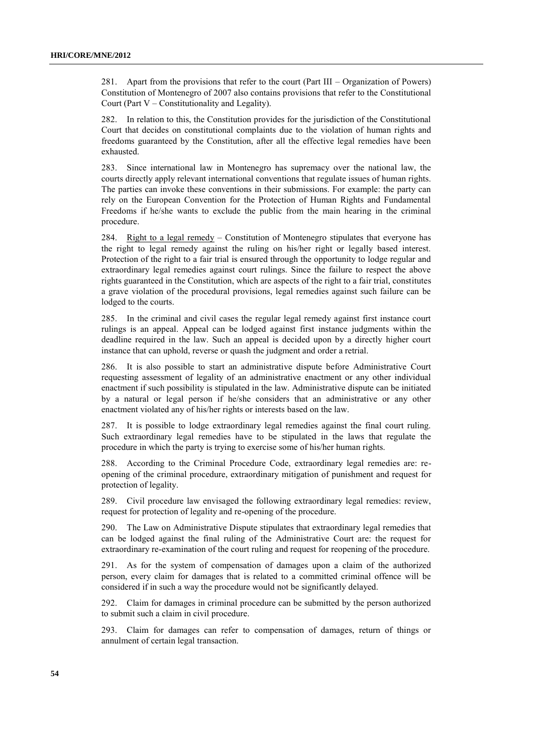281. Apart from the provisions that refer to the court (Part III – Organization of Powers) Constitution of Montenegro of 2007 also contains provisions that refer to the Constitutional Court (Part V – Constitutionality and Legality).

282. In relation to this, the Constitution provides for the jurisdiction of the Constitutional Court that decides on constitutional complaints due to the violation of human rights and freedoms guaranteed by the Constitution, after all the effective legal remedies have been exhausted.

283. Since international law in Montenegro has supremacy over the national law, the courts directly apply relevant international conventions that regulate issues of human rights. The parties can invoke these conventions in their submissions. For example: the party can rely on the European Convention for the Protection of Human Rights and Fundamental Freedoms if he/she wants to exclude the public from the main hearing in the criminal procedure.

284. Right to a legal remedy – Constitution of Montenegro stipulates that everyone has the right to legal remedy against the ruling on his/her right or legally based interest. Protection of the right to a fair trial is ensured through the opportunity to lodge regular and extraordinary legal remedies against court rulings. Since the failure to respect the above rights guaranteed in the Constitution, which are aspects of the right to a fair trial, constitutes a grave violation of the procedural provisions, legal remedies against such failure can be lodged to the courts.

285. In the criminal and civil cases the regular legal remedy against first instance court rulings is an appeal. Appeal can be lodged against first instance judgments within the deadline required in the law. Such an appeal is decided upon by a directly higher court instance that can uphold, reverse or quash the judgment and order a retrial.

286. It is also possible to start an administrative dispute before Administrative Court requesting assessment of legality of an administrative enactment or any other individual enactment if such possibility is stipulated in the law. Administrative dispute can be initiated by a natural or legal person if he/she considers that an administrative or any other enactment violated any of his/her rights or interests based on the law.

287. It is possible to lodge extraordinary legal remedies against the final court ruling. Such extraordinary legal remedies have to be stipulated in the laws that regulate the procedure in which the party is trying to exercise some of his/her human rights.

288. According to the Criminal Procedure Code, extraordinary legal remedies are: re-opening of the criminal procedure, extraordinary mitigation of punishment and request for protection of legality.

289. Civil procedure law envisaged the following extraordinary legal remedies: review, request for protection of legality and re-opening of the procedure.

290. The Law on Administrative Dispute stipulates that extraordinary legal remedies that can be lodged against the final ruling of the Administrative Court are: the request for extraordinary re-examination of the court ruling and request for reopening of the procedure.

291. As for the system of compensation of damages upon a claim of the authorized person, every claim for damages that is related to a committed criminal offence will be considered if in such a way the procedure would not be significantly delayed.

292. Claim for damages in criminal procedure can be submitted by the person authorized to submit such a claim in civil procedure.

293. Claim for damages can refer to compensation of damages, return of things or annulment of certain legal transaction.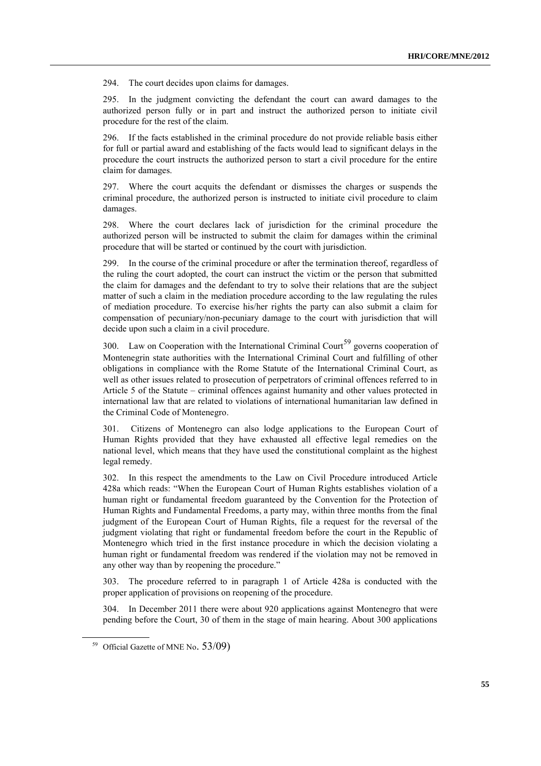294. The court decides upon claims for damages.

295. In the judgment convicting the defendant the court can award damages to the authorized person fully or in part and instruct the authorized person to initiate civil procedure for the rest of the claim.

296. If the facts established in the criminal procedure do not provide reliable basis either for full or partial award and establishing of the facts would lead to significant delays in the procedure the court instructs the authorized person to start a civil procedure for the entire claim for damages.

297. Where the court acquits the defendant or dismisses the charges or suspends the criminal procedure, the authorized person is instructed to initiate civil procedure to claim damages.

298. Where the court declares lack of jurisdiction for the criminal procedure the authorized person will be instructed to submit the claim for damages within the criminal procedure that will be started or continued by the court with jurisdiction.

299. In the course of the criminal procedure or after the termination thereof, regardless of the ruling the court adopted, the court can instruct the victim or the person that submitted the claim for damages and the defendant to try to solve their relations that are the subject matter of such a claim in the mediation procedure according to the law regulating the rules of mediation procedure. To exercise his/her rights the party can also submit a claim for compensation of pecuniary/non-pecuniary damage to the court with jurisdiction that will decide upon such a claim in a civil procedure.

300. Law on Cooperation with the International Criminal Court[59] governs cooperation of Montenegrin state authorities with the International Criminal Court and fulfilling of other obligations in compliance with the Rome Statute of the International Criminal Court, as well as other issues related to prosecution of perpetrators of criminal offences referred to in Article 5 of the Statute – criminal offences against humanity and other values protected in international law that are related to violations of international humanitarian law defined in the Criminal Code of Montenegro.

301. Citizens of Montenegro can also lodge applications to the European Court of Human Rights provided that they have exhausted all effective legal remedies on the national level, which means that they have used the constitutional complaint as the highest legal remedy.

302. In this respect the amendments to the Law on Civil Procedure introduced Article 428a which reads: "When the European Court of Human Rights establishes violation of a human right or fundamental freedom guaranteed by the Convention for the Protection of Human Rights and Fundamental Freedoms, a party may, within three months from the final judgment of the European Court of Human Rights, file a request for the reversal of the judgment violating that right or fundamental freedom before the court in the Republic of Montenegro which tried in the first instance procedure in which the decision violating a human right or fundamental freedom was rendered if the violation may not be removed in any other way than by reopening the procedure."

303. The procedure referred to in paragraph 1 of Article 428a is conducted with the proper application of provisions on reopening of the procedure.

304. In December 2011 there were about 920 applications against Montenegro that were pending before the Court, 30 of them in the stage of main hearing. About 300 applications

[59] Official Gazette of MNE No. 53/09)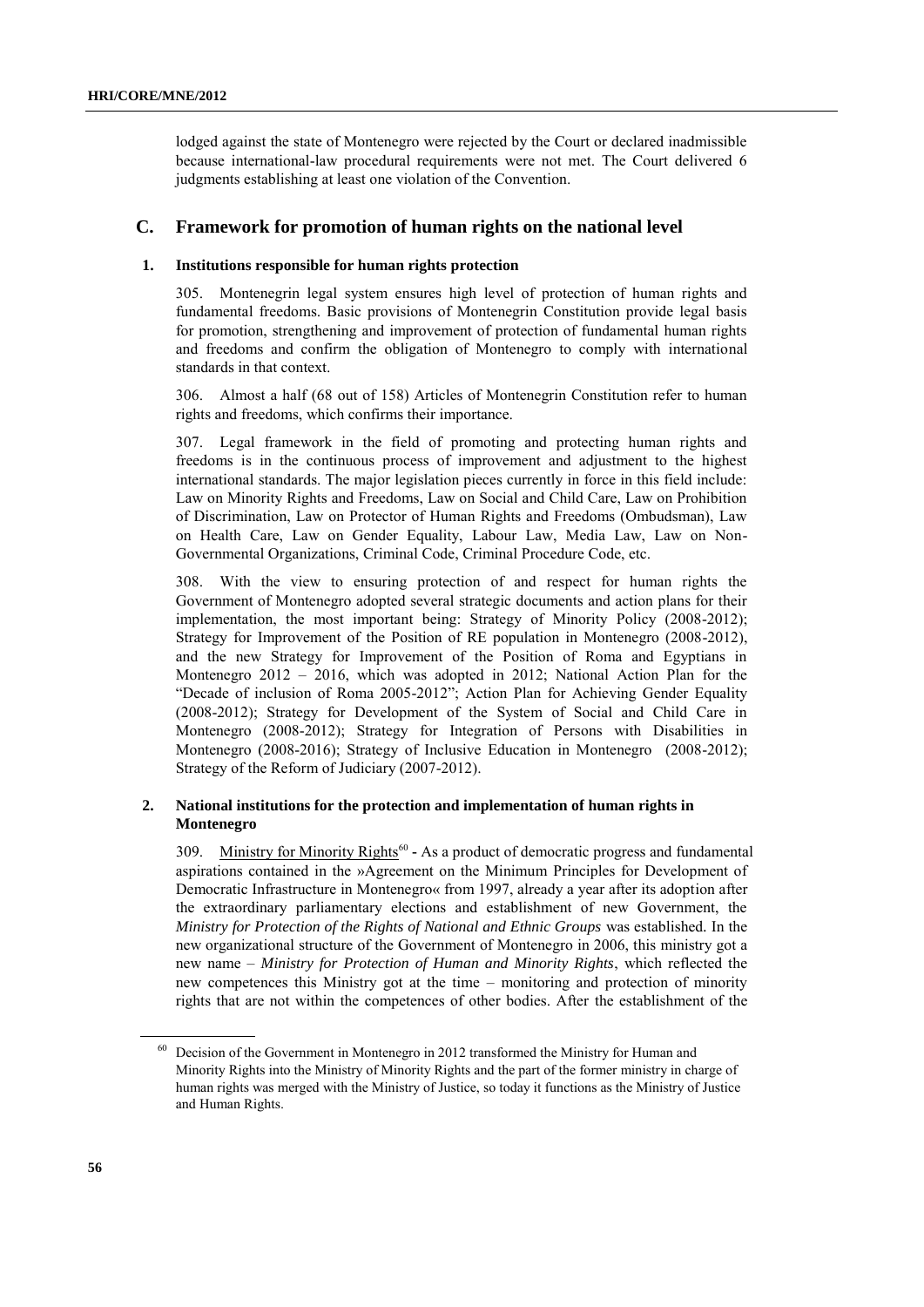lodged against the state of Montenegro were rejected by the Court or declared inadmissible because international-law procedural requirements were not met. The Court delivered 6 judgments establishing at least one violation of the Convention.

## C. Framework for promotion of human rights on the national level

### 1. Institutions responsible for human rights protection

305. Montenegrin legal system ensures high level of protection of human rights and fundamental freedoms. Basic provisions of Montenegrin Constitution provide legal basis for promotion, strengthening and improvement of protection of fundamental human rights and freedoms and confirm the obligation of Montenegro to comply with international standards in that context.

306. Almost a half (68 out of 158) Articles of Montenegrin Constitution refer to human rights and freedoms, which confirms their importance.

307. Legal framework in the field of promoting and protecting human rights and freedoms is in the continuous process of improvement and adjustment to the highest international standards. The major legislation pieces currently in force in this field include: Law on Minority Rights and Freedoms, Law on Social and Child Care, Law on Prohibition of Discrimination, Law on Protector of Human Rights and Freedoms (Ombudsman), Law on Health Care, Law on Gender Equality, Labour Law, Media Law, Law on Non-Governmental Organizations, Criminal Code, Criminal Procedure Code, etc.

308. With the view to ensuring protection of and respect for human rights the Government of Montenegro adopted several strategic documents and action plans for their implementation, the most important being: Strategy of Minority Policy (2008-2012); Strategy for Improvement of the Position of RE population in Montenegro (2008-2012), and the new Strategy for Improvement of the Position of Roma and Egyptians in Montenegro 2012 – 2016, which was adopted in 2012; National Action Plan for the "Decade of inclusion of Roma 2005-2012"; Action Plan for Achieving Gender Equality (2008-2012); Strategy for Development of the System of Social and Child Care in Montenegro (2008-2012); Strategy for Integration of Persons with Disabilities in Montenegro (2008-2016); Strategy of Inclusive Education in Montenegro (2008-2012); Strategy of the Reform of Judiciary (2007-2012).

### 2. National institutions for the protection and implementation of human rights in Montenegro

309. Ministry for Minority Rights[60] - As a product of democratic progress and fundamental aspirations contained in the »Agreement on the Minimum Principles for Development of Democratic Infrastructure in Montenegro« from 1997, already a year after its adoption after the extraordinary parliamentary elections and establishment of new Government, the *Ministry for Protection of the Rights of National and Ethnic Groups* was established. In the new organizational structure of the Government of Montenegro in 2006, this ministry got a new name – *Ministry for Protection of Human and Minority Rights*, which reflected the new competences this Ministry got at the time – monitoring and protection of minority rights that are not within the competences of other bodies. After the establishment of the

[60] Decision of the Government in Montenegro in 2012 transformed the Ministry for Human and Minority Rights into the Ministry of Minority Rights and the part of the former ministry in charge of human rights was merged with the Ministry of Justice, so today it functions as the Ministry of Justice and Human Rights.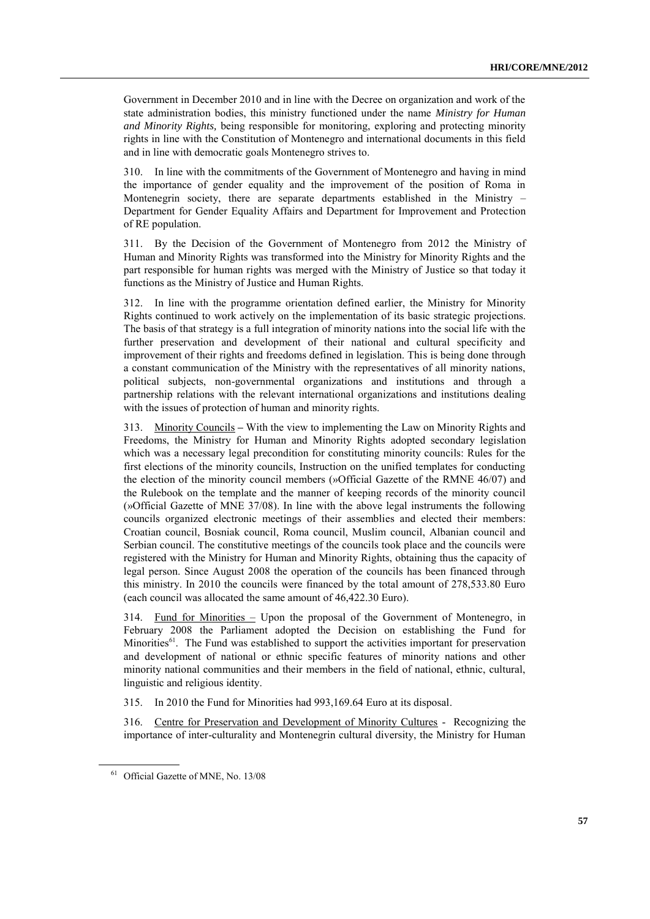Government in December 2010 and in line with the Decree on organization and work of the state administration bodies, this ministry functioned under the name *Ministry for Human and Minority Rights,* being responsible for monitoring, exploring and protecting minority rights in line with the Constitution of Montenegro and international documents in this field and in line with democratic goals Montenegro strives to.

310. In line with the commitments of the Government of Montenegro and having in mind the importance of gender equality and the improvement of the position of Roma in Montenegrin society, there are separate departments established in the Ministry – Department for Gender Equality Affairs and Department for Improvement and Protection of RE population.

311. By the Decision of the Government of Montenegro from 2012 the Ministry of Human and Minority Rights was transformed into the Ministry for Minority Rights and the part responsible for human rights was merged with the Ministry of Justice so that today it functions as the Ministry of Justice and Human Rights.

312. In line with the programme orientation defined earlier, the Ministry for Minority Rights continued to work actively on the implementation of its basic strategic projections. The basis of that strategy is a full integration of minority nations into the social life with the further preservation and development of their national and cultural specificity and improvement of their rights and freedoms defined in legislation. This is being done through a constant communication of the Ministry with the representatives of all minority nations, political subjects, non-governmental organizations and institutions and through a partnership relations with the relevant international organizations and institutions dealing with the issues of protection of human and minority rights.

313. Minority Councils **–** With the view to implementing the Law on Minority Rights and Freedoms, the Ministry for Human and Minority Rights adopted secondary legislation which was a necessary legal precondition for constituting minority councils: Rules for the first elections of the minority councils, Instruction on the unified templates for conducting the election of the minority council members (»Official Gazette of the RMNE 46/07) and the Rulebook on the template and the manner of keeping records of the minority council (»Official Gazette of MNE 37/08). In line with the above legal instruments the following councils organized electronic meetings of their assemblies and elected their members: Croatian council, Bosniak council, Roma council, Muslim council, Albanian council and Serbian council. The constitutive meetings of the councils took place and the councils were registered with the Ministry for Human and Minority Rights, obtaining thus the capacity of legal person. Since August 2008 the operation of the councils has been financed through this ministry. In 2010 the councils were financed by the total amount of 278,533.80 Euro (each council was allocated the same amount of 46,422.30 Euro).

314. Fund for Minorities – Upon the proposal of the Government of Montenegro, in February 2008 the Parliament adopted the Decision on establishing the Fund for Minorities[61]. The Fund was established to support the activities important for preservation and development of national or ethnic specific features of minority nations and other minority national communities and their members in the field of national, ethnic, cultural, linguistic and religious identity.

315. In 2010 the Fund for Minorities had 993,169.64 Euro at its disposal.

316. Centre for Preservation and Development of Minority Cultures - Recognizing the importance of inter-culturality and Montenegrin cultural diversity, the Ministry for Human

[61] Official Gazette of MNE, No. 13/08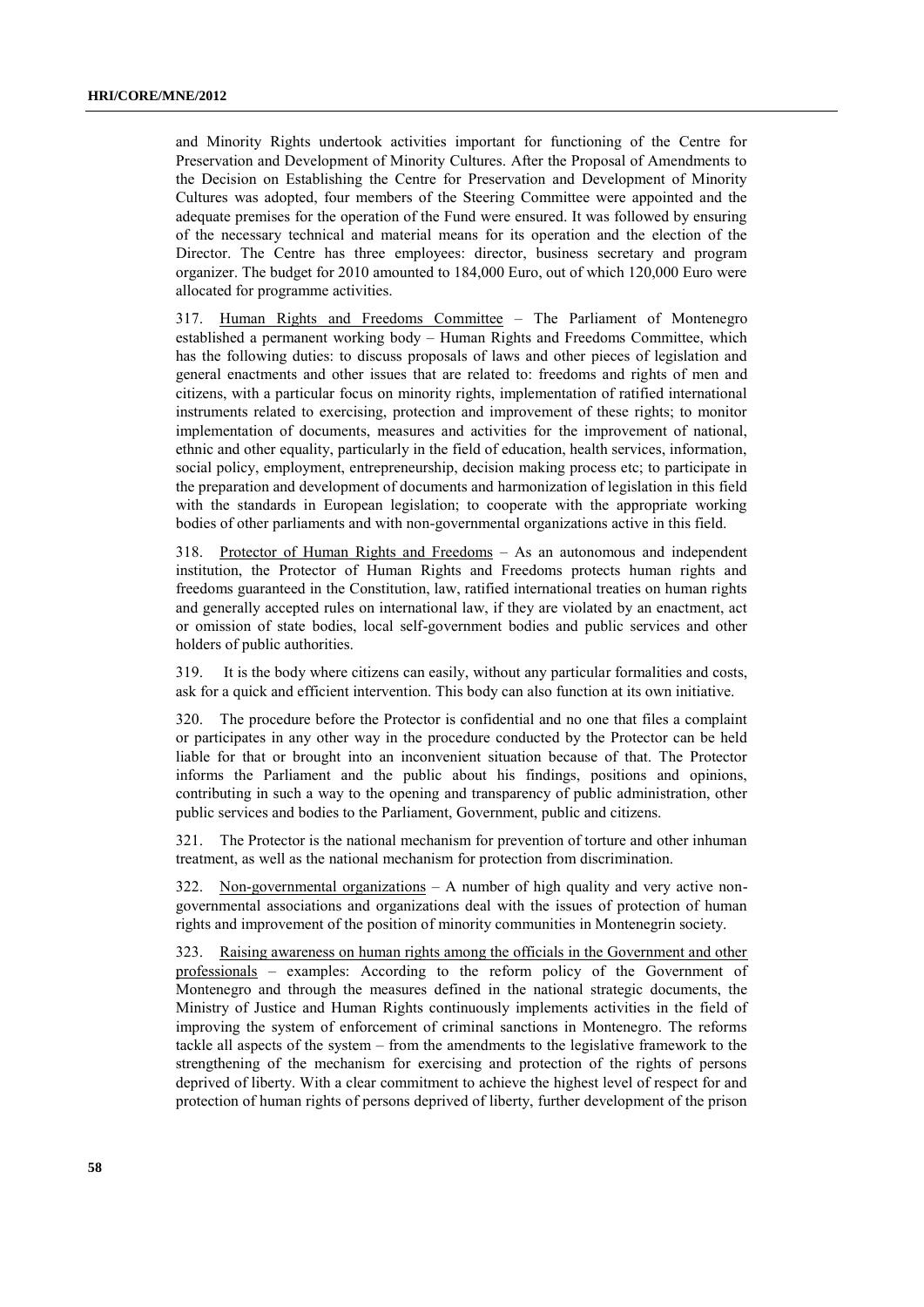and Minority Rights undertook activities important for functioning of the Centre for Preservation and Development of Minority Cultures. After the Proposal of Amendments to the Decision on Establishing the Centre for Preservation and Development of Minority Cultures was adopted, four members of the Steering Committee were appointed and the adequate premises for the operation of the Fund were ensured. It was followed by ensuring of the necessary technical and material means for its operation and the election of the Director. The Centre has three employees: director, business secretary and program organizer. The budget for 2010 amounted to 184,000 Euro, out of which 120,000 Euro were allocated for programme activities.

317. Human Rights and Freedoms Committee – The Parliament of Montenegro established a permanent working body – Human Rights and Freedoms Committee, which has the following duties: to discuss proposals of laws and other pieces of legislation and general enactments and other issues that are related to: freedoms and rights of men and citizens, with a particular focus on minority rights, implementation of ratified international instruments related to exercising, protection and improvement of these rights; to monitor implementation of documents, measures and activities for the improvement of national, ethnic and other equality, particularly in the field of education, health services, information, social policy, employment, entrepreneurship, decision making process etc; to participate in the preparation and development of documents and harmonization of legislation in this field with the standards in European legislation; to cooperate with the appropriate working bodies of other parliaments and with non-governmental organizations active in this field.

318. Protector of Human Rights and Freedoms – As an autonomous and independent institution, the Protector of Human Rights and Freedoms protects human rights and freedoms guaranteed in the Constitution, law, ratified international treaties on human rights and generally accepted rules on international law, if they are violated by an enactment, act or omission of state bodies, local self-government bodies and public services and other holders of public authorities.

319. It is the body where citizens can easily, without any particular formalities and costs, ask for a quick and efficient intervention. This body can also function at its own initiative.

320. The procedure before the Protector is confidential and no one that files a complaint or participates in any other way in the procedure conducted by the Protector can be held liable for that or brought into an inconvenient situation because of that. The Protector informs the Parliament and the public about his findings, positions and opinions, contributing in such a way to the opening and transparency of public administration, other public services and bodies to the Parliament, Government, public and citizens.

321. The Protector is the national mechanism for prevention of torture and other inhuman treatment, as well as the national mechanism for protection from discrimination.

322. Non-governmental organizations – A number of high quality and very active non-governmental associations and organizations deal with the issues of protection of human rights and improvement of the position of minority communities in Montenegrin society.

323. Raising awareness on human rights among the officials in the Government and other professionals – examples: According to the reform policy of the Government of Montenegro and through the measures defined in the national strategic documents, the Ministry of Justice and Human Rights continuously implements activities in the field of improving the system of enforcement of criminal sanctions in Montenegro. The reforms tackle all aspects of the system – from the amendments to the legislative framework to the strengthening of the mechanism for exercising and protection of the rights of persons deprived of liberty. With a clear commitment to achieve the highest level of respect for and protection of human rights of persons deprived of liberty, further development of the prison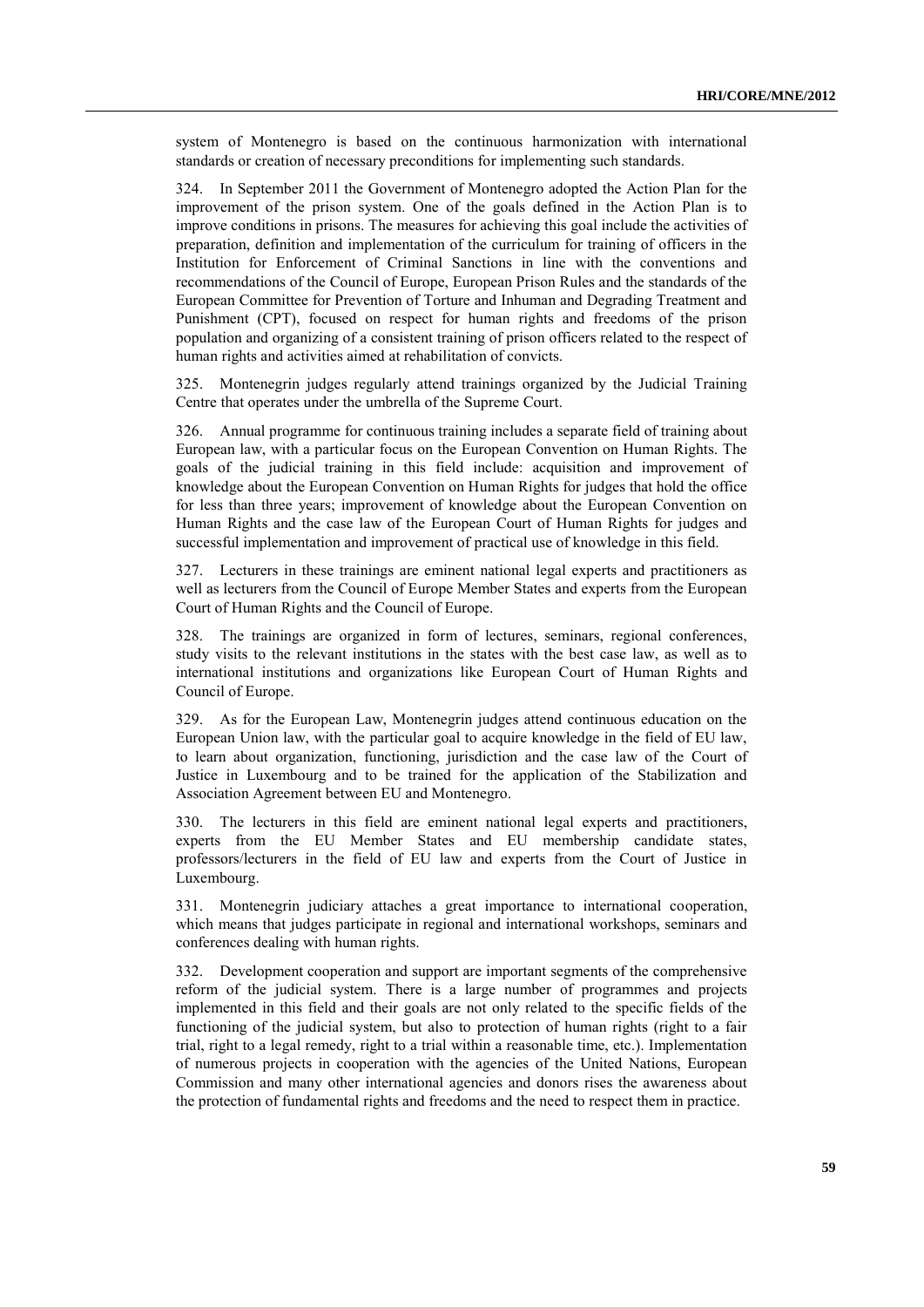system of Montenegro is based on the continuous harmonization with international standards or creation of necessary preconditions for implementing such standards.

324. In September 2011 the Government of Montenegro adopted the Action Plan for the improvement of the prison system. One of the goals defined in the Action Plan is to improve conditions in prisons. The measures for achieving this goal include the activities of preparation, definition and implementation of the curriculum for training of officers in the Institution for Enforcement of Criminal Sanctions in line with the conventions and recommendations of the Council of Europe, European Prison Rules and the standards of the European Committee for Prevention of Torture and Inhuman and Degrading Treatment and Punishment (CPT), focused on respect for human rights and freedoms of the prison population and organizing of a consistent training of prison officers related to the respect of human rights and activities aimed at rehabilitation of convicts.

325. Montenegrin judges regularly attend trainings organized by the Judicial Training Centre that operates under the umbrella of the Supreme Court.

326. Annual programme for continuous training includes a separate field of training about European law, with a particular focus on the European Convention on Human Rights. The goals of the judicial training in this field include: acquisition and improvement of knowledge about the European Convention on Human Rights for judges that hold the office for less than three years; improvement of knowledge about the European Convention on Human Rights and the case law of the European Court of Human Rights for judges and successful implementation and improvement of practical use of knowledge in this field.

327. Lecturers in these trainings are eminent national legal experts and practitioners as well as lecturers from the Council of Europe Member States and experts from the European Court of Human Rights and the Council of Europe.

328. The trainings are organized in form of lectures, seminars, regional conferences, study visits to the relevant institutions in the states with the best case law, as well as to international institutions and organizations like European Court of Human Rights and Council of Europe.

329. As for the European Law, Montenegrin judges attend continuous education on the European Union law, with the particular goal to acquire knowledge in the field of EU law, to learn about organization, functioning, jurisdiction and the case law of the Court of Justice in Luxembourg and to be trained for the application of the Stabilization and Association Agreement between EU and Montenegro.

330. The lecturers in this field are eminent national legal experts and practitioners, experts from the EU Member States and EU membership candidate states, professors/lecturers in the field of EU law and experts from the Court of Justice in Luxembourg.

331. Montenegrin judiciary attaches a great importance to international cooperation, which means that judges participate in regional and international workshops, seminars and conferences dealing with human rights.

332. Development cooperation and support are important segments of the comprehensive reform of the judicial system. There is a large number of programmes and projects implemented in this field and their goals are not only related to the specific fields of the functioning of the judicial system, but also to protection of human rights (right to a fair trial, right to a legal remedy, right to a trial within a reasonable time, etc.). Implementation of numerous projects in cooperation with the agencies of the United Nations, European Commission and many other international agencies and donors rises the awareness about the protection of fundamental rights and freedoms and the need to respect them in practice.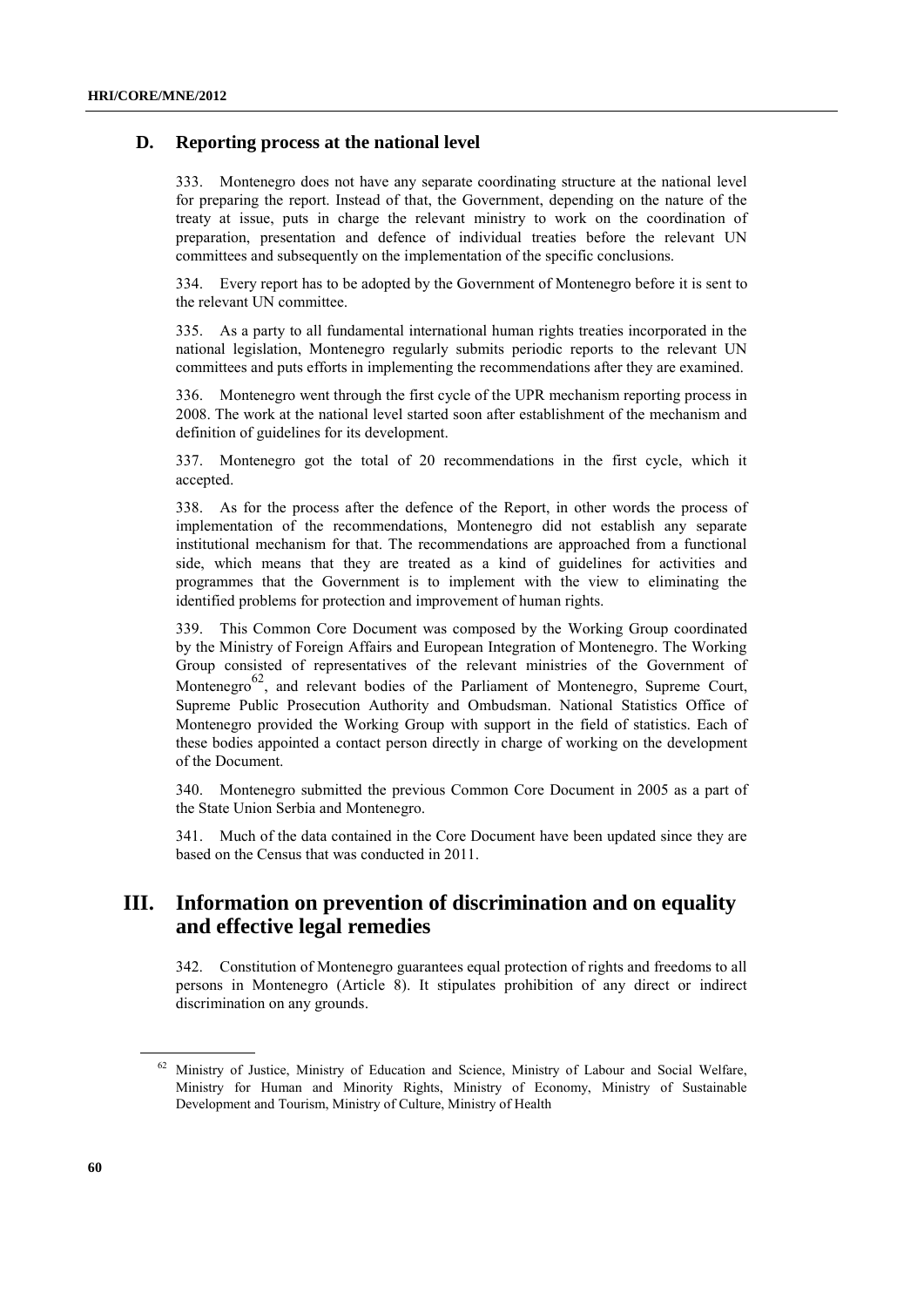### D. Reporting process at the national level

333. Montenegro does not have any separate coordinating structure at the national level for preparing the report. Instead of that, the Government, depending on the nature of the treaty at issue, puts in charge the relevant ministry to work on the coordination of preparation, presentation and defence of individual treaties before the relevant UN committees and subsequently on the implementation of the specific conclusions.

334. Every report has to be adopted by the Government of Montenegro before it is sent to the relevant UN committee.

335. As a party to all fundamental international human rights treaties incorporated in the national legislation, Montenegro regularly submits periodic reports to the relevant UN committees and puts efforts in implementing the recommendations after they are examined.

336. Montenegro went through the first cycle of the UPR mechanism reporting process in 2008. The work at the national level started soon after establishment of the mechanism and definition of guidelines for its development.

337. Montenegro got the total of 20 recommendations in the first cycle, which it accepted.

338. As for the process after the defence of the Report, in other words the process of implementation of the recommendations, Montenegro did not establish any separate institutional mechanism for that. The recommendations are approached from a functional side, which means that they are treated as a kind of guidelines for activities and programmes that the Government is to implement with the view to eliminating the identified problems for protection and improvement of human rights.

339. This Common Core Document was composed by the Working Group coordinated by the Ministry of Foreign Affairs and European Integration of Montenegro. The Working Group consisted of representatives of the relevant ministries of the Government of Montenegro[62], and relevant bodies of the Parliament of Montenegro, Supreme Court, Supreme Public Prosecution Authority and Ombudsman. National Statistics Office of Montenegro provided the Working Group with support in the field of statistics. Each of these bodies appointed a contact person directly in charge of working on the development of the Document.

340. Montenegro submitted the previous Common Core Document in 2005 as a part of the State Union Serbia and Montenegro.

341. Much of the data contained in the Core Document have been updated since they are based on the Census that was conducted in 2011.

## III. Information on prevention of discrimination and on equality and effective legal remedies

342. Constitution of Montenegro guarantees equal protection of rights and freedoms to all persons in Montenegro (Article 8). It stipulates prohibition of any direct or indirect discrimination on any grounds.

---

[62] Ministry of Justice, Ministry of Education and Science, Ministry of Labour and Social Welfare, Ministry for Human and Minority Rights, Ministry of Economy, Ministry of Sustainable Development and Tourism, Ministry of Culture, Ministry of Health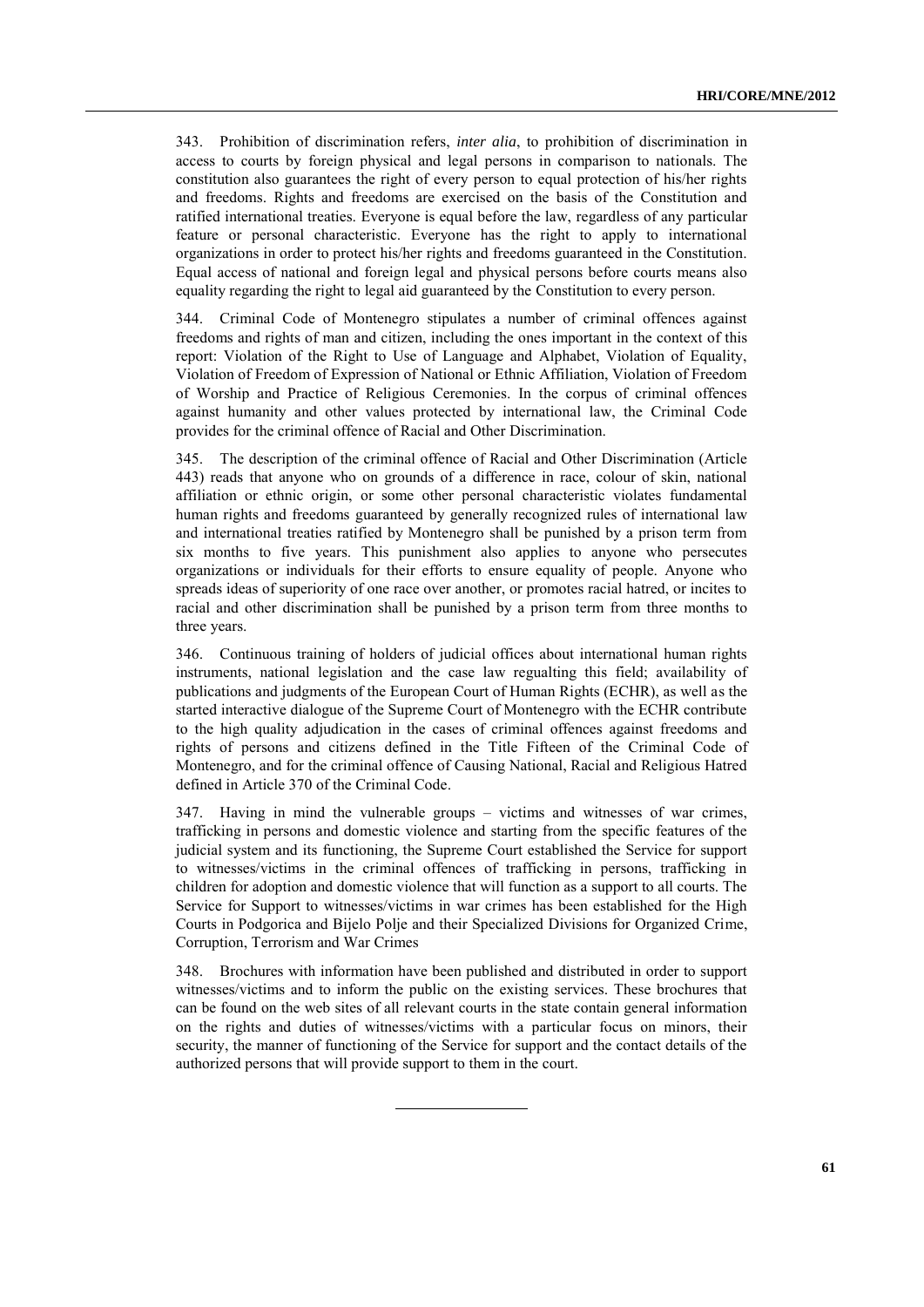343. Prohibition of discrimination refers, *inter alia*, to prohibition of discrimination in access to courts by foreign physical and legal persons in comparison to nationals. The constitution also guarantees the right of every person to equal protection of his/her rights and freedoms. Rights and freedoms are exercised on the basis of the Constitution and ratified international treaties. Everyone is equal before the law, regardless of any particular feature or personal characteristic. Everyone has the right to apply to international organizations in order to protect his/her rights and freedoms guaranteed in the Constitution. Equal access of national and foreign legal and physical persons before courts means also equality regarding the right to legal aid guaranteed by the Constitution to every person.

344. Criminal Code of Montenegro stipulates a number of criminal offences against freedoms and rights of man and citizen, including the ones important in the context of this report: Violation of the Right to Use of Language and Alphabet, Violation of Equality, Violation of Freedom of Expression of National or Ethnic Affiliation, Violation of Freedom of Worship and Practice of Religious Ceremonies. In the corpus of criminal offences against humanity and other values protected by international law, the Criminal Code provides for the criminal offence of Racial and Other Discrimination.

345. The description of the criminal offence of Racial and Other Discrimination (Article 443) reads that anyone who on grounds of a difference in race, colour of skin, national affiliation or ethnic origin, or some other personal characteristic violates fundamental human rights and freedoms guaranteed by generally recognized rules of international law and international treaties ratified by Montenegro shall be punished by a prison term from six months to five years. This punishment also applies to anyone who persecutes organizations or individuals for their efforts to ensure equality of people. Anyone who spreads ideas of superiority of one race over another, or promotes racial hatred, or incites to racial and other discrimination shall be punished by a prison term from three months to three years.

346. Continuous training of holders of judicial offices about international human rights instruments, national legislation and the case law regualting this field; availability of publications and judgments of the European Court of Human Rights (ECHR), as well as the started interactive dialogue of the Supreme Court of Montenegro with the ECHR contribute to the high quality adjudication in the cases of criminal offences against freedoms and rights of persons and citizens defined in the Title Fifteen of the Criminal Code of Montenegro, and for the criminal offence of Causing National, Racial and Religious Hatred defined in Article 370 of the Criminal Code.

347. Having in mind the vulnerable groups – victims and witnesses of war crimes, trafficking in persons and domestic violence and starting from the specific features of the judicial system and its functioning, the Supreme Court established the Service for support to witnesses/victims in the criminal offences of trafficking in persons, trafficking in children for adoption and domestic violence that will function as a support to all courts. The Service for Support to witnesses/victims in war crimes has been established for the High Courts in Podgorica and Bijelo Polje and their Specialized Divisions for Organized Crime, Corruption, Terrorism and War Crimes

348. Brochures with information have been published and distributed in order to support witnesses/victims and to inform the public on the existing services. These brochures that can be found on the web sites of all relevant courts in the state contain general information on the rights and duties of witnesses/victims with a particular focus on minors, their security, the manner of functioning of the Service for support and the contact details of the authorized persons that will provide support to them in the court.